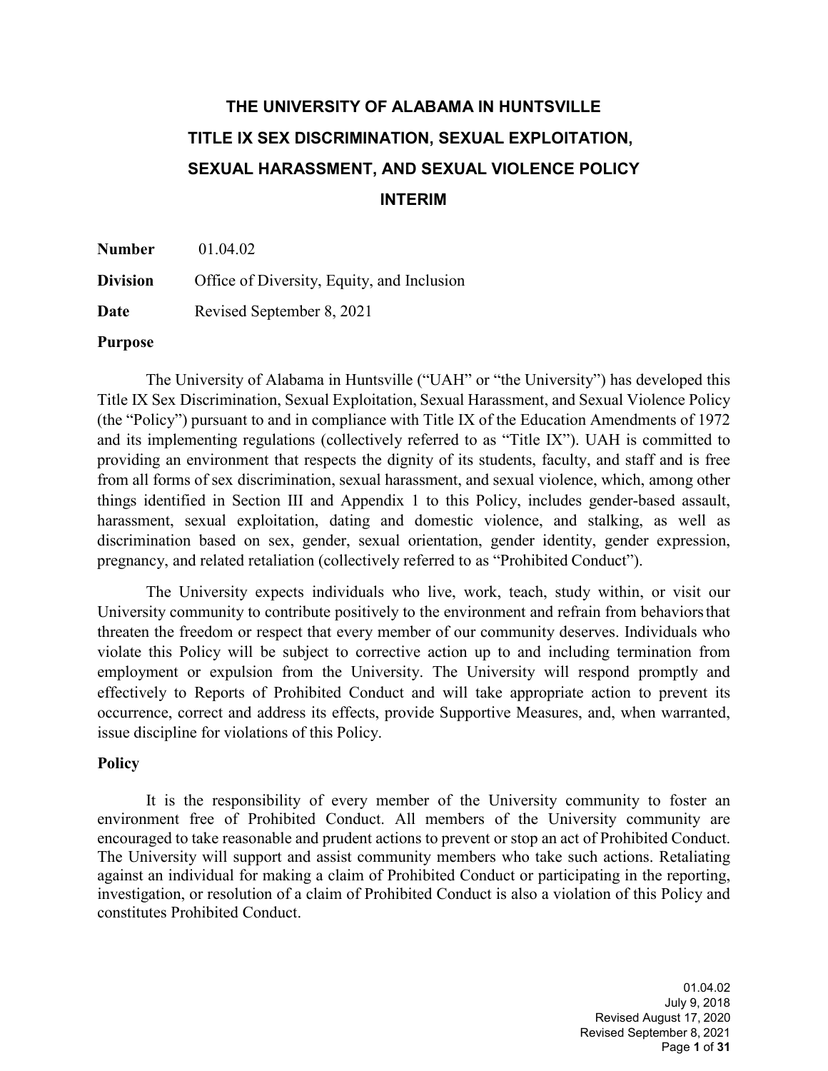# THE UNIVERSITY OF ALABAMA IN HUNTSVILLE TITLE IX SEX DISCRIMINATION, SEXUAL EXPLOITATION, SEXUAL HARASSMENT, AND SEXUAL VIOLENCE POLICY INTERIM

**Number** 01.04.02

**Division** Office of Diversity, Equity, and Inclusion

**Date** Revised September 8, 2021

**Purpose**

The University of Alabama in Huntsville ("UAH" or "the University") has developed this Title IX Sex Discrimination, Sexual Exploitation, Sexual Harassment, and Sexual Violence Policy (the "Policy") pursuant to and in compliance with Title IX of the Education Amendments of 1972 and its implementing regulations (collectively referred to as "Title IX"). UAH is committed to providing an environment that respects the dignity of its students, faculty, and staff and is free from all forms of sex discrimination, sexual harassment, and sexual violence, which, among other things identified in Section III and Appendix 1 to this Policy, includes gender-based assault, harassment, sexual exploitation, dating and domestic violence, and stalking, as well as discrimination based on sex, gender, sexual orientation, gender identity, gender expression, pregnancy, and related retaliation (collectively referred to as "Prohibited Conduct").

The University expects individuals who live, work, teach, study within, or visit our University community to contribute positively to the environment and refrain from behaviors that threaten the freedom or respect that every member of our community deserves. Individuals who violate this Policy will be subject to corrective action up to and including termination from employment or expulsion from the University. The University will respond promptly and effectively to Reports of Prohibited Conduct and will take appropriate action to prevent its occurrence, correct and address its effects, provide Supportive Measures, and, when warranted, issue discipline for violations of this Policy.

**Policy**

It is the responsibility of every member of the University community to foster an environment free of Prohibited Conduct. All members of the University community are encouraged to take reasonable and prudent actions to prevent or stop an act of Prohibited Conduct. The University will support and assist community members who take such actions. Retaliating against an individual for making a claim of Prohibited Conduct or participating in the reporting, investigation, or resolution of a claim of Prohibited Conduct is also a violation of this Policy and constitutes Prohibited Conduct.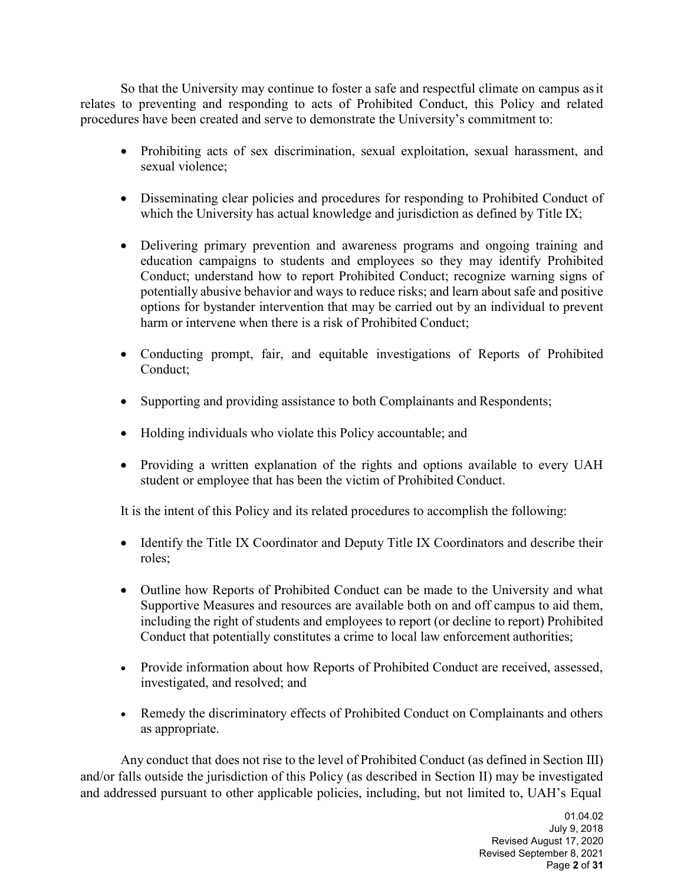So that the University may continue to foster a safe and respectful climate on campus as it relates to preventing and responding to acts of Prohibited Conduct, this Policy and related procedures have been created and serve to demonstrate the University's commitment to:

- Prohibiting acts of sex discrimination, sexual exploitation, sexual harassment, and sexual violence;
- Disseminating clear policies and procedures for responding to Prohibited Conduct of which the University has actual knowledge and jurisdiction as defined by Title IX;
- Delivering primary prevention and awareness programs and ongoing training and education campaigns to students and employees so they may identify Prohibited Conduct; understand how to report Prohibited Conduct; recognize warning signs of potentially abusive behavior and ways to reduce risks; and learn about safe and positive options for bystander intervention that may be carried out by an individual to prevent harm or intervene when there is a risk of Prohibited Conduct;
- Conducting prompt, fair, and equitable investigations of Reports of Prohibited Conduct;
- Supporting and providing assistance to both Complainants and Respondents;
- Holding individuals who violate this Policy accountable; and
- Providing a written explanation of the rights and options available to every UAH student or employee that has been the victim of Prohibited Conduct.

It is the intent of this Policy and its related procedures to accomplish the following:

- Identify the Title IX Coordinator and Deputy Title IX Coordinators and describe their roles;
- Outline how Reports of Prohibited Conduct can be made to the University and what Supportive Measures and resources are available both on and off campus to aid them, including the right of students and employees to report (or decline to report) Prohibited Conduct that potentially constitutes a crime to local law enforcement authorities;
- Provide information about how Reports of Prohibited Conduct are received, assessed, investigated, and resolved; and
- Remedy the discriminatory effects of Prohibited Conduct on Complainants and others as appropriate.

Any conduct that does not rise to the level of Prohibited Conduct (as defined in Section III) and/or falls outside the jurisdiction of this Policy (as described in Section II) may be investigated and addressed pursuant to other applicable policies, including, but not limited to, UAH's Equal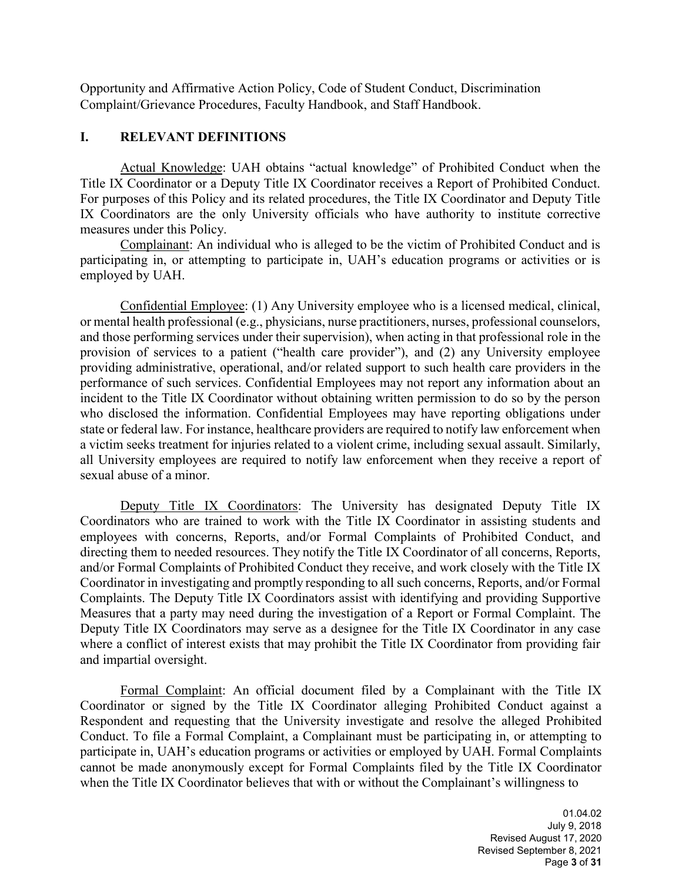Opportunity and Affirmative Action Policy, Code of Student Conduct, Discrimination Complaint/Grievance Procedures, Faculty Handbook, and Staff Handbook.

## I. RELEVANT DEFINITIONS

Actual Knowledge: UAH obtains "actual knowledge" of Prohibited Conduct when the Title IX Coordinator or a Deputy Title IX Coordinator receives a Report of Prohibited Conduct. For purposes of this Policy and its related procedures, the Title IX Coordinator and Deputy Title IX Coordinators are the only University officials who have authority to institute corrective measures under this Policy.

Complainant: An individual who is alleged to be the victim of Prohibited Conduct and is participating in, or attempting to participate in, UAH's education programs or activities or is employed by UAH.

Confidential Employee: (1) Any University employee who is a licensed medical, clinical, or mental health professional (e.g., physicians, nurse practitioners, nurses, professional counselors, and those performing services under their supervision), when acting in that professional role in the provision of services to a patient ("health care provider"), and (2) any University employee providing administrative, operational, and/or related support to such health care providers in the performance of such services. Confidential Employees may not report any information about an incident to the Title IX Coordinator without obtaining written permission to do so by the person who disclosed the information. Confidential Employees may have reporting obligations under state or federal law. For instance, healthcare providers are required to notify law enforcement when a victim seeks treatment for injuries related to a violent crime, including sexual assault. Similarly, all University employees are required to notify law enforcement when they receive a report of sexual abuse of a minor.

Deputy Title IX Coordinators: The University has designated Deputy Title IX Coordinators who are trained to work with the Title IX Coordinator in assisting students and employees with concerns, Reports, and/or Formal Complaints of Prohibited Conduct, and directing them to needed resources. They notify the Title IX Coordinator of all concerns, Reports, and/or Formal Complaints of Prohibited Conduct they receive, and work closely with the Title IX Coordinator in investigating and promptly responding to all such concerns, Reports, and/or Formal Complaints. The Deputy Title IX Coordinators assist with identifying and providing Supportive Measures that a party may need during the investigation of a Report or Formal Complaint. The Deputy Title IX Coordinators may serve as a designee for the Title IX Coordinator in any case where a conflict of interest exists that may prohibit the Title IX Coordinator from providing fair and impartial oversight.

Formal Complaint: An official document filed by a Complainant with the Title IX Coordinator or signed by the Title IX Coordinator alleging Prohibited Conduct against a Respondent and requesting that the University investigate and resolve the alleged Prohibited Conduct. To file a Formal Complaint, a Complainant must be participating in, or attempting to participate in, UAH's education programs or activities or employed by UAH. Formal Complaints cannot be made anonymously except for Formal Complaints filed by the Title IX Coordinator when the Title IX Coordinator believes that with or without the Complainant's willingness to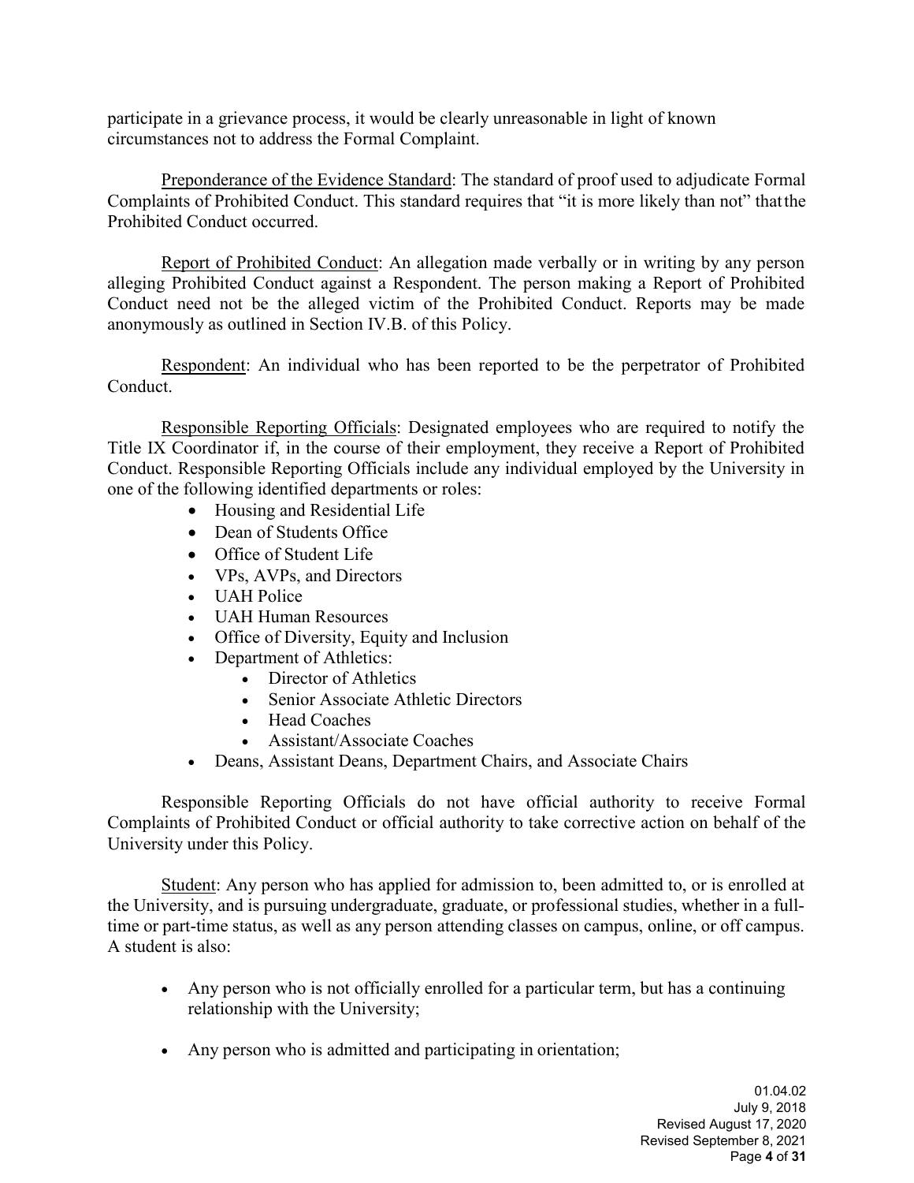participate in a grievance process, it would be clearly unreasonable in light of known circumstances not to address the Formal Complaint.

Preponderance of the Evidence Standard: The standard of proof used to adjudicate Formal Complaints of Prohibited Conduct. This standard requires that "it is more likely than not" that the Prohibited Conduct occurred.

Report of Prohibited Conduct: An allegation made verbally or in writing by any person alleging Prohibited Conduct against a Respondent. The person making a Report of Prohibited Conduct need not be the alleged victim of the Prohibited Conduct. Reports may be made anonymously as outlined in Section IV.B. of this Policy.

Respondent: An individual who has been reported to be the perpetrator of Prohibited Conduct.

Responsible Reporting Officials: Designated employees who are required to notify the Title IX Coordinator if, in the course of their employment, they receive a Report of Prohibited Conduct. Responsible Reporting Officials include any individual employed by the University in one of the following identified departments or roles:

- Housing and Residential Life
- Dean of Students Office
- Office of Student Life
- VPs, AVPs, and Directors
- UAH Police
- UAH Human Resources
- Office of Diversity, Equity and Inclusion
- Department of Athletics:
  - Director of Athletics
  - Senior Associate Athletic Directors
  - Head Coaches
  - Assistant/Associate Coaches
- Deans, Assistant Deans, Department Chairs, and Associate Chairs

Responsible Reporting Officials do not have official authority to receive Formal Complaints of Prohibited Conduct or official authority to take corrective action on behalf of the University under this Policy.

Student: Any person who has applied for admission to, been admitted to, or is enrolled at the University, and is pursuing undergraduate, graduate, or professional studies, whether in a full-time or part-time status, as well as any person attending classes on campus, online, or off campus. A student is also:

- Any person who is not officially enrolled for a particular term, but has a continuing relationship with the University;

- Any person who is admitted and participating in orientation;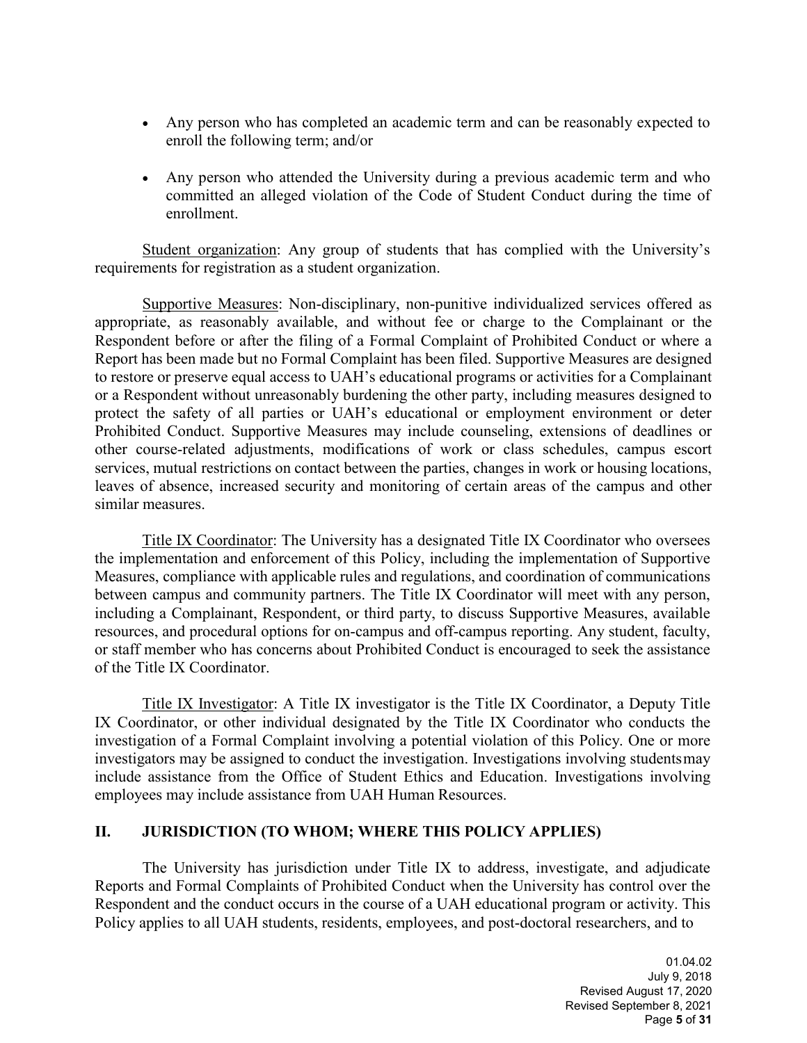- Any person who has completed an academic term and can be reasonably expected to enroll the following term; and/or

- Any person who attended the University during a previous academic term and who committed an alleged violation of the Code of Student Conduct during the time of enrollment.

Student organization: Any group of students that has complied with the University's requirements for registration as a student organization.

Supportive Measures: Non-disciplinary, non-punitive individualized services offered as appropriate, as reasonably available, and without fee or charge to the Complainant or the Respondent before or after the filing of a Formal Complaint of Prohibited Conduct or where a Report has been made but no Formal Complaint has been filed. Supportive Measures are designed to restore or preserve equal access to UAH's educational programs or activities for a Complainant or a Respondent without unreasonably burdening the other party, including measures designed to protect the safety of all parties or UAH's educational or employment environment or deter Prohibited Conduct. Supportive Measures may include counseling, extensions of deadlines or other course-related adjustments, modifications of work or class schedules, campus escort services, mutual restrictions on contact between the parties, changes in work or housing locations, leaves of absence, increased security and monitoring of certain areas of the campus and other similar measures.

Title IX Coordinator: The University has a designated Title IX Coordinator who oversees the implementation and enforcement of this Policy, including the implementation of Supportive Measures, compliance with applicable rules and regulations, and coordination of communications between campus and community partners. The Title IX Coordinator will meet with any person, including a Complainant, Respondent, or third party, to discuss Supportive Measures, available resources, and procedural options for on-campus and off-campus reporting. Any student, faculty, or staff member who has concerns about Prohibited Conduct is encouraged to seek the assistance of the Title IX Coordinator.

Title IX Investigator: A Title IX investigator is the Title IX Coordinator, a Deputy Title IX Coordinator, or other individual designated by the Title IX Coordinator who conducts the investigation of a Formal Complaint involving a potential violation of this Policy. One or more investigators may be assigned to conduct the investigation. Investigations involving students may include assistance from the Office of Student Ethics and Education. Investigations involving employees may include assistance from UAH Human Resources.

## II. JURISDICTION (TO WHOM; WHERE THIS POLICY APPLIES)

The University has jurisdiction under Title IX to address, investigate, and adjudicate Reports and Formal Complaints of Prohibited Conduct when the University has control over the Respondent and the conduct occurs in the course of a UAH educational program or activity. This Policy applies to all UAH students, residents, employees, and post-doctoral researchers, and to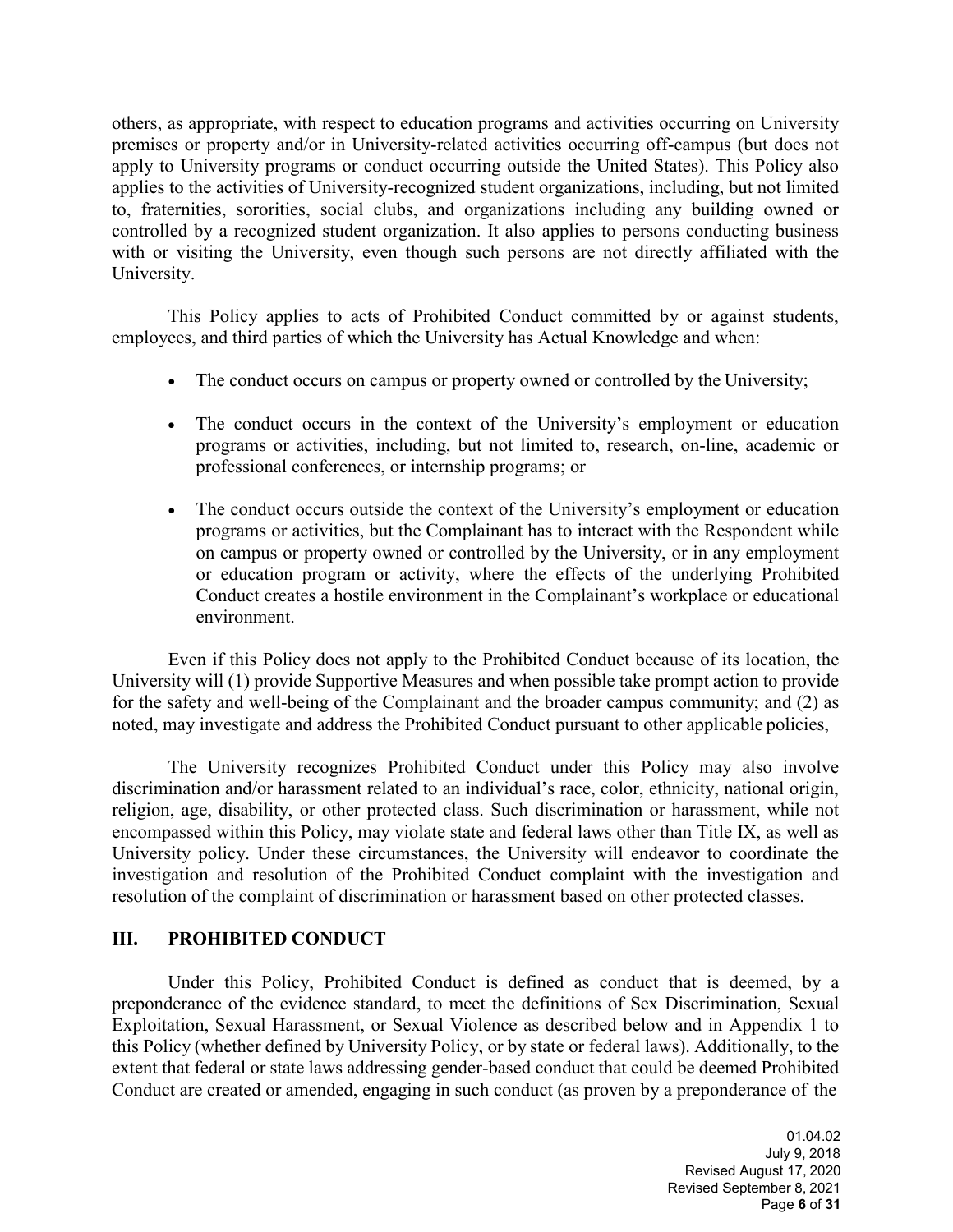others, as appropriate, with respect to education programs and activities occurring on University premises or property and/or in University-related activities occurring off-campus (but does not apply to University programs or conduct occurring outside the United States). This Policy also applies to the activities of University-recognized student organizations, including, but not limited to, fraternities, sororities, social clubs, and organizations including any building owned or controlled by a recognized student organization. It also applies to persons conducting business with or visiting the University, even though such persons are not directly affiliated with the University.

This Policy applies to acts of Prohibited Conduct committed by or against students, employees, and third parties of which the University has Actual Knowledge and when:

- The conduct occurs on campus or property owned or controlled by the University;
- The conduct occurs in the context of the University's employment or education programs or activities, including, but not limited to, research, on-line, academic or professional conferences, or internship programs; or
- The conduct occurs outside the context of the University's employment or education programs or activities, but the Complainant has to interact with the Respondent while on campus or property owned or controlled by the University, or in any employment or education program or activity, where the effects of the underlying Prohibited Conduct creates a hostile environment in the Complainant's workplace or educational environment.

Even if this Policy does not apply to the Prohibited Conduct because of its location, the University will (1) provide Supportive Measures and when possible take prompt action to provide for the safety and well-being of the Complainant and the broader campus community; and (2) as noted, may investigate and address the Prohibited Conduct pursuant to other applicable policies,

The University recognizes Prohibited Conduct under this Policy may also involve discrimination and/or harassment related to an individual's race, color, ethnicity, national origin, religion, age, disability, or other protected class. Such discrimination or harassment, while not encompassed within this Policy, may violate state and federal laws other than Title IX, as well as University policy. Under these circumstances, the University will endeavor to coordinate the investigation and resolution of the Prohibited Conduct complaint with the investigation and resolution of the complaint of discrimination or harassment based on other protected classes.

## III. PROHIBITED CONDUCT

Under this Policy, Prohibited Conduct is defined as conduct that is deemed, by a preponderance of the evidence standard, to meet the definitions of Sex Discrimination, Sexual Exploitation, Sexual Harassment, or Sexual Violence as described below and in Appendix 1 to this Policy (whether defined by University Policy, or by state or federal laws). Additionally, to the extent that federal or state laws addressing gender-based conduct that could be deemed Prohibited Conduct are created or amended, engaging in such conduct (as proven by a preponderance of the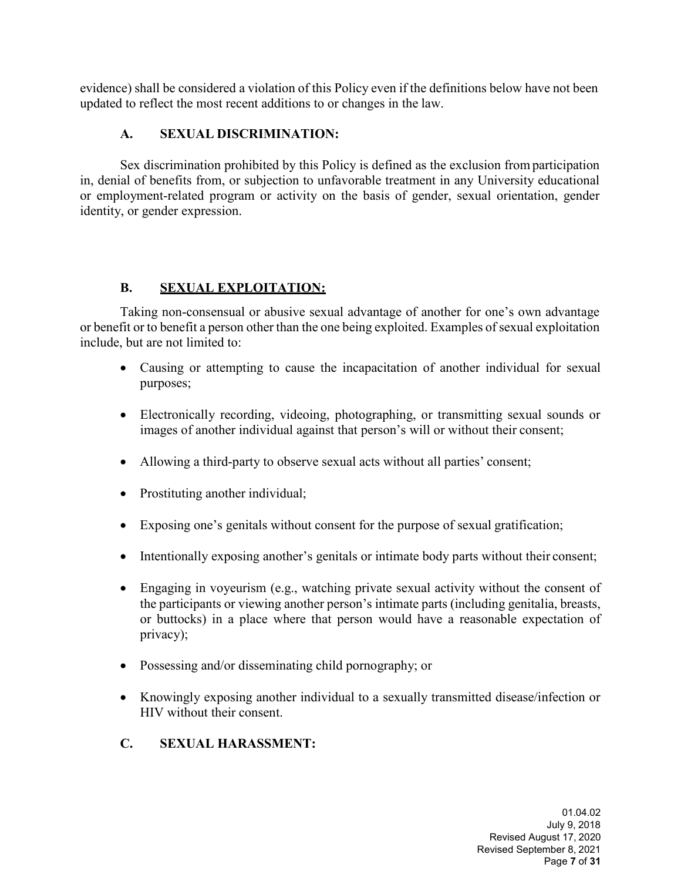evidence) shall be considered a violation of this Policy even if the definitions below have not been updated to reflect the most recent additions to or changes in the law.

### A. SEXUAL DISCRIMINATION:

Sex discrimination prohibited by this Policy is defined as the exclusion from participation in, denial of benefits from, or subjection to unfavorable treatment in any University educational or employment-related program or activity on the basis of gender, sexual orientation, gender identity, or gender expression.

### B. SEXUAL EXPLOITATION:

Taking non-consensual or abusive sexual advantage of another for one's own advantage or benefit or to benefit a person other than the one being exploited. Examples of sexual exploitation include, but are not limited to:

- Causing or attempting to cause the incapacitation of another individual for sexual purposes;
- Electronically recording, videoing, photographing, or transmitting sexual sounds or images of another individual against that person's will or without their consent;
- Allowing a third-party to observe sexual acts without all parties' consent;
- Prostituting another individual;
- Exposing one's genitals without consent for the purpose of sexual gratification;
- Intentionally exposing another's genitals or intimate body parts without their consent;
- Engaging in voyeurism (e.g., watching private sexual activity without the consent of the participants or viewing another person's intimate parts (including genitalia, breasts, or buttocks) in a place where that person would have a reasonable expectation of privacy);
- Possessing and/or disseminating child pornography; or
- Knowingly exposing another individual to a sexually transmitted disease/infection or HIV without their consent.

### C. SEXUAL HARASSMENT: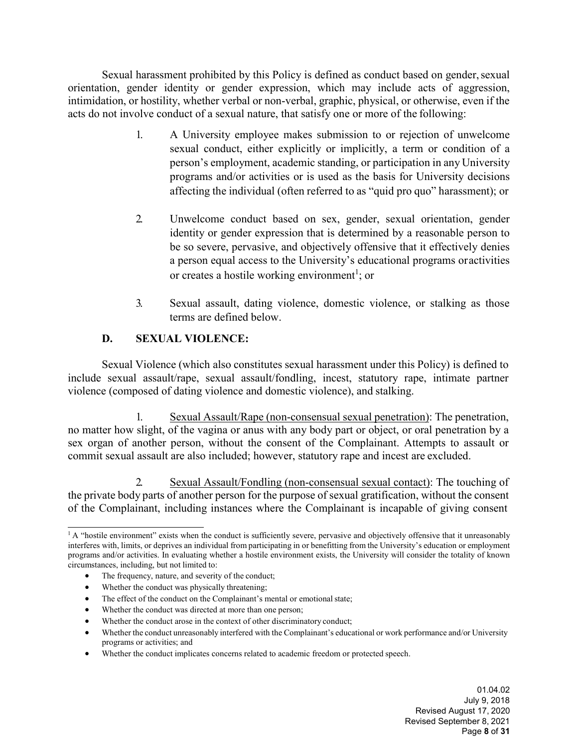Sexual harassment prohibited by this Policy is defined as conduct based on gender, sexual orientation, gender identity or gender expression, which may include acts of aggression, intimidation, or hostility, whether verbal or non-verbal, graphic, physical, or otherwise, even if the acts do not involve conduct of a sexual nature, that satisfy one or more of the following:

1. A University employee makes submission to or rejection of unwelcome sexual conduct, either explicitly or implicitly, a term or condition of a person's employment, academic standing, or participation in any University programs and/or activities or is used as the basis for University decisions affecting the individual (often referred to as "quid pro quo" harassment); or

2. Unwelcome conduct based on sex, gender, sexual orientation, gender identity or gender expression that is determined by a reasonable person to be so severe, pervasive, and objectively offensive that it effectively denies a person equal access to the University's educational programs or activities or creates a hostile working environment[1]; or

3. Sexual assault, dating violence, domestic violence, or stalking as those terms are defined below.

## D. SEXUAL VIOLENCE:

Sexual Violence (which also constitutes sexual harassment under this Policy) is defined to include sexual assault/rape, sexual assault/fondling, incest, statutory rape, intimate partner violence (composed of dating violence and domestic violence), and stalking.

1. Sexual Assault/Rape (non-consensual sexual penetration): The penetration, no matter how slight, of the vagina or anus with any body part or object, or oral penetration by a sex organ of another person, without the consent of the Complainant. Attempts to assault or commit sexual assault are also included; however, statutory rape and incest are excluded.

2. Sexual Assault/Fondling (non-consensual sexual contact): The touching of the private body parts of another person for the purpose of sexual gratification, without the consent of the Complainant, including instances where the Complainant is incapable of giving consent

---

[1] A "hostile environment" exists when the conduct is sufficiently severe, pervasive and objectively offensive that it unreasonably interferes with, limits, or deprives an individual from participating in or benefitting from the University's education or employment programs and/or activities. In evaluating whether a hostile environment exists, the University will consider the totality of known circumstances, including, but not limited to:

- The frequency, nature, and severity of the conduct;
- Whether the conduct was physically threatening;
- The effect of the conduct on the Complainant's mental or emotional state;
- Whether the conduct was directed at more than one person;
- Whether the conduct arose in the context of other discriminatory conduct;
- Whether the conduct unreasonably interfered with the Complainant's educational or work performance and/or University programs or activities; and
- Whether the conduct implicates concerns related to academic freedom or protected speech.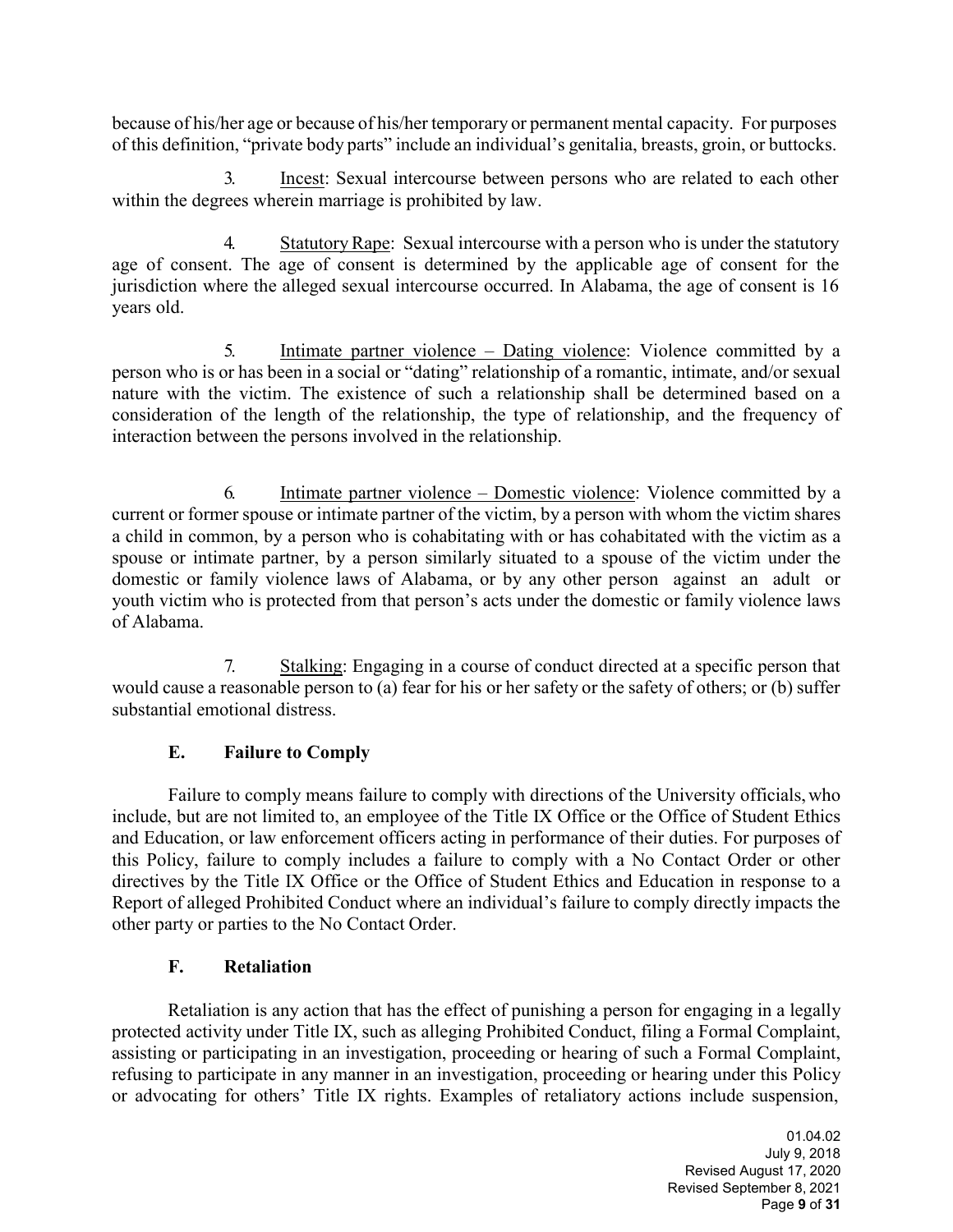because of his/her age or because of his/her temporary or permanent mental capacity. For purposes of this definition, "private body parts" include an individual's genitalia, breasts, groin, or buttocks.

3. Incest: Sexual intercourse between persons who are related to each other within the degrees wherein marriage is prohibited by law.

4. Statutory Rape: Sexual intercourse with a person who is under the statutory age of consent. The age of consent is determined by the applicable age of consent for the jurisdiction where the alleged sexual intercourse occurred. In Alabama, the age of consent is 16 years old.

5. Intimate partner violence – Dating violence: Violence committed by a person who is or has been in a social or "dating" relationship of a romantic, intimate, and/or sexual nature with the victim. The existence of such a relationship shall be determined based on a consideration of the length of the relationship, the type of relationship, and the frequency of interaction between the persons involved in the relationship.

6. Intimate partner violence – Domestic violence: Violence committed by a current or former spouse or intimate partner of the victim, by a person with whom the victim shares a child in common, by a person who is cohabitating with or has cohabitated with the victim as a spouse or intimate partner, by a person similarly situated to a spouse of the victim under the domestic or family violence laws of Alabama, or by any other person against an adult or youth victim who is protected from that person's acts under the domestic or family violence laws of Alabama.

7. Stalking: Engaging in a course of conduct directed at a specific person that would cause a reasonable person to (a) fear for his or her safety or the safety of others; or (b) suffer substantial emotional distress.

### E. Failure to Comply

Failure to comply means failure to comply with directions of the University officials, who include, but are not limited to, an employee of the Title IX Office or the Office of Student Ethics and Education, or law enforcement officers acting in performance of their duties. For purposes of this Policy, failure to comply includes a failure to comply with a No Contact Order or other directives by the Title IX Office or the Office of Student Ethics and Education in response to a Report of alleged Prohibited Conduct where an individual's failure to comply directly impacts the other party or parties to the No Contact Order.

### F. Retaliation

Retaliation is any action that has the effect of punishing a person for engaging in a legally protected activity under Title IX, such as alleging Prohibited Conduct, filing a Formal Complaint, assisting or participating in an investigation, proceeding or hearing of such a Formal Complaint, refusing to participate in any manner in an investigation, proceeding or hearing under this Policy or advocating for others' Title IX rights. Examples of retaliatory actions include suspension,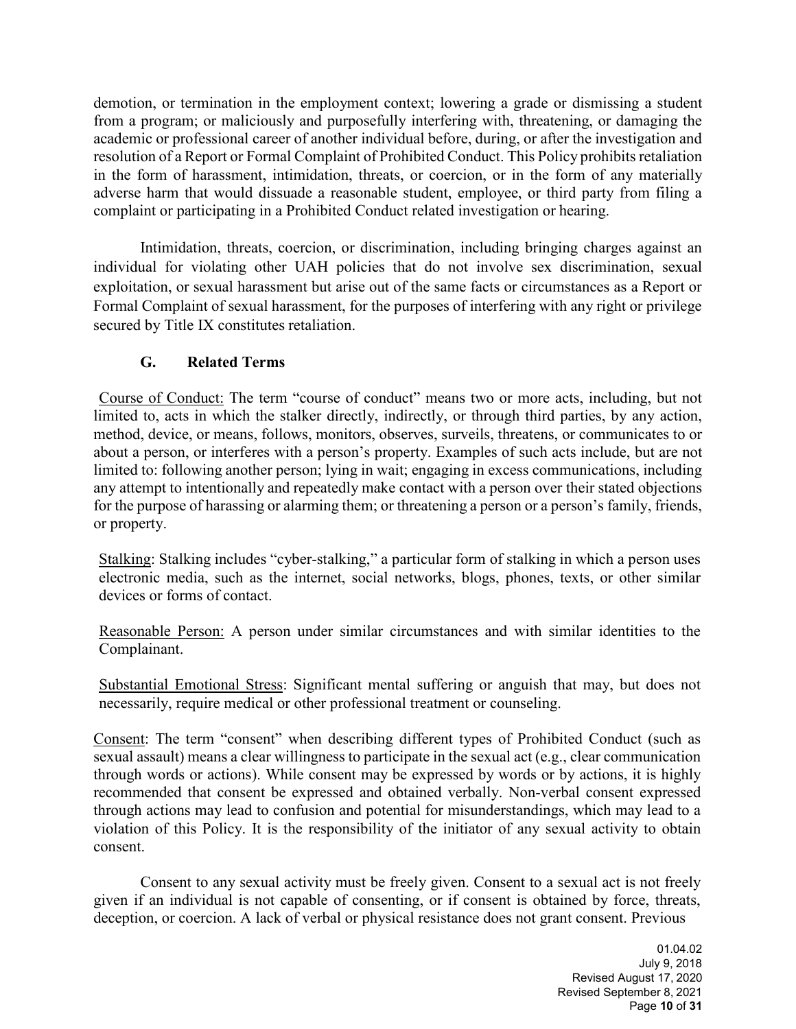demotion, or termination in the employment context; lowering a grade or dismissing a student from a program; or maliciously and purposefully interfering with, threatening, or damaging the academic or professional career of another individual before, during, or after the investigation and resolution of a Report or Formal Complaint of Prohibited Conduct. This Policy prohibits retaliation in the form of harassment, intimidation, threats, or coercion, or in the form of any materially adverse harm that would dissuade a reasonable student, employee, or third party from filing a complaint or participating in a Prohibited Conduct related investigation or hearing.

Intimidation, threats, coercion, or discrimination, including bringing charges against an individual for violating other UAH policies that do not involve sex discrimination, sexual exploitation, or sexual harassment but arise out of the same facts or circumstances as a Report or Formal Complaint of sexual harassment, for the purposes of interfering with any right or privilege secured by Title IX constitutes retaliation.

### G. Related Terms

Course of Conduct: The term "course of conduct" means two or more acts, including, but not limited to, acts in which the stalker directly, indirectly, or through third parties, by any action, method, device, or means, follows, monitors, observes, surveils, threatens, or communicates to or about a person, or interferes with a person's property. Examples of such acts include, but are not limited to: following another person; lying in wait; engaging in excess communications, including any attempt to intentionally and repeatedly make contact with a person over their stated objections for the purpose of harassing or alarming them; or threatening a person or a person's family, friends, or property.

Stalking: Stalking includes "cyber-stalking," a particular form of stalking in which a person uses electronic media, such as the internet, social networks, blogs, phones, texts, or other similar devices or forms of contact.

Reasonable Person: A person under similar circumstances and with similar identities to the Complainant.

Substantial Emotional Stress: Significant mental suffering or anguish that may, but does not necessarily, require medical or other professional treatment or counseling.

Consent: The term "consent" when describing different types of Prohibited Conduct (such as sexual assault) means a clear willingness to participate in the sexual act (e.g., clear communication through words or actions). While consent may be expressed by words or by actions, it is highly recommended that consent be expressed and obtained verbally. Non-verbal consent expressed through actions may lead to confusion and potential for misunderstandings, which may lead to a violation of this Policy. It is the responsibility of the initiator of any sexual activity to obtain consent.

Consent to any sexual activity must be freely given. Consent to a sexual act is not freely given if an individual is not capable of consenting, or if consent is obtained by force, threats, deception, or coercion. A lack of verbal or physical resistance does not grant consent. Previous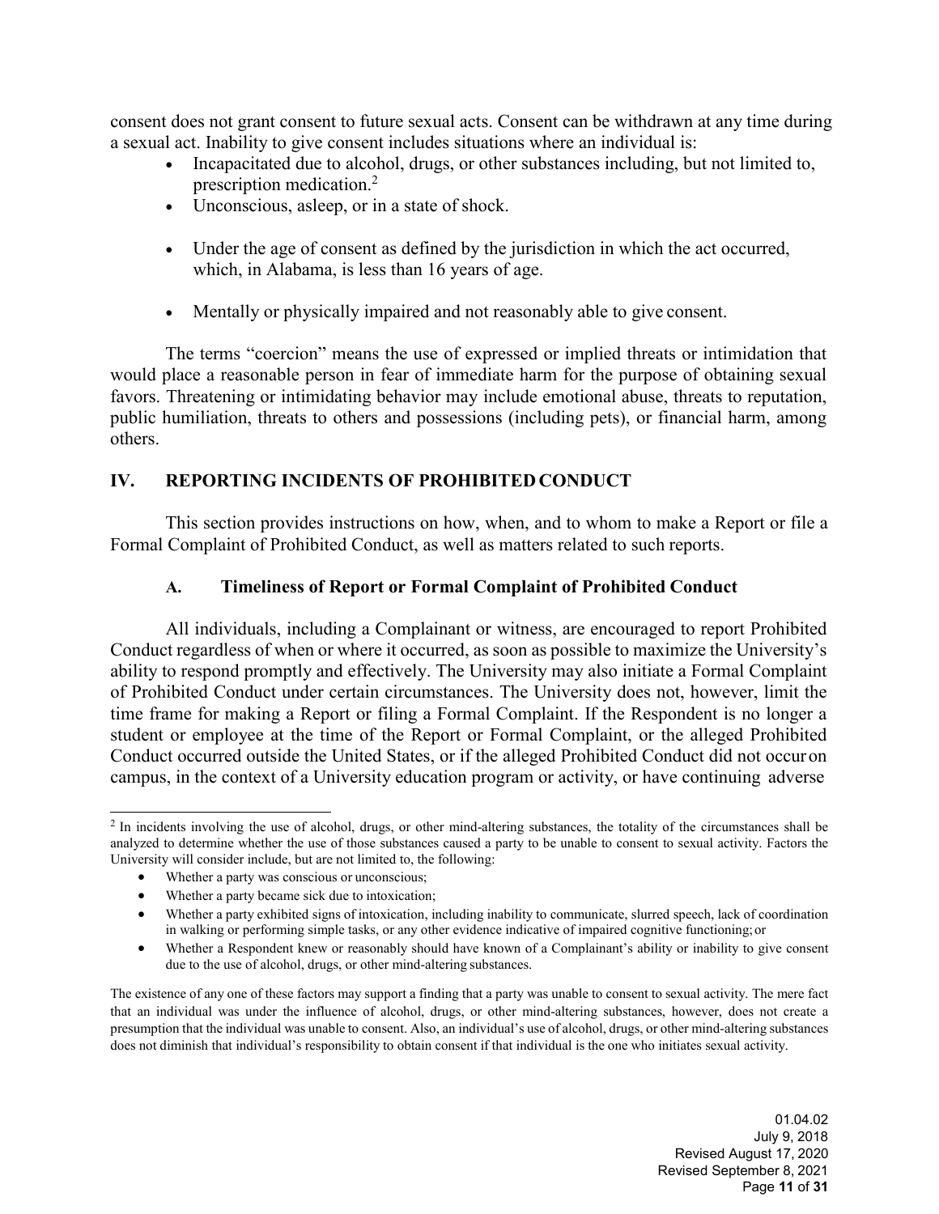consent does not grant consent to future sexual acts. Consent can be withdrawn at any time during a sexual act. Inability to give consent includes situations where an individual is:

- Incapacitated due to alcohol, drugs, or other substances including, but not limited to, prescription medication.[2]
- Unconscious, asleep, or in a state of shock.
- Under the age of consent as defined by the jurisdiction in which the act occurred, which, in Alabama, is less than 16 years of age.
- Mentally or physically impaired and not reasonably able to give consent.

The terms "coercion" means the use of expressed or implied threats or intimidation that would place a reasonable person in fear of immediate harm for the purpose of obtaining sexual favors. Threatening or intimidating behavior may include emotional abuse, threats to reputation, public humiliation, threats to others and possessions (including pets), or financial harm, among others.

## IV. REPORTING INCIDENTS OF PROHIBITED CONDUCT

This section provides instructions on how, when, and to whom to make a Report or file a Formal Complaint of Prohibited Conduct, as well as matters related to such reports.

### A. Timeliness of Report or Formal Complaint of Prohibited Conduct

All individuals, including a Complainant or witness, are encouraged to report Prohibited Conduct regardless of when or where it occurred, as soon as possible to maximize the University's ability to respond promptly and effectively. The University may also initiate a Formal Complaint of Prohibited Conduct under certain circumstances. The University does not, however, limit the time frame for making a Report or filing a Formal Complaint. If the Respondent is no longer a student or employee at the time of the Report or Formal Complaint, or the alleged Prohibited Conduct occurred outside the United States, or if the alleged Prohibited Conduct did not occur on campus, in the context of a University education program or activity, or have continuing adverse

---

[2] In incidents involving the use of alcohol, drugs, or other mind-altering substances, the totality of the circumstances shall be analyzed to determine whether the use of those substances caused a party to be unable to consent to sexual activity. Factors the University will consider include, but are not limited to, the following:

- Whether a party was conscious or unconscious;
- Whether a party became sick due to intoxication;
- Whether a party exhibited signs of intoxication, including inability to communicate, slurred speech, lack of coordination in walking or performing simple tasks, or any other evidence indicative of impaired cognitive functioning; or
- Whether a Respondent knew or reasonably should have known of a Complainant's ability or inability to give consent due to the use of alcohol, drugs, or other mind-altering substances.

The existence of any one of these factors may support a finding that a party was unable to consent to sexual activity. The mere fact that an individual was under the influence of alcohol, drugs, or other mind-altering substances, however, does not create a presumption that the individual was unable to consent. Also, an individual's use of alcohol, drugs, or other mind-altering substances does not diminish that individual's responsibility to obtain consent if that individual is the one who initiates sexual activity.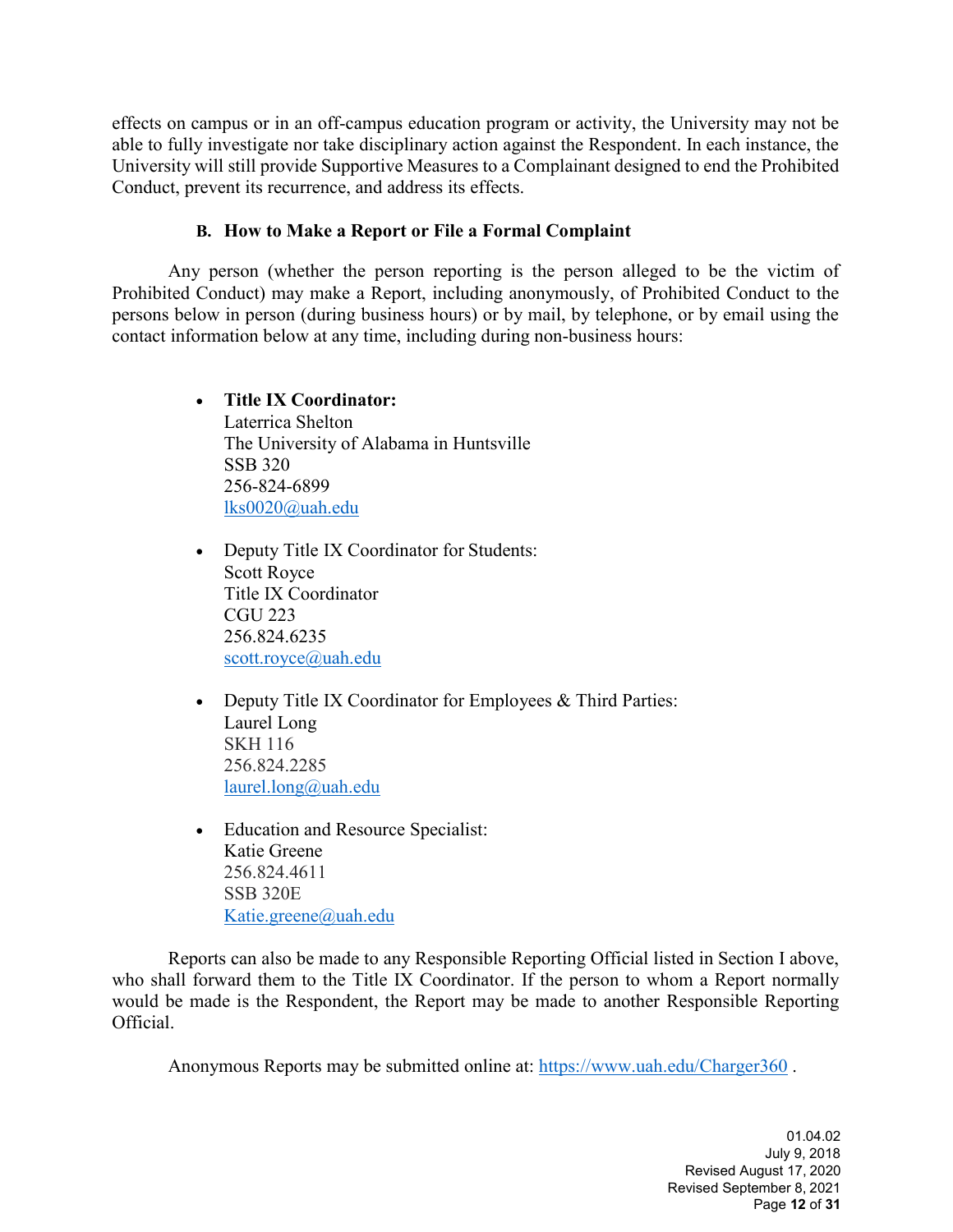effects on campus or in an off-campus education program or activity, the University may not be able to fully investigate nor take disciplinary action against the Respondent. In each instance, the University will still provide Supportive Measures to a Complainant designed to end the Prohibited Conduct, prevent its recurrence, and address its effects.

### B. How to Make a Report or File a Formal Complaint

Any person (whether the person reporting is the person alleged to be the victim of Prohibited Conduct) may make a Report, including anonymously, of Prohibited Conduct to the persons below in person (during business hours) or by mail, by telephone, or by email using the contact information below at any time, including during non-business hours:

- **Title IX Coordinator:**
  Laterrica Shelton
  The University of Alabama in Huntsville
  SSB 320
  256-824-6899
  lks0020@uah.edu

- Deputy Title IX Coordinator for Students:
  Scott Royce
  Title IX Coordinator
  CGU 223
  256.824.6235
  scott.royce@uah.edu

- Deputy Title IX Coordinator for Employees & Third Parties:
  Laurel Long
  SKH 116
  256.824.2285
  laurel.long@uah.edu

- Education and Resource Specialist:
  Katie Greene
  256.824.4611
  SSB 320E
  Katie.greene@uah.edu

Reports can also be made to any Responsible Reporting Official listed in Section I above, who shall forward them to the Title IX Coordinator. If the person to whom a Report normally would be made is the Respondent, the Report may be made to another Responsible Reporting Official.

Anonymous Reports may be submitted online at: https://www.uah.edu/Charger360 .

01.04.02
July 9, 2018
Revised August 17, 2020
Revised September 8, 2021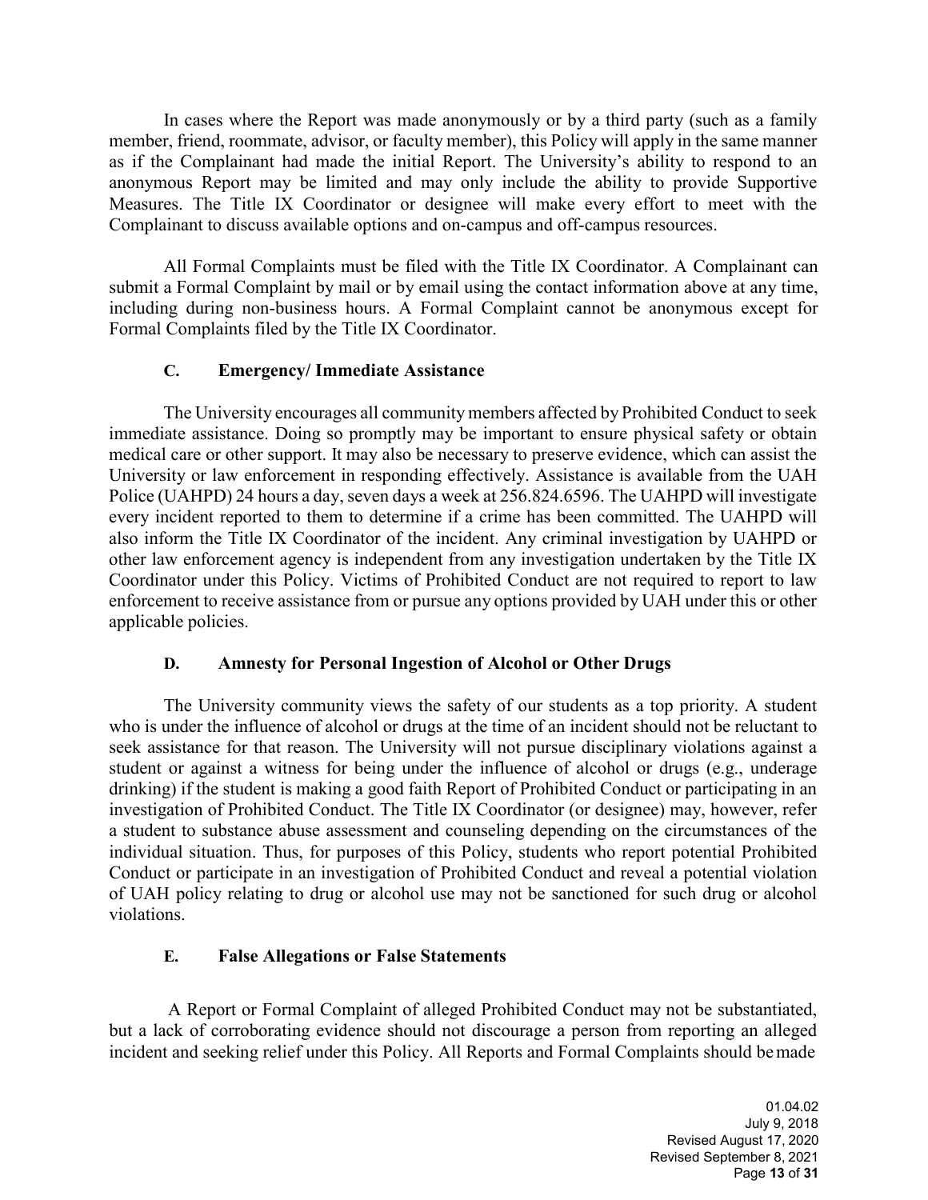In cases where the Report was made anonymously or by a third party (such as a family member, friend, roommate, advisor, or faculty member), this Policy will apply in the same manner as if the Complainant had made the initial Report. The University's ability to respond to an anonymous Report may be limited and may only include the ability to provide Supportive Measures. The Title IX Coordinator or designee will make every effort to meet with the Complainant to discuss available options and on-campus and off-campus resources.

All Formal Complaints must be filed with the Title IX Coordinator. A Complainant can submit a Formal Complaint by mail or by email using the contact information above at any time, including during non-business hours. A Formal Complaint cannot be anonymous except for Formal Complaints filed by the Title IX Coordinator.

### C. Emergency/ Immediate Assistance

The University encourages all community members affected by Prohibited Conduct to seek immediate assistance. Doing so promptly may be important to ensure physical safety or obtain medical care or other support. It may also be necessary to preserve evidence, which can assist the University or law enforcement in responding effectively. Assistance is available from the UAH Police (UAHPD) 24 hours a day, seven days a week at 256.824.6596. The UAHPD will investigate every incident reported to them to determine if a crime has been committed. The UAHPD will also inform the Title IX Coordinator of the incident. Any criminal investigation by UAHPD or other law enforcement agency is independent from any investigation undertaken by the Title IX Coordinator under this Policy. Victims of Prohibited Conduct are not required to report to law enforcement to receive assistance from or pursue any options provided by UAH under this or other applicable policies.

### D. Amnesty for Personal Ingestion of Alcohol or Other Drugs

The University community views the safety of our students as a top priority. A student who is under the influence of alcohol or drugs at the time of an incident should not be reluctant to seek assistance for that reason. The University will not pursue disciplinary violations against a student or against a witness for being under the influence of alcohol or drugs (e.g., underage drinking) if the student is making a good faith Report of Prohibited Conduct or participating in an investigation of Prohibited Conduct. The Title IX Coordinator (or designee) may, however, refer a student to substance abuse assessment and counseling depending on the circumstances of the individual situation. Thus, for purposes of this Policy, students who report potential Prohibited Conduct or participate in an investigation of Prohibited Conduct and reveal a potential violation of UAH policy relating to drug or alcohol use may not be sanctioned for such drug or alcohol violations.

### E. False Allegations or False Statements

A Report or Formal Complaint of alleged Prohibited Conduct may not be substantiated, but a lack of corroborating evidence should not discourage a person from reporting an alleged incident and seeking relief under this Policy. All Reports and Formal Complaints should be made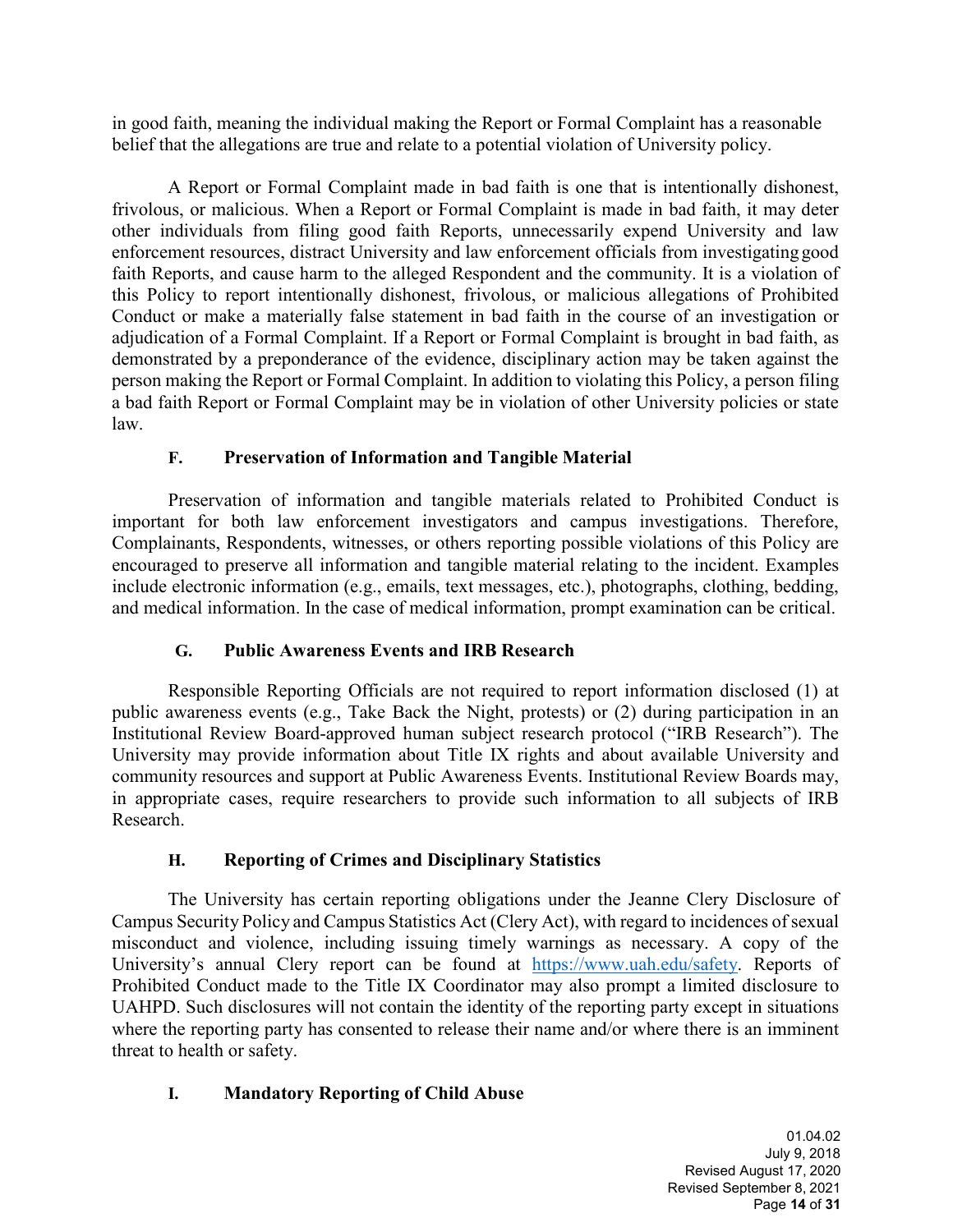in good faith, meaning the individual making the Report or Formal Complaint has a reasonable belief that the allegations are true and relate to a potential violation of University policy.

A Report or Formal Complaint made in bad faith is one that is intentionally dishonest, frivolous, or malicious. When a Report or Formal Complaint is made in bad faith, it may deter other individuals from filing good faith Reports, unnecessarily expend University and law enforcement resources, distract University and law enforcement officials from investigating good faith Reports, and cause harm to the alleged Respondent and the community. It is a violation of this Policy to report intentionally dishonest, frivolous, or malicious allegations of Prohibited Conduct or make a materially false statement in bad faith in the course of an investigation or adjudication of a Formal Complaint. If a Report or Formal Complaint is brought in bad faith, as demonstrated by a preponderance of the evidence, disciplinary action may be taken against the person making the Report or Formal Complaint. In addition to violating this Policy, a person filing a bad faith Report or Formal Complaint may be in violation of other University policies or state law.

### F. Preservation of Information and Tangible Material

Preservation of information and tangible materials related to Prohibited Conduct is important for both law enforcement investigators and campus investigations. Therefore, Complainants, Respondents, witnesses, or others reporting possible violations of this Policy are encouraged to preserve all information and tangible material relating to the incident. Examples include electronic information (e.g., emails, text messages, etc.), photographs, clothing, bedding, and medical information. In the case of medical information, prompt examination can be critical.

### G. Public Awareness Events and IRB Research

Responsible Reporting Officials are not required to report information disclosed (1) at public awareness events (e.g., Take Back the Night, protests) or (2) during participation in an Institutional Review Board-approved human subject research protocol ("IRB Research"). The University may provide information about Title IX rights and about available University and community resources and support at Public Awareness Events. Institutional Review Boards may, in appropriate cases, require researchers to provide such information to all subjects of IRB Research.

### H. Reporting of Crimes and Disciplinary Statistics

The University has certain reporting obligations under the Jeanne Clery Disclosure of Campus Security Policy and Campus Statistics Act (Clery Act), with regard to incidences of sexual misconduct and violence, including issuing timely warnings as necessary. A copy of the University's annual Clery report can be found at [https://www.uah.edu/safety](https://www.uah.edu/safety). Reports of Prohibited Conduct made to the Title IX Coordinator may also prompt a limited disclosure to UAHPD. Such disclosures will not contain the identity of the reporting party except in situations where the reporting party has consented to release their name and/or where there is an imminent threat to health or safety.

### I. Mandatory Reporting of Child Abuse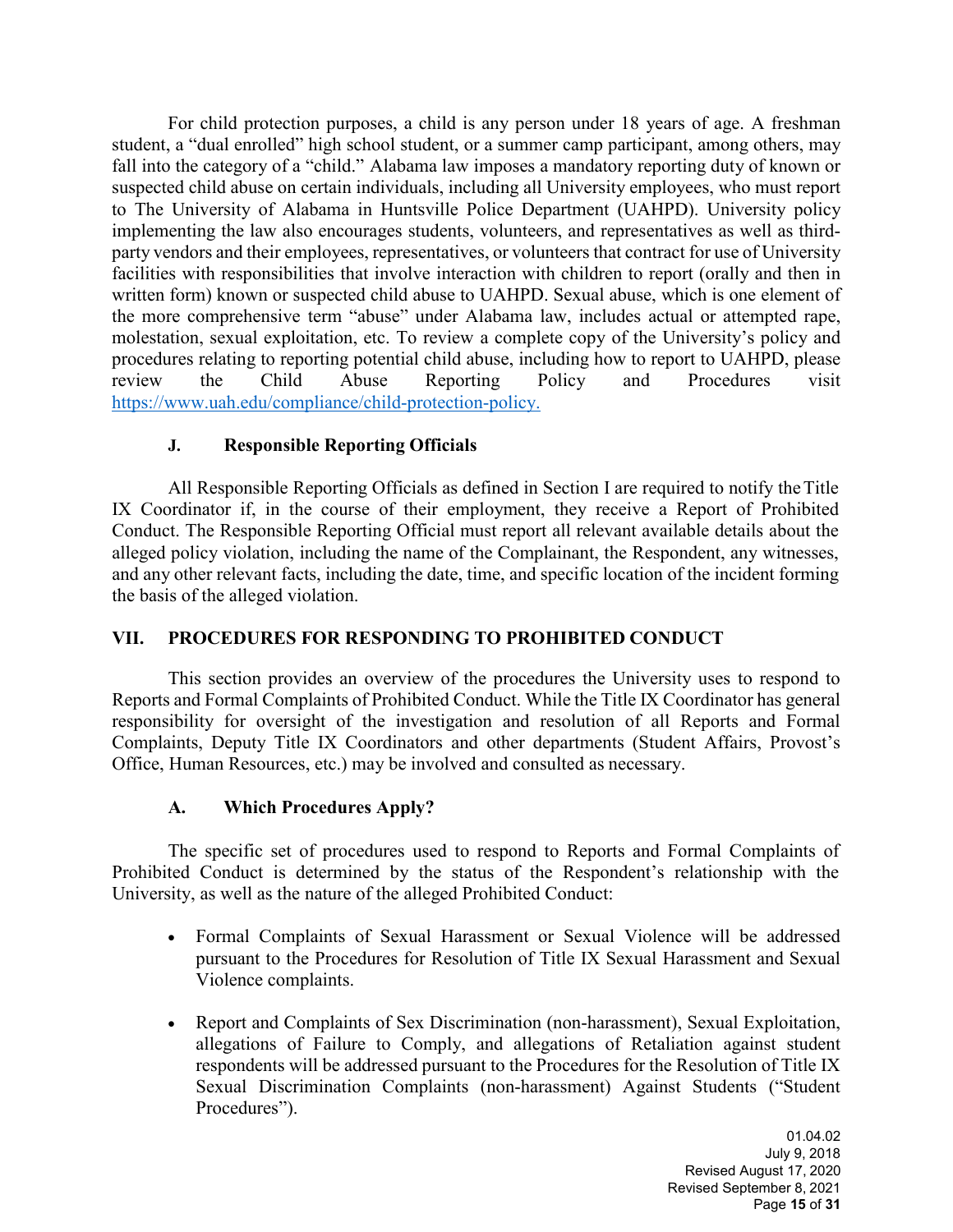For child protection purposes, a child is any person under 18 years of age. A freshman student, a "dual enrolled" high school student, or a summer camp participant, among others, may fall into the category of a "child." Alabama law imposes a mandatory reporting duty of known or suspected child abuse on certain individuals, including all University employees, who must report to The University of Alabama in Huntsville Police Department (UAHPD). University policy implementing the law also encourages students, volunteers, and representatives as well as third-party vendors and their employees, representatives, or volunteers that contract for use of University facilities with responsibilities that involve interaction with children to report (orally and then in written form) known or suspected child abuse to UAHPD. Sexual abuse, which is one element of the more comprehensive term "abuse" under Alabama law, includes actual or attempted rape, molestation, sexual exploitation, etc. To review a complete copy of the University's policy and procedures relating to reporting potential child abuse, including how to report to UAHPD, please review the Child Abuse Reporting Policy and Procedures visit https://www.uah.edu/compliance/child-protection-policy.

### J. Responsible Reporting Officials

All Responsible Reporting Officials as defined in Section I are required to notify the Title IX Coordinator if, in the course of their employment, they receive a Report of Prohibited Conduct. The Responsible Reporting Official must report all relevant available details about the alleged policy violation, including the name of the Complainant, the Respondent, any witnesses, and any other relevant facts, including the date, time, and specific location of the incident forming the basis of the alleged violation.

## VII. PROCEDURES FOR RESPONDING TO PROHIBITED CONDUCT

This section provides an overview of the procedures the University uses to respond to Reports and Formal Complaints of Prohibited Conduct. While the Title IX Coordinator has general responsibility for oversight of the investigation and resolution of all Reports and Formal Complaints, Deputy Title IX Coordinators and other departments (Student Affairs, Provost's Office, Human Resources, etc.) may be involved and consulted as necessary.

### A. Which Procedures Apply?

The specific set of procedures used to respond to Reports and Formal Complaints of Prohibited Conduct is determined by the status of the Respondent's relationship with the University, as well as the nature of the alleged Prohibited Conduct:

- Formal Complaints of Sexual Harassment or Sexual Violence will be addressed pursuant to the Procedures for Resolution of Title IX Sexual Harassment and Sexual Violence complaints.
- Report and Complaints of Sex Discrimination (non-harassment), Sexual Exploitation, allegations of Failure to Comply, and allegations of Retaliation against student respondents will be addressed pursuant to the Procedures for the Resolution of Title IX Sexual Discrimination Complaints (non-harassment) Against Students ("Student Procedures").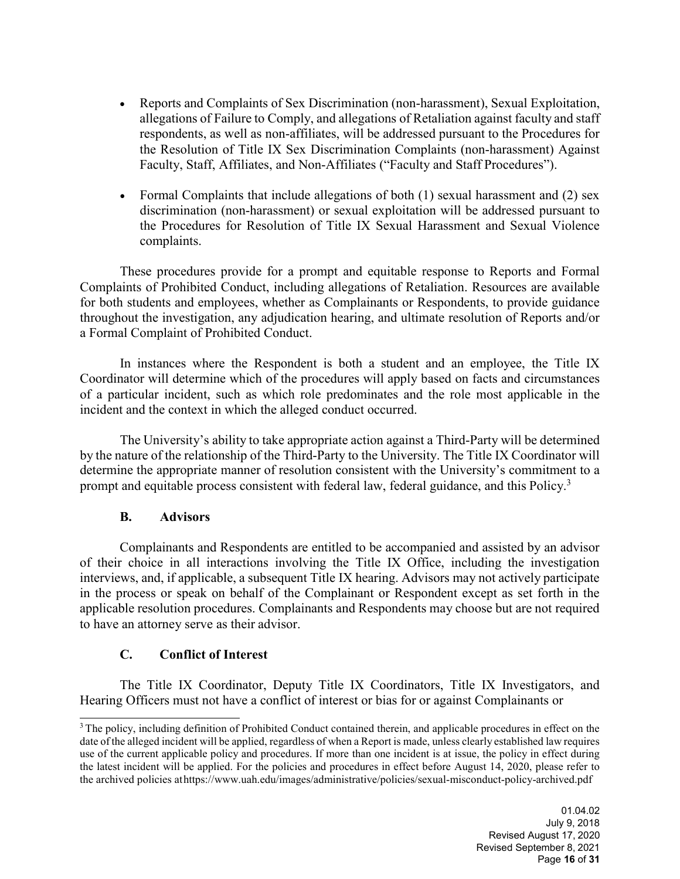- Reports and Complaints of Sex Discrimination (non-harassment), Sexual Exploitation, allegations of Failure to Comply, and allegations of Retaliation against faculty and staff respondents, as well as non-affiliates, will be addressed pursuant to the Procedures for the Resolution of Title IX Sex Discrimination Complaints (non-harassment) Against Faculty, Staff, Affiliates, and Non-Affiliates ("Faculty and Staff Procedures").

- Formal Complaints that include allegations of both (1) sexual harassment and (2) sex discrimination (non-harassment) or sexual exploitation will be addressed pursuant to the Procedures for Resolution of Title IX Sexual Harassment and Sexual Violence complaints.

These procedures provide for a prompt and equitable response to Reports and Formal Complaints of Prohibited Conduct, including allegations of Retaliation. Resources are available for both students and employees, whether as Complainants or Respondents, to provide guidance throughout the investigation, any adjudication hearing, and ultimate resolution of Reports and/or a Formal Complaint of Prohibited Conduct.

In instances where the Respondent is both a student and an employee, the Title IX Coordinator will determine which of the procedures will apply based on facts and circumstances of a particular incident, such as which role predominates and the role most applicable in the incident and the context in which the alleged conduct occurred.

The University's ability to take appropriate action against a Third-Party will be determined by the nature of the relationship of the Third-Party to the University. The Title IX Coordinator will determine the appropriate manner of resolution consistent with the University's commitment to a prompt and equitable process consistent with federal law, federal guidance, and this Policy.[3]

### B. Advisors

Complainants and Respondents are entitled to be accompanied and assisted by an advisor of their choice in all interactions involving the Title IX Office, including the investigation interviews, and, if applicable, a subsequent Title IX hearing. Advisors may not actively participate in the process or speak on behalf of the Complainant or Respondent except as set forth in the applicable resolution procedures. Complainants and Respondents may choose but are not required to have an attorney serve as their advisor.

### C. Conflict of Interest

The Title IX Coordinator, Deputy Title IX Coordinators, Title IX Investigators, and Hearing Officers must not have a conflict of interest or bias for or against Complainants or

---

[3] The policy, including definition of Prohibited Conduct contained therein, and applicable procedures in effect on the date of the alleged incident will be applied, regardless of when a Report is made, unless clearly established law requires use of the current applicable policy and procedures. If more than one incident is at issue, the policy in effect during the latest incident will be applied. For the policies and procedures in effect before August 14, 2020, please refer to the archived policies at https://www.uah.edu/images/administrative/policies/sexual-misconduct-policy-archived.pdf

01.04.02
July 9, 2018
Revised August 17, 2020
Revised September 8, 2021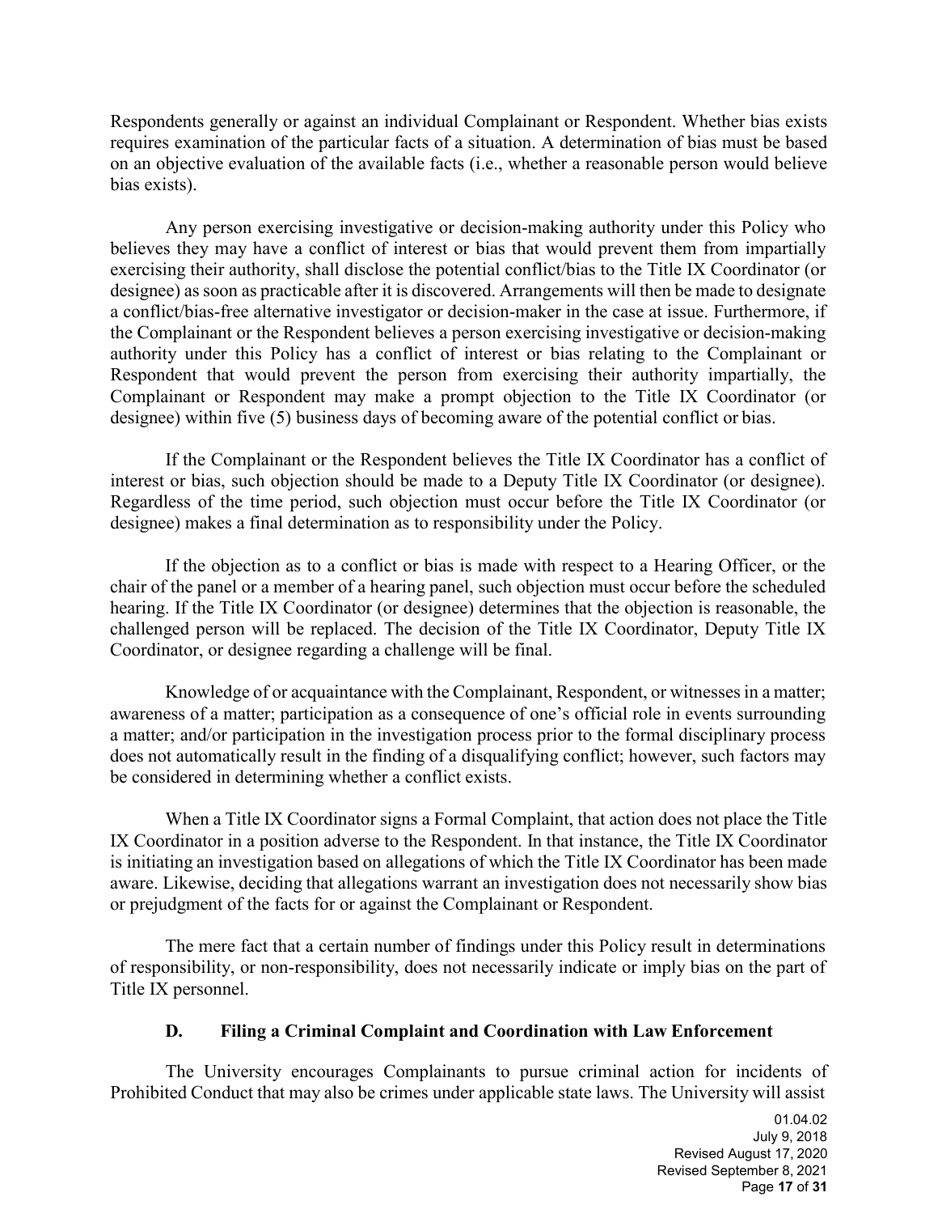Respondents generally or against an individual Complainant or Respondent. Whether bias exists requires examination of the particular facts of a situation. A determination of bias must be based on an objective evaluation of the available facts (i.e., whether a reasonable person would believe bias exists).

Any person exercising investigative or decision-making authority under this Policy who believes they may have a conflict of interest or bias that would prevent them from impartially exercising their authority, shall disclose the potential conflict/bias to the Title IX Coordinator (or designee) as soon as practicable after it is discovered. Arrangements will then be made to designate a conflict/bias-free alternative investigator or decision-maker in the case at issue. Furthermore, if the Complainant or the Respondent believes a person exercising investigative or decision-making authority under this Policy has a conflict of interest or bias relating to the Complainant or Respondent that would prevent the person from exercising their authority impartially, the Complainant or Respondent may make a prompt objection to the Title IX Coordinator (or designee) within five (5) business days of becoming aware of the potential conflict or bias.

If the Complainant or the Respondent believes the Title IX Coordinator has a conflict of interest or bias, such objection should be made to a Deputy Title IX Coordinator (or designee). Regardless of the time period, such objection must occur before the Title IX Coordinator (or designee) makes a final determination as to responsibility under the Policy.

If the objection as to a conflict or bias is made with respect to a Hearing Officer, or the chair of the panel or a member of a hearing panel, such objection must occur before the scheduled hearing. If the Title IX Coordinator (or designee) determines that the objection is reasonable, the challenged person will be replaced. The decision of the Title IX Coordinator, Deputy Title IX Coordinator, or designee regarding a challenge will be final.

Knowledge of or acquaintance with the Complainant, Respondent, or witnesses in a matter; awareness of a matter; participation as a consequence of one's official role in events surrounding a matter; and/or participation in the investigation process prior to the formal disciplinary process does not automatically result in the finding of a disqualifying conflict; however, such factors may be considered in determining whether a conflict exists.

When a Title IX Coordinator signs a Formal Complaint, that action does not place the Title IX Coordinator in a position adverse to the Respondent. In that instance, the Title IX Coordinator is initiating an investigation based on allegations of which the Title IX Coordinator has been made aware. Likewise, deciding that allegations warrant an investigation does not necessarily show bias or prejudgment of the facts for or against the Complainant or Respondent.

The mere fact that a certain number of findings under this Policy result in determinations of responsibility, or non-responsibility, does not necessarily indicate or imply bias on the part of Title IX personnel.

### D. Filing a Criminal Complaint and Coordination with Law Enforcement

The University encourages Complainants to pursue criminal action for incidents of Prohibited Conduct that may also be crimes under applicable state laws. The University will assist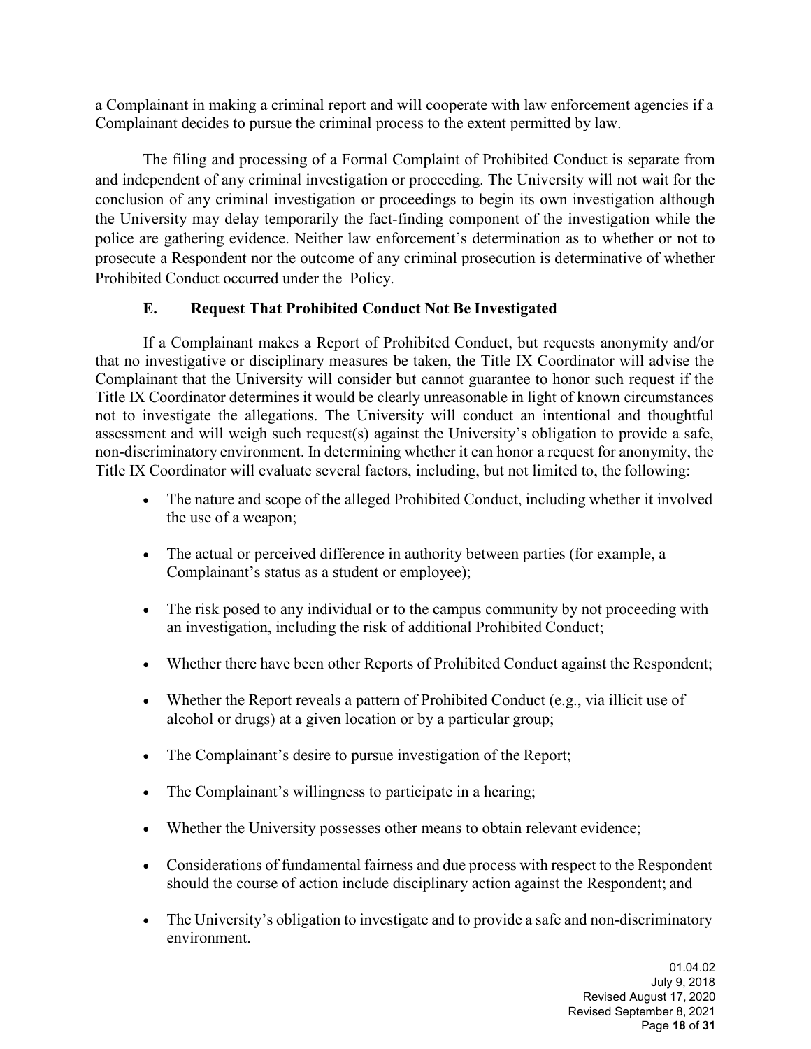a Complainant in making a criminal report and will cooperate with law enforcement agencies if a Complainant decides to pursue the criminal process to the extent permitted by law.

The filing and processing of a Formal Complaint of Prohibited Conduct is separate from and independent of any criminal investigation or proceeding. The University will not wait for the conclusion of any criminal investigation or proceedings to begin its own investigation although the University may delay temporarily the fact-finding component of the investigation while the police are gathering evidence. Neither law enforcement's determination as to whether or not to prosecute a Respondent nor the outcome of any criminal prosecution is determinative of whether Prohibited Conduct occurred under the Policy.

### E. Request That Prohibited Conduct Not Be Investigated

If a Complainant makes a Report of Prohibited Conduct, but requests anonymity and/or that no investigative or disciplinary measures be taken, the Title IX Coordinator will advise the Complainant that the University will consider but cannot guarantee to honor such request if the Title IX Coordinator determines it would be clearly unreasonable in light of known circumstances not to investigate the allegations. The University will conduct an intentional and thoughtful assessment and will weigh such request(s) against the University's obligation to provide a safe, non-discriminatory environment. In determining whether it can honor a request for anonymity, the Title IX Coordinator will evaluate several factors, including, but not limited to, the following:

- The nature and scope of the alleged Prohibited Conduct, including whether it involved the use of a weapon;
- The actual or perceived difference in authority between parties (for example, a Complainant's status as a student or employee);
- The risk posed to any individual or to the campus community by not proceeding with an investigation, including the risk of additional Prohibited Conduct;
- Whether there have been other Reports of Prohibited Conduct against the Respondent;
- Whether the Report reveals a pattern of Prohibited Conduct (e.g., via illicit use of alcohol or drugs) at a given location or by a particular group;
- The Complainant's desire to pursue investigation of the Report;
- The Complainant's willingness to participate in a hearing;
- Whether the University possesses other means to obtain relevant evidence;
- Considerations of fundamental fairness and due process with respect to the Respondent should the course of action include disciplinary action against the Respondent; and
- The University's obligation to investigate and to provide a safe and non-discriminatory environment.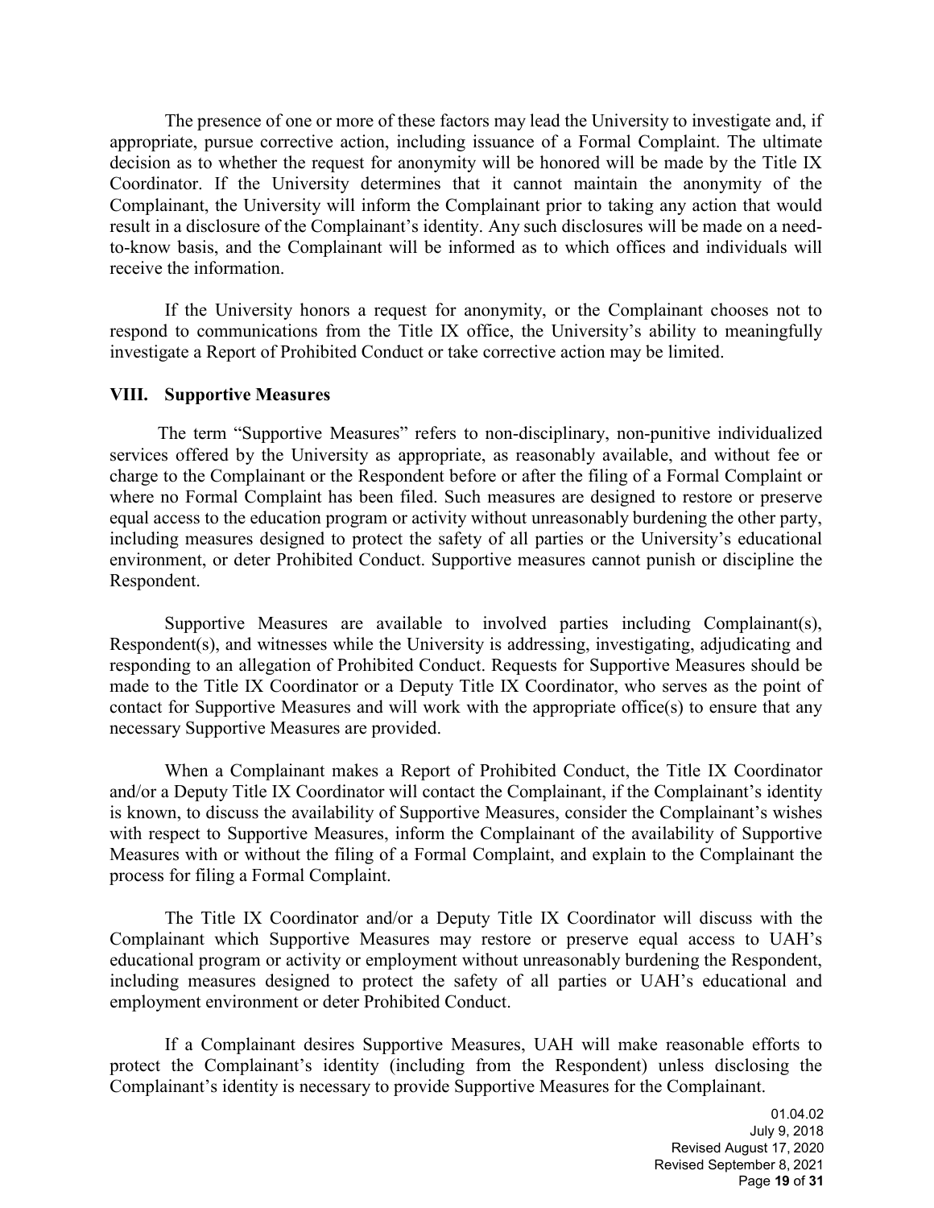The presence of one or more of these factors may lead the University to investigate and, if appropriate, pursue corrective action, including issuance of a Formal Complaint. The ultimate decision as to whether the request for anonymity will be honored will be made by the Title IX Coordinator. If the University determines that it cannot maintain the anonymity of the Complainant, the University will inform the Complainant prior to taking any action that would result in a disclosure of the Complainant's identity. Any such disclosures will be made on a need-to-know basis, and the Complainant will be informed as to which offices and individuals will receive the information.

If the University honors a request for anonymity, or the Complainant chooses not to respond to communications from the Title IX office, the University's ability to meaningfully investigate a Report of Prohibited Conduct or take corrective action may be limited.

## VIII. Supportive Measures

The term "Supportive Measures" refers to non-disciplinary, non-punitive individualized services offered by the University as appropriate, as reasonably available, and without fee or charge to the Complainant or the Respondent before or after the filing of a Formal Complaint or where no Formal Complaint has been filed. Such measures are designed to restore or preserve equal access to the education program or activity without unreasonably burdening the other party, including measures designed to protect the safety of all parties or the University's educational environment, or deter Prohibited Conduct. Supportive measures cannot punish or discipline the Respondent.

Supportive Measures are available to involved parties including Complainant(s), Respondent(s), and witnesses while the University is addressing, investigating, adjudicating and responding to an allegation of Prohibited Conduct. Requests for Supportive Measures should be made to the Title IX Coordinator or a Deputy Title IX Coordinator, who serves as the point of contact for Supportive Measures and will work with the appropriate office(s) to ensure that any necessary Supportive Measures are provided.

When a Complainant makes a Report of Prohibited Conduct, the Title IX Coordinator and/or a Deputy Title IX Coordinator will contact the Complainant, if the Complainant's identity is known, to discuss the availability of Supportive Measures, consider the Complainant's wishes with respect to Supportive Measures, inform the Complainant of the availability of Supportive Measures with or without the filing of a Formal Complaint, and explain to the Complainant the process for filing a Formal Complaint.

The Title IX Coordinator and/or a Deputy Title IX Coordinator will discuss with the Complainant which Supportive Measures may restore or preserve equal access to UAH's educational program or activity or employment without unreasonably burdening the Respondent, including measures designed to protect the safety of all parties or UAH's educational and employment environment or deter Prohibited Conduct.

If a Complainant desires Supportive Measures, UAH will make reasonable efforts to protect the Complainant's identity (including from the Respondent) unless disclosing the Complainant's identity is necessary to provide Supportive Measures for the Complainant.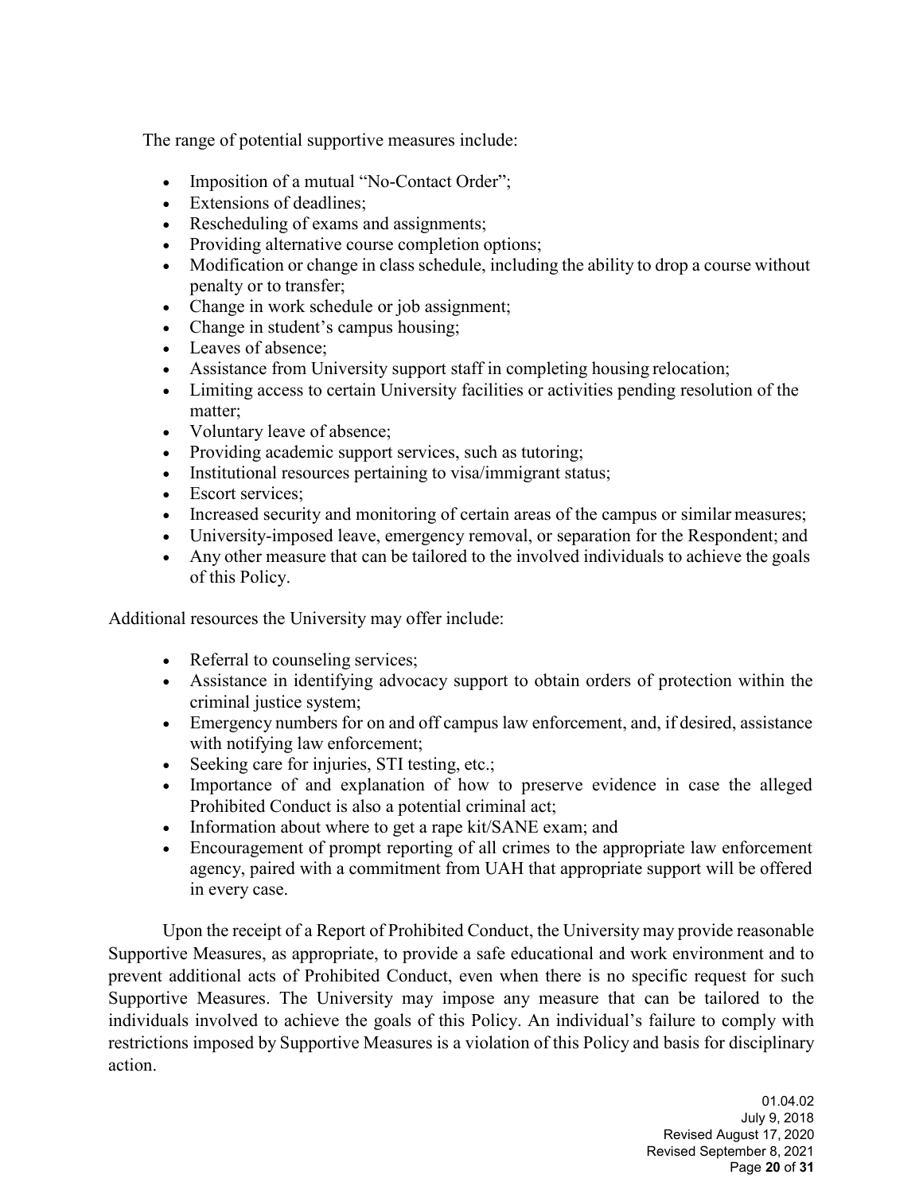The range of potential supportive measures include:

- Imposition of a mutual "No-Contact Order";
- Extensions of deadlines;
- Rescheduling of exams and assignments;
- Providing alternative course completion options;
- Modification or change in class schedule, including the ability to drop a course without penalty or to transfer;
- Change in work schedule or job assignment;
- Change in student's campus housing;
- Leaves of absence;
- Assistance from University support staff in completing housing relocation;
- Limiting access to certain University facilities or activities pending resolution of the matter;
- Voluntary leave of absence;
- Providing academic support services, such as tutoring;
- Institutional resources pertaining to visa/immigrant status;
- Escort services;
- Increased security and monitoring of certain areas of the campus or similar measures;
- University-imposed leave, emergency removal, or separation for the Respondent; and
- Any other measure that can be tailored to the involved individuals to achieve the goals of this Policy.

Additional resources the University may offer include:

- Referral to counseling services;
- Assistance in identifying advocacy support to obtain orders of protection within the criminal justice system;
- Emergency numbers for on and off campus law enforcement, and, if desired, assistance with notifying law enforcement;
- Seeking care for injuries, STI testing, etc.;
- Importance of and explanation of how to preserve evidence in case the alleged Prohibited Conduct is also a potential criminal act;
- Information about where to get a rape kit/SANE exam; and
- Encouragement of prompt reporting of all crimes to the appropriate law enforcement agency, paired with a commitment from UAH that appropriate support will be offered in every case.

Upon the receipt of a Report of Prohibited Conduct, the University may provide reasonable Supportive Measures, as appropriate, to provide a safe educational and work environment and to prevent additional acts of Prohibited Conduct, even when there is no specific request for such Supportive Measures. The University may impose any measure that can be tailored to the individuals involved to achieve the goals of this Policy. An individual's failure to comply with restrictions imposed by Supportive Measures is a violation of this Policy and basis for disciplinary action.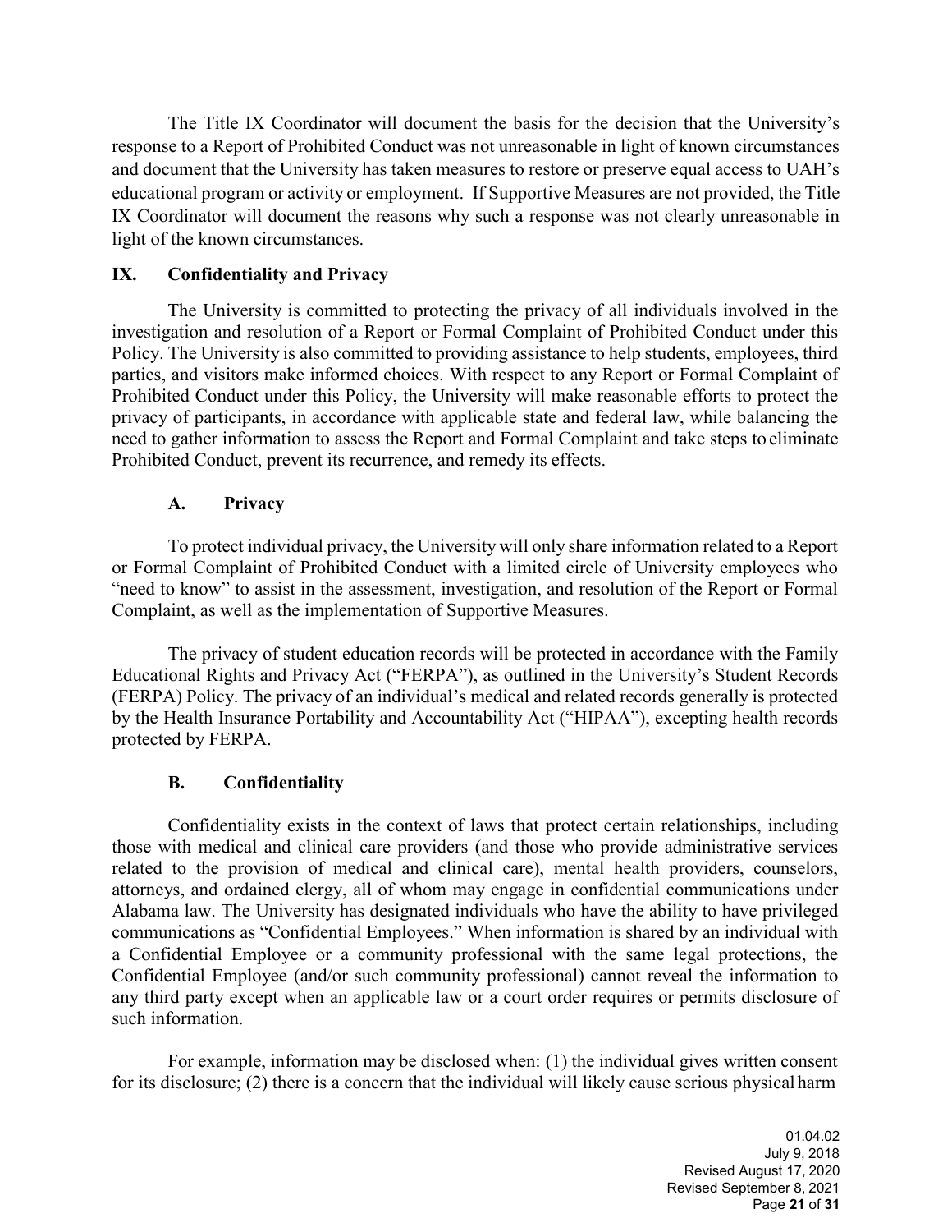The Title IX Coordinator will document the basis for the decision that the University's response to a Report of Prohibited Conduct was not unreasonable in light of known circumstances and document that the University has taken measures to restore or preserve equal access to UAH's educational program or activity or employment. If Supportive Measures are not provided, the Title IX Coordinator will document the reasons why such a response was not clearly unreasonable in light of the known circumstances.

## IX. Confidentiality and Privacy

The University is committed to protecting the privacy of all individuals involved in the investigation and resolution of a Report or Formal Complaint of Prohibited Conduct under this Policy. The University is also committed to providing assistance to help students, employees, third parties, and visitors make informed choices. With respect to any Report or Formal Complaint of Prohibited Conduct under this Policy, the University will make reasonable efforts to protect the privacy of participants, in accordance with applicable state and federal law, while balancing the need to gather information to assess the Report and Formal Complaint and take steps to eliminate Prohibited Conduct, prevent its recurrence, and remedy its effects.

### A. Privacy

To protect individual privacy, the University will only share information related to a Report or Formal Complaint of Prohibited Conduct with a limited circle of University employees who "need to know" to assist in the assessment, investigation, and resolution of the Report or Formal Complaint, as well as the implementation of Supportive Measures.

The privacy of student education records will be protected in accordance with the Family Educational Rights and Privacy Act ("FERPA"), as outlined in the University's Student Records (FERPA) Policy. The privacy of an individual's medical and related records generally is protected by the Health Insurance Portability and Accountability Act ("HIPAA"), excepting health records protected by FERPA.

### B. Confidentiality

Confidentiality exists in the context of laws that protect certain relationships, including those with medical and clinical care providers (and those who provide administrative services related to the provision of medical and clinical care), mental health providers, counselors, attorneys, and ordained clergy, all of whom may engage in confidential communications under Alabama law. The University has designated individuals who have the ability to have privileged communications as "Confidential Employees." When information is shared by an individual with a Confidential Employee or a community professional with the same legal protections, the Confidential Employee (and/or such community professional) cannot reveal the information to any third party except when an applicable law or a court order requires or permits disclosure of such information.

For example, information may be disclosed when: (1) the individual gives written consent for its disclosure; (2) there is a concern that the individual will likely cause serious physical harm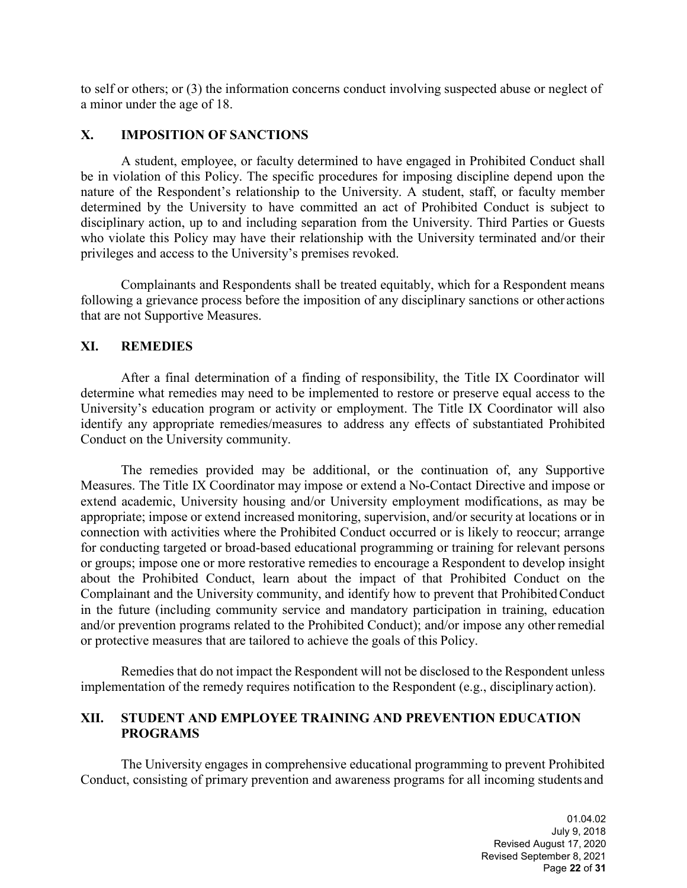to self or others; or (3) the information concerns conduct involving suspected abuse or neglect of a minor under the age of 18.

## X. IMPOSITION OF SANCTIONS

A student, employee, or faculty determined to have engaged in Prohibited Conduct shall be in violation of this Policy. The specific procedures for imposing discipline depend upon the nature of the Respondent's relationship to the University. A student, staff, or faculty member determined by the University to have committed an act of Prohibited Conduct is subject to disciplinary action, up to and including separation from the University. Third Parties or Guests who violate this Policy may have their relationship with the University terminated and/or their privileges and access to the University's premises revoked.

Complainants and Respondents shall be treated equitably, which for a Respondent means following a grievance process before the imposition of any disciplinary sanctions or other actions that are not Supportive Measures.

## XI. REMEDIES

After a final determination of a finding of responsibility, the Title IX Coordinator will determine what remedies may need to be implemented to restore or preserve equal access to the University's education program or activity or employment. The Title IX Coordinator will also identify any appropriate remedies/measures to address any effects of substantiated Prohibited Conduct on the University community.

The remedies provided may be additional, or the continuation of, any Supportive Measures. The Title IX Coordinator may impose or extend a No-Contact Directive and impose or extend academic, University housing and/or University employment modifications, as may be appropriate; impose or extend increased monitoring, supervision, and/or security at locations or in connection with activities where the Prohibited Conduct occurred or is likely to reoccur; arrange for conducting targeted or broad-based educational programming or training for relevant persons or groups; impose one or more restorative remedies to encourage a Respondent to develop insight about the Prohibited Conduct, learn about the impact of that Prohibited Conduct on the Complainant and the University community, and identify how to prevent that Prohibited Conduct in the future (including community service and mandatory participation in training, education and/or prevention programs related to the Prohibited Conduct); and/or impose any other remedial or protective measures that are tailored to achieve the goals of this Policy.

Remedies that do not impact the Respondent will not be disclosed to the Respondent unless implementation of the remedy requires notification to the Respondent (e.g., disciplinary action).

## XII. STUDENT AND EMPLOYEE TRAINING AND PREVENTION EDUCATION PROGRAMS

The University engages in comprehensive educational programming to prevent Prohibited Conduct, consisting of primary prevention and awareness programs for all incoming students and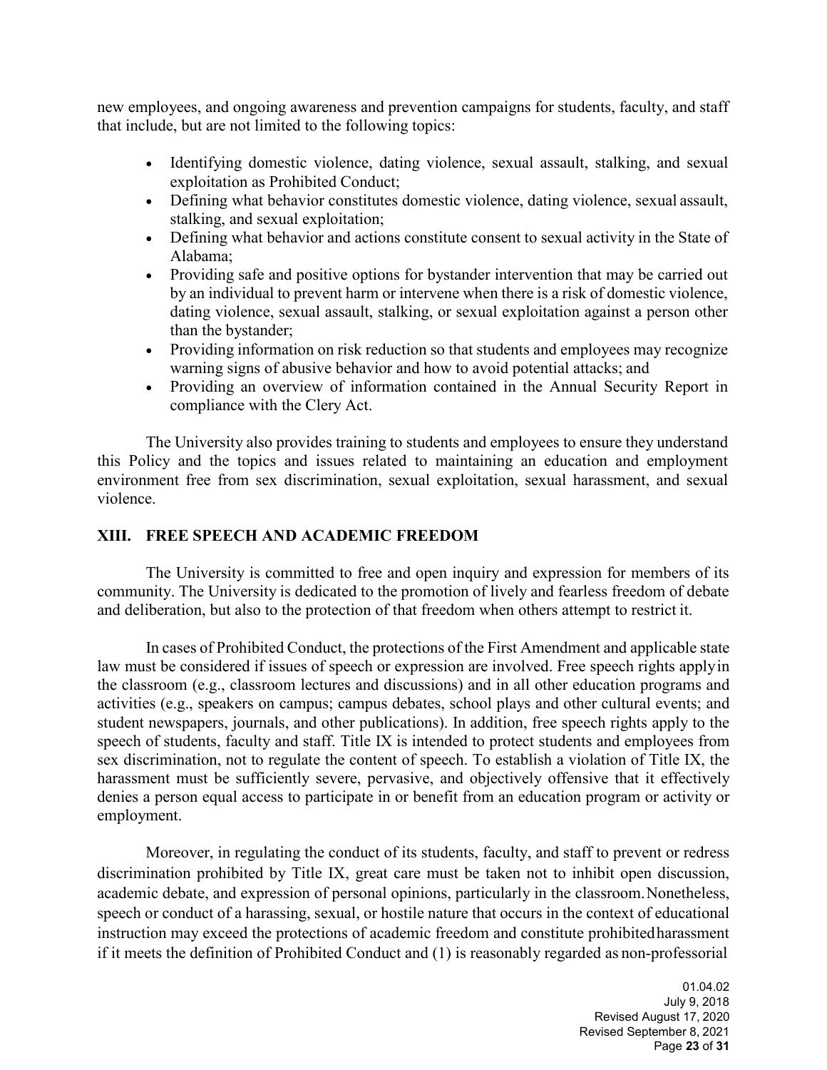new employees, and ongoing awareness and prevention campaigns for students, faculty, and staff that include, but are not limited to the following topics:

- Identifying domestic violence, dating violence, sexual assault, stalking, and sexual exploitation as Prohibited Conduct;
- Defining what behavior constitutes domestic violence, dating violence, sexual assault, stalking, and sexual exploitation;
- Defining what behavior and actions constitute consent to sexual activity in the State of Alabama;
- Providing safe and positive options for bystander intervention that may be carried out by an individual to prevent harm or intervene when there is a risk of domestic violence, dating violence, sexual assault, stalking, or sexual exploitation against a person other than the bystander;
- Providing information on risk reduction so that students and employees may recognize warning signs of abusive behavior and how to avoid potential attacks; and
- Providing an overview of information contained in the Annual Security Report in compliance with the Clery Act.

The University also provides training to students and employees to ensure they understand this Policy and the topics and issues related to maintaining an education and employment environment free from sex discrimination, sexual exploitation, sexual harassment, and sexual violence.

## XIII. FREE SPEECH AND ACADEMIC FREEDOM

The University is committed to free and open inquiry and expression for members of its community. The University is dedicated to the promotion of lively and fearless freedom of debate and deliberation, but also to the protection of that freedom when others attempt to restrict it.

In cases of Prohibited Conduct, the protections of the First Amendment and applicable state law must be considered if issues of speech or expression are involved. Free speech rights apply in the classroom (e.g., classroom lectures and discussions) and in all other education programs and activities (e.g., speakers on campus; campus debates, school plays and other cultural events; and student newspapers, journals, and other publications). In addition, free speech rights apply to the speech of students, faculty and staff. Title IX is intended to protect students and employees from sex discrimination, not to regulate the content of speech. To establish a violation of Title IX, the harassment must be sufficiently severe, pervasive, and objectively offensive that it effectively denies a person equal access to participate in or benefit from an education program or activity or employment.

Moreover, in regulating the conduct of its students, faculty, and staff to prevent or redress discrimination prohibited by Title IX, great care must be taken not to inhibit open discussion, academic debate, and expression of personal opinions, particularly in the classroom. Nonetheless, speech or conduct of a harassing, sexual, or hostile nature that occurs in the context of educational instruction may exceed the protections of academic freedom and constitute prohibited harassment if it meets the definition of Prohibited Conduct and (1) is reasonably regarded as non-professorial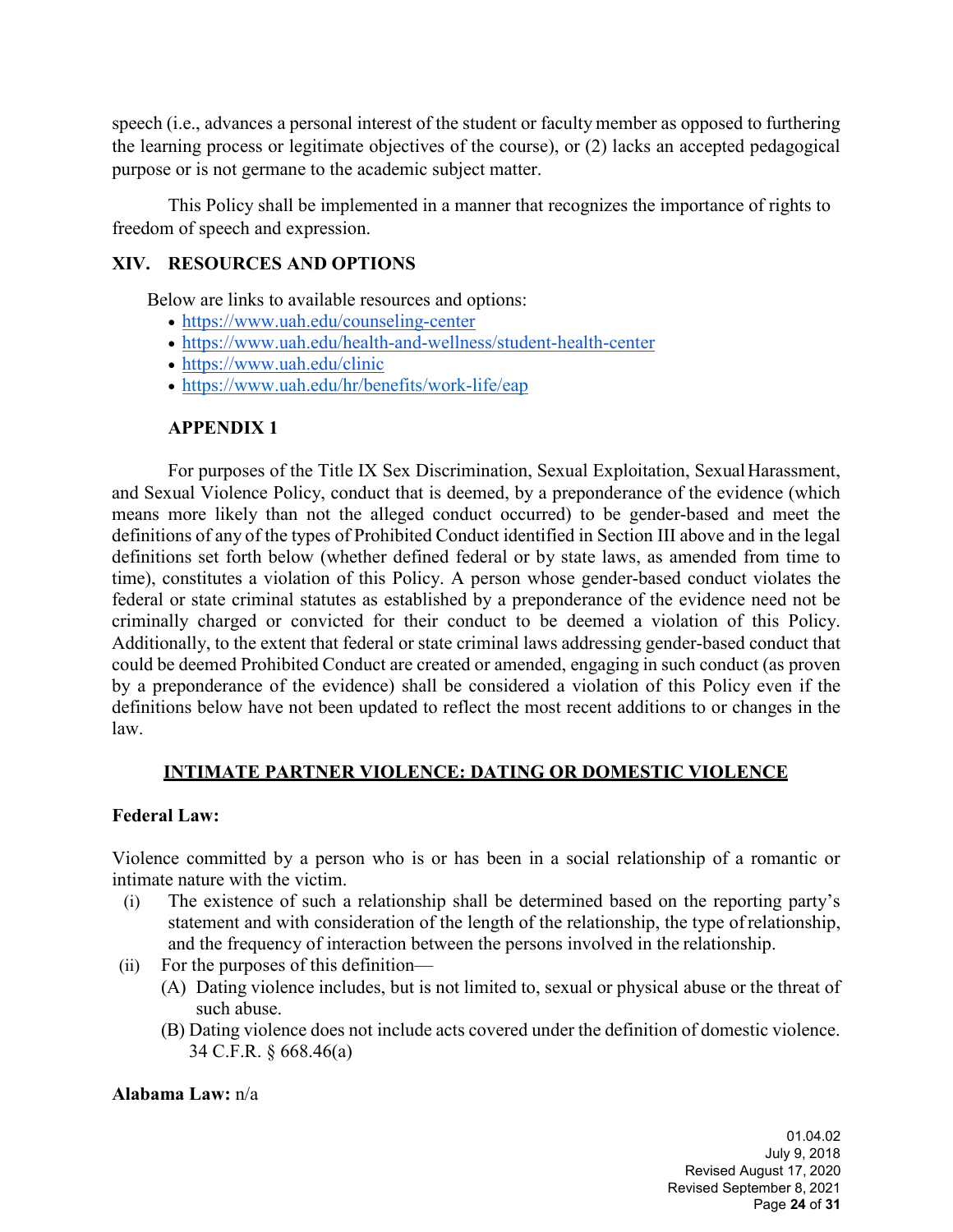speech (i.e., advances a personal interest of the student or faculty member as opposed to furthering the learning process or legitimate objectives of the course), or (2) lacks an accepted pedagogical purpose or is not germane to the academic subject matter.

This Policy shall be implemented in a manner that recognizes the importance of rights to freedom of speech and expression.

## XIV. RESOURCES AND OPTIONS

Below are links to available resources and options:

- https://www.uah.edu/counseling-center
- https://www.uah.edu/health-and-wellness/student-health-center
- https://www.uah.edu/clinic
- https://www.uah.edu/hr/benefits/work-life/eap

## APPENDIX 1

For purposes of the Title IX Sex Discrimination, Sexual Exploitation, Sexual Harassment, and Sexual Violence Policy, conduct that is deemed, by a preponderance of the evidence (which means more likely than not the alleged conduct occurred) to be gender-based and meet the definitions of any of the types of Prohibited Conduct identified in Section III above and in the legal definitions set forth below (whether defined federal or by state laws, as amended from time to time), constitutes a violation of this Policy. A person whose gender-based conduct violates the federal or state criminal statutes as established by a preponderance of the evidence need not be criminally charged or convicted for their conduct to be deemed a violation of this Policy. Additionally, to the extent that federal or state criminal laws addressing gender-based conduct that could be deemed Prohibited Conduct are created or amended, engaging in such conduct (as proven by a preponderance of the evidence) shall be considered a violation of this Policy even if the definitions below have not been updated to reflect the most recent additions to or changes in the law.

### INTIMATE PARTNER VIOLENCE: DATING OR DOMESTIC VIOLENCE

**Federal Law:**

Violence committed by a person who is or has been in a social relationship of a romantic or intimate nature with the victim.

(i) The existence of such a relationship shall be determined based on the reporting party's statement and with consideration of the length of the relationship, the type of relationship, and the frequency of interaction between the persons involved in the relationship.

(ii) For the purposes of this definition—

(A) Dating violence includes, but is not limited to, sexual or physical abuse or the threat of such abuse.

(B) Dating violence does not include acts covered under the definition of domestic violence. 34 C.F.R. § 668.46(a)

**Alabama Law:** n/a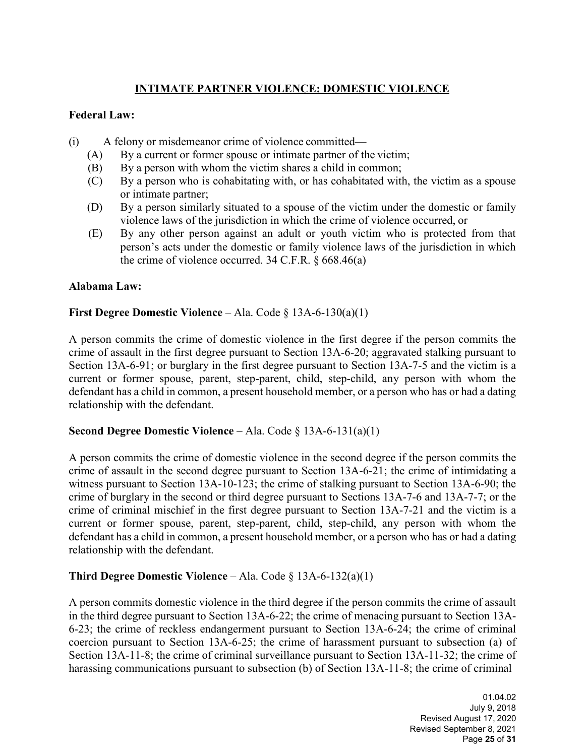## INTIMATE PARTNER VIOLENCE: DOMESTIC VIOLENCE

**Federal Law:**

(i) A felony or misdemeanor crime of violence committed—

- (A) By a current or former spouse or intimate partner of the victim;
- (B) By a person with whom the victim shares a child in common;
- (C) By a person who is cohabitating with, or has cohabitated with, the victim as a spouse or intimate partner;
- (D) By a person similarly situated to a spouse of the victim under the domestic or family violence laws of the jurisdiction in which the crime of violence occurred, or
- (E) By any other person against an adult or youth victim who is protected from that person's acts under the domestic or family violence laws of the jurisdiction in which the crime of violence occurred. 34 C.F.R. § 668.46(a)

**Alabama Law:**

**First Degree Domestic Violence** – Ala. Code § 13A-6-130(a)(1)

A person commits the crime of domestic violence in the first degree if the person commits the crime of assault in the first degree pursuant to Section 13A-6-20; aggravated stalking pursuant to Section 13A-6-91; or burglary in the first degree pursuant to Section 13A-7-5 and the victim is a current or former spouse, parent, step-parent, child, step-child, any person with whom the defendant has a child in common, a present household member, or a person who has or had a dating relationship with the defendant.

**Second Degree Domestic Violence** – Ala. Code § 13A-6-131(a)(1)

A person commits the crime of domestic violence in the second degree if the person commits the crime of assault in the second degree pursuant to Section 13A-6-21; the crime of intimidating a witness pursuant to Section 13A-10-123; the crime of stalking pursuant to Section 13A-6-90; the crime of burglary in the second or third degree pursuant to Sections 13A-7-6 and 13A-7-7; or the crime of criminal mischief in the first degree pursuant to Section 13A-7-21 and the victim is a current or former spouse, parent, step-parent, child, step-child, any person with whom the defendant has a child in common, a present household member, or a person who has or had a dating relationship with the defendant.

**Third Degree Domestic Violence** – Ala. Code § 13A-6-132(a)(1)

A person commits domestic violence in the third degree if the person commits the crime of assault in the third degree pursuant to Section 13A-6-22; the crime of menacing pursuant to Section 13A-6-23; the crime of reckless endangerment pursuant to Section 13A-6-24; the crime of criminal coercion pursuant to Section 13A-6-25; the crime of harassment pursuant to subsection (a) of Section 13A-11-8; the crime of criminal surveillance pursuant to Section 13A-11-32; the crime of harassing communications pursuant to subsection (b) of Section 13A-11-8; the crime of criminal

01.04.02
July 9, 2018
Revised August 17, 2020
Revised September 8, 2021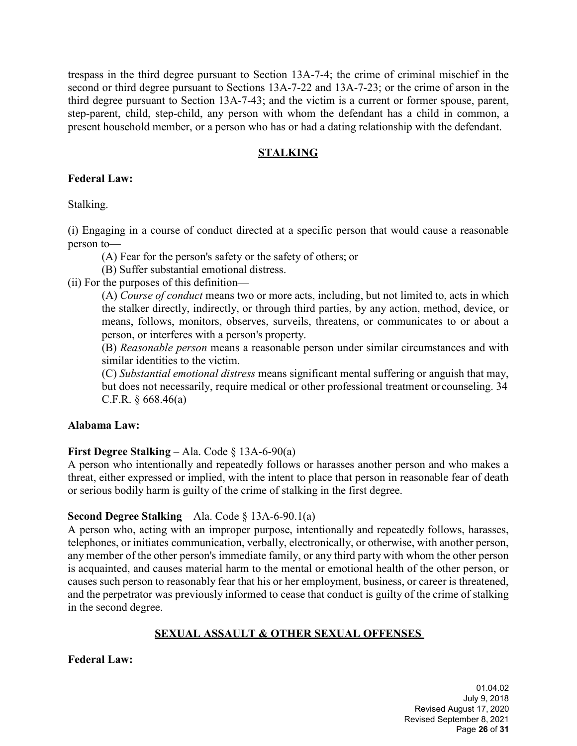trespass in the third degree pursuant to Section 13A-7-4; the crime of criminal mischief in the second or third degree pursuant to Sections 13A-7-22 and 13A-7-23; or the crime of arson in the third degree pursuant to Section 13A-7-43; and the victim is a current or former spouse, parent, step-parent, child, step-child, any person with whom the defendant has a child in common, a present household member, or a person who has or had a dating relationship with the defendant.

## STALKING

**Federal Law:**

Stalking.

(i) Engaging in a course of conduct directed at a specific person that would cause a reasonable person to—

- (A) Fear for the person's safety or the safety of others; or
- (B) Suffer substantial emotional distress.

(ii) For the purposes of this definition—

- (A) *Course of conduct* means two or more acts, including, but not limited to, acts in which the stalker directly, indirectly, or through third parties, by any action, method, device, or means, follows, monitors, observes, surveils, threatens, or communicates to or about a person, or interferes with a person's property.
- (B) *Reasonable person* means a reasonable person under similar circumstances and with similar identities to the victim.
- (C) *Substantial emotional distress* means significant mental suffering or anguish that may, but does not necessarily, require medical or other professional treatment or counseling. 34 C.F.R. § 668.46(a)

**Alabama Law:**

**First Degree Stalking** – Ala. Code § 13A-6-90(a)
A person who intentionally and repeatedly follows or harasses another person and who makes a threat, either expressed or implied, with the intent to place that person in reasonable fear of death or serious bodily harm is guilty of the crime of stalking in the first degree.

**Second Degree Stalking** – Ala. Code § 13A-6-90.1(a)
A person who, acting with an improper purpose, intentionally and repeatedly follows, harasses, telephones, or initiates communication, verbally, electronically, or otherwise, with another person, any member of the other person's immediate family, or any third party with whom the other person is acquainted, and causes material harm to the mental or emotional health of the other person, or causes such person to reasonably fear that his or her employment, business, or career is threatened, and the perpetrator was previously informed to cease that conduct is guilty of the crime of stalking in the second degree.

## SEXUAL ASSAULT & OTHER SEXUAL OFFENSES

**Federal Law:**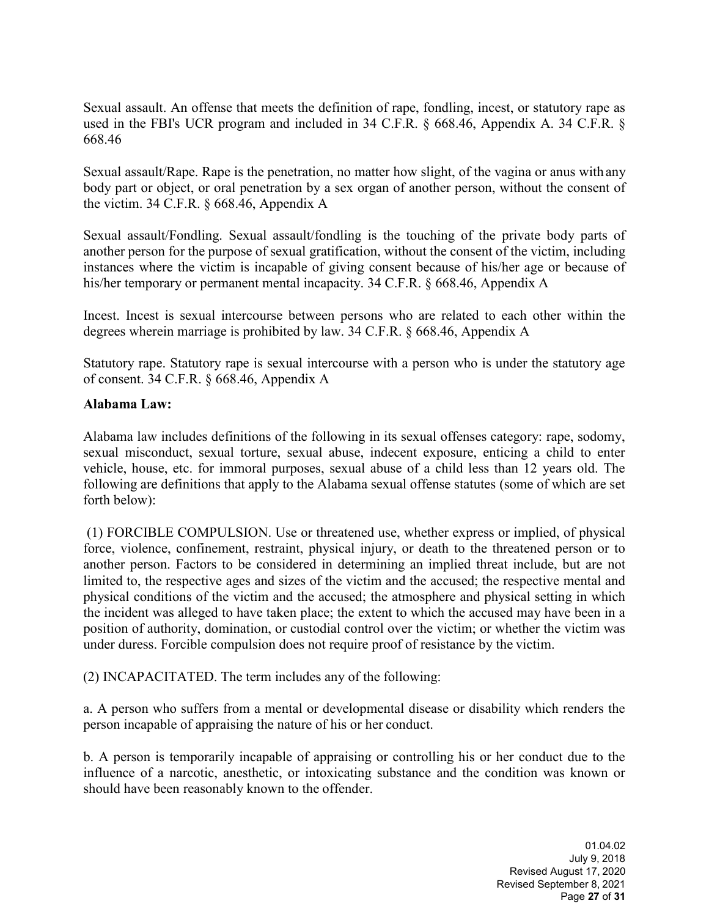Sexual assault. An offense that meets the definition of rape, fondling, incest, or statutory rape as used in the FBI's UCR program and included in 34 C.F.R. § 668.46, Appendix A. 34 C.F.R. § 668.46

Sexual assault/Rape. Rape is the penetration, no matter how slight, of the vagina or anus with any body part or object, or oral penetration by a sex organ of another person, without the consent of the victim. 34 C.F.R. § 668.46, Appendix A

Sexual assault/Fondling. Sexual assault/fondling is the touching of the private body parts of another person for the purpose of sexual gratification, without the consent of the victim, including instances where the victim is incapable of giving consent because of his/her age or because of his/her temporary or permanent mental incapacity. 34 C.F.R. § 668.46, Appendix A

Incest. Incest is sexual intercourse between persons who are related to each other within the degrees wherein marriage is prohibited by law. 34 C.F.R. § 668.46, Appendix A

Statutory rape. Statutory rape is sexual intercourse with a person who is under the statutory age of consent. 34 C.F.R. § 668.46, Appendix A

**Alabama Law:**

Alabama law includes definitions of the following in its sexual offenses category: rape, sodomy, sexual misconduct, sexual torture, sexual abuse, indecent exposure, enticing a child to enter vehicle, house, etc. for immoral purposes, sexual abuse of a child less than 12 years old. The following are definitions that apply to the Alabama sexual offense statutes (some of which are set forth below):

(1) FORCIBLE COMPULSION. Use or threatened use, whether express or implied, of physical force, violence, confinement, restraint, physical injury, or death to the threatened person or to another person. Factors to be considered in determining an implied threat include, but are not limited to, the respective ages and sizes of the victim and the accused; the respective mental and physical conditions of the victim and the accused; the atmosphere and physical setting in which the incident was alleged to have taken place; the extent to which the accused may have been in a position of authority, domination, or custodial control over the victim; or whether the victim was under duress. Forcible compulsion does not require proof of resistance by the victim.

(2) INCAPACITATED. The term includes any of the following:

a. A person who suffers from a mental or developmental disease or disability which renders the person incapable of appraising the nature of his or her conduct.

b. A person is temporarily incapable of appraising or controlling his or her conduct due to the influence of a narcotic, anesthetic, or intoxicating substance and the condition was known or should have been reasonably known to the offender.

01.04.02
July 9, 2018
Revised August 17, 2020
Revised September 8, 2021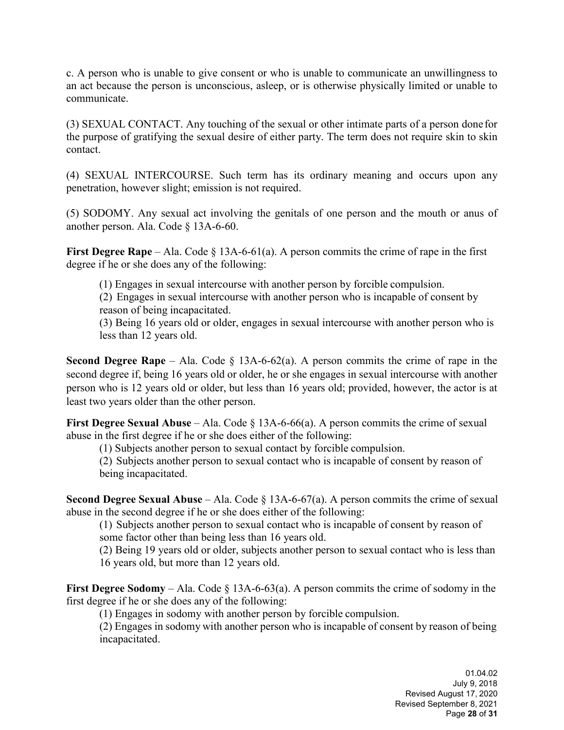c. A person who is unable to give consent or who is unable to communicate an unwillingness to an act because the person is unconscious, asleep, or is otherwise physically limited or unable to communicate.

(3) SEXUAL CONTACT. Any touching of the sexual or other intimate parts of a person done for the purpose of gratifying the sexual desire of either party. The term does not require skin to skin contact.

(4) SEXUAL INTERCOURSE. Such term has its ordinary meaning and occurs upon any penetration, however slight; emission is not required.

(5) SODOMY. Any sexual act involving the genitals of one person and the mouth or anus of another person. Ala. Code § 13A-6-60.

**First Degree Rape** – Ala. Code § 13A-6-61(a). A person commits the crime of rape in the first degree if he or she does any of the following:

(1) Engages in sexual intercourse with another person by forcible compulsion.
(2) Engages in sexual intercourse with another person who is incapable of consent by reason of being incapacitated.
(3) Being 16 years old or older, engages in sexual intercourse with another person who is less than 12 years old.

**Second Degree Rape** – Ala. Code § 13A-6-62(a). A person commits the crime of rape in the second degree if, being 16 years old or older, he or she engages in sexual intercourse with another person who is 12 years old or older, but less than 16 years old; provided, however, the actor is at least two years older than the other person.

**First Degree Sexual Abuse** – Ala. Code § 13A-6-66(a). A person commits the crime of sexual abuse in the first degree if he or she does either of the following:

(1) Subjects another person to sexual contact by forcible compulsion.
(2) Subjects another person to sexual contact who is incapable of consent by reason of being incapacitated.

**Second Degree Sexual Abuse** – Ala. Code § 13A-6-67(a). A person commits the crime of sexual abuse in the second degree if he or she does either of the following:

(1) Subjects another person to sexual contact who is incapable of consent by reason of some factor other than being less than 16 years old.
(2) Being 19 years old or older, subjects another person to sexual contact who is less than 16 years old, but more than 12 years old.

**First Degree Sodomy** – Ala. Code § 13A-6-63(a). A person commits the crime of sodomy in the first degree if he or she does any of the following:

(1) Engages in sodomy with another person by forcible compulsion.
(2) Engages in sodomy with another person who is incapable of consent by reason of being incapacitated.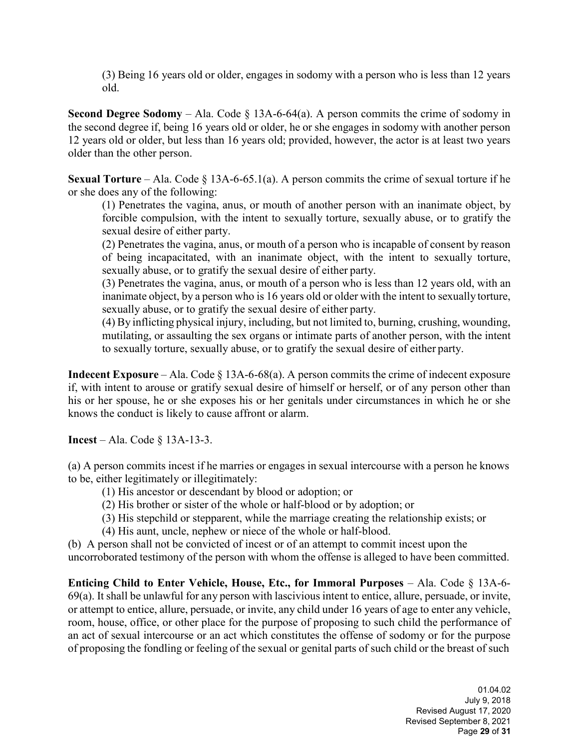(3) Being 16 years old or older, engages in sodomy with a person who is less than 12 years old.

**Second Degree Sodomy** – Ala. Code § 13A-6-64(a). A person commits the crime of sodomy in the second degree if, being 16 years old or older, he or she engages in sodomy with another person 12 years old or older, but less than 16 years old; provided, however, the actor is at least two years older than the other person.

**Sexual Torture** – Ala. Code § 13A-6-65.1(a). A person commits the crime of sexual torture if he or she does any of the following:

(1) Penetrates the vagina, anus, or mouth of another person with an inanimate object, by forcible compulsion, with the intent to sexually torture, sexually abuse, or to gratify the sexual desire of either party.

(2) Penetrates the vagina, anus, or mouth of a person who is incapable of consent by reason of being incapacitated, with an inanimate object, with the intent to sexually torture, sexually abuse, or to gratify the sexual desire of either party.

(3) Penetrates the vagina, anus, or mouth of a person who is less than 12 years old, with an inanimate object, by a person who is 16 years old or older with the intent to sexually torture, sexually abuse, or to gratify the sexual desire of either party.

(4) By inflicting physical injury, including, but not limited to, burning, crushing, wounding, mutilating, or assaulting the sex organs or intimate parts of another person, with the intent to sexually torture, sexually abuse, or to gratify the sexual desire of either party.

**Indecent Exposure** – Ala. Code § 13A-6-68(a). A person commits the crime of indecent exposure if, with intent to arouse or gratify sexual desire of himself or herself, or of any person other than his or her spouse, he or she exposes his or her genitals under circumstances in which he or she knows the conduct is likely to cause affront or alarm.

**Incest** – Ala. Code § 13A-13-3.

(a) A person commits incest if he marries or engages in sexual intercourse with a person he knows to be, either legitimately or illegitimately:

(1) His ancestor or descendant by blood or adoption; or

(2) His brother or sister of the whole or half-blood or by adoption; or

(3) His stepchild or stepparent, while the marriage creating the relationship exists; or

(4) His aunt, uncle, nephew or niece of the whole or half-blood.

(b) A person shall not be convicted of incest or of an attempt to commit incest upon the uncorroborated testimony of the person with whom the offense is alleged to have been committed.

**Enticing Child to Enter Vehicle, House, Etc., for Immoral Purposes** – Ala. Code § 13A-6-69(a). It shall be unlawful for any person with lascivious intent to entice, allure, persuade, or invite, or attempt to entice, allure, persuade, or invite, any child under 16 years of age to enter any vehicle, room, house, office, or other place for the purpose of proposing to such child the performance of an act of sexual intercourse or an act which constitutes the offense of sodomy or for the purpose of proposing the fondling or feeling of the sexual or genital parts of such child or the breast of such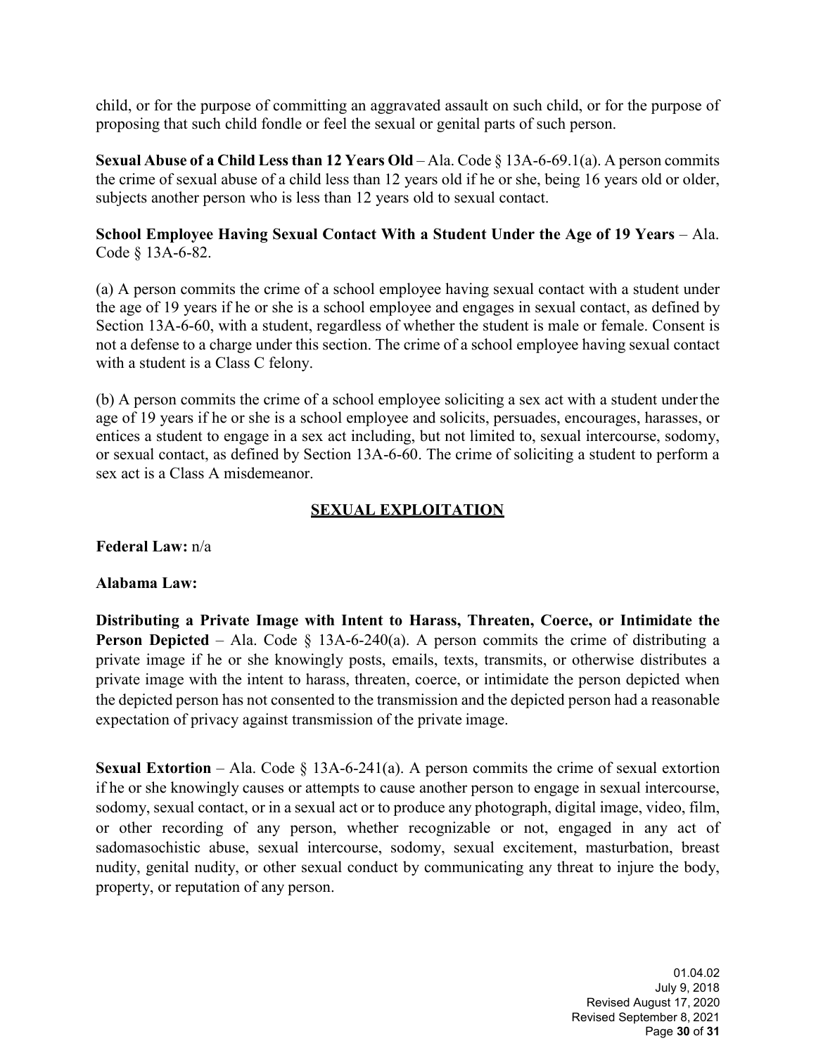child, or for the purpose of committing an aggravated assault on such child, or for the purpose of proposing that such child fondle or feel the sexual or genital parts of such person.

**Sexual Abuse of a Child Less than 12 Years Old** – Ala. Code § 13A-6-69.1(a). A person commits the crime of sexual abuse of a child less than 12 years old if he or she, being 16 years old or older, subjects another person who is less than 12 years old to sexual contact.

**School Employee Having Sexual Contact With a Student Under the Age of 19 Years** – Ala. Code § 13A-6-82.

(a) A person commits the crime of a school employee having sexual contact with a student under the age of 19 years if he or she is a school employee and engages in sexual contact, as defined by Section 13A-6-60, with a student, regardless of whether the student is male or female. Consent is not a defense to a charge under this section. The crime of a school employee having sexual contact with a student is a Class C felony.

(b) A person commits the crime of a school employee soliciting a sex act with a student under the age of 19 years if he or she is a school employee and solicits, persuades, encourages, harasses, or entices a student to engage in a sex act including, but not limited to, sexual intercourse, sodomy, or sexual contact, as defined by Section 13A-6-60. The crime of soliciting a student to perform a sex act is a Class A misdemeanor.

## SEXUAL EXPLOITATION

**Federal Law:** n/a

**Alabama Law:**

**Distributing a Private Image with Intent to Harass, Threaten, Coerce, or Intimidate the Person Depicted** – Ala. Code § 13A-6-240(a). A person commits the crime of distributing a private image if he or she knowingly posts, emails, texts, transmits, or otherwise distributes a private image with the intent to harass, threaten, coerce, or intimidate the person depicted when the depicted person has not consented to the transmission and the depicted person had a reasonable expectation of privacy against transmission of the private image.

**Sexual Extortion** – Ala. Code § 13A-6-241(a). A person commits the crime of sexual extortion if he or she knowingly causes or attempts to cause another person to engage in sexual intercourse, sodomy, sexual contact, or in a sexual act or to produce any photograph, digital image, video, film, or other recording of any person, whether recognizable or not, engaged in any act of sadomasochistic abuse, sexual intercourse, sodomy, sexual excitement, masturbation, breast nudity, genital nudity, or other sexual conduct by communicating any threat to injure the body, property, or reputation of any person.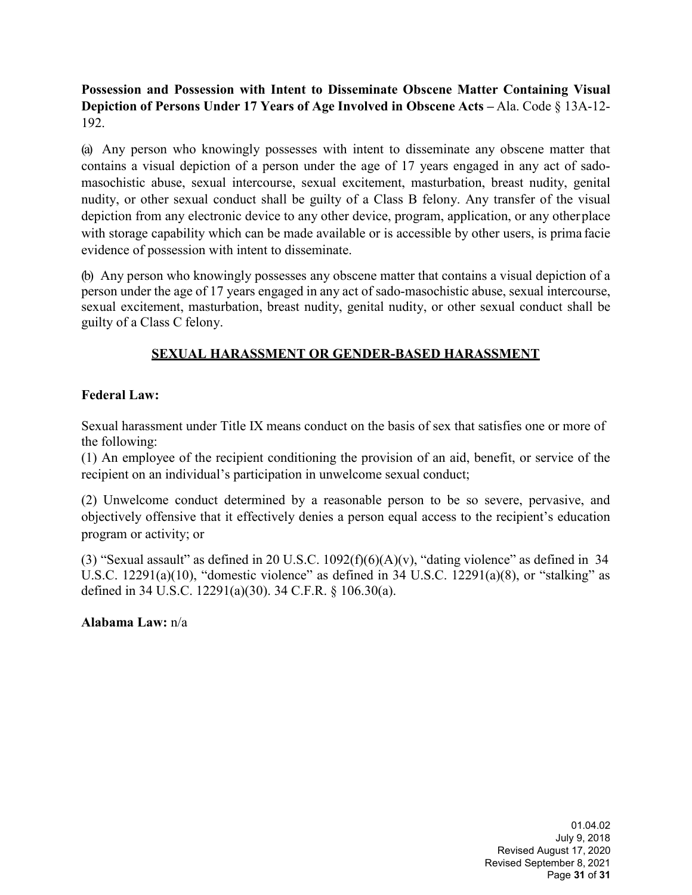**Possession and Possession with Intent to Disseminate Obscene Matter Containing Visual Depiction of Persons Under 17 Years of Age Involved in Obscene Acts –** Ala. Code § 13A-12-192.

(a) Any person who knowingly possesses with intent to disseminate any obscene matter that contains a visual depiction of a person under the age of 17 years engaged in any act of sado-masochistic abuse, sexual intercourse, sexual excitement, masturbation, breast nudity, genital nudity, or other sexual conduct shall be guilty of a Class B felony. Any transfer of the visual depiction from any electronic device to any other device, program, application, or any other place with storage capability which can be made available or is accessible by other users, is prima facie evidence of possession with intent to disseminate.

(b) Any person who knowingly possesses any obscene matter that contains a visual depiction of a person under the age of 17 years engaged in any act of sado-masochistic abuse, sexual intercourse, sexual excitement, masturbation, breast nudity, genital nudity, or other sexual conduct shall be guilty of a Class C felony.

## SEXUAL HARASSMENT OR GENDER-BASED HARASSMENT

**Federal Law:**

Sexual harassment under Title IX means conduct on the basis of sex that satisfies one or more of the following:

(1) An employee of the recipient conditioning the provision of an aid, benefit, or service of the recipient on an individual's participation in unwelcome sexual conduct;

(2) Unwelcome conduct determined by a reasonable person to be so severe, pervasive, and objectively offensive that it effectively denies a person equal access to the recipient's education program or activity; or

(3) "Sexual assault" as defined in 20 U.S.C. 1092(f)(6)(A)(v), "dating violence" as defined in 34 U.S.C. 12291(a)(10), "domestic violence" as defined in 34 U.S.C. 12291(a)(8), or "stalking" as defined in 34 U.S.C. 12291(a)(30). 34 C.F.R. § 106.30(a).

**Alabama Law:** n/a

01.04.02
July 9, 2018
Revised August 17, 2020
Revised September 8, 2021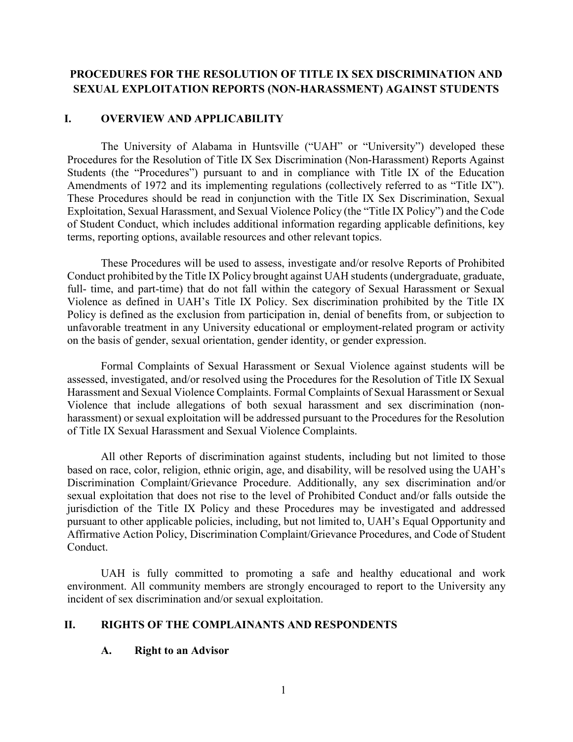# PROCEDURES FOR THE RESOLUTION OF TITLE IX SEX DISCRIMINATION AND SEXUAL EXPLOITATION REPORTS (NON-HARASSMENT) AGAINST STUDENTS

## I. OVERVIEW AND APPLICABILITY

The University of Alabama in Huntsville ("UAH" or "University") developed these Procedures for the Resolution of Title IX Sex Discrimination (Non-Harassment) Reports Against Students (the "Procedures") pursuant to and in compliance with Title IX of the Education Amendments of 1972 and its implementing regulations (collectively referred to as "Title IX"). These Procedures should be read in conjunction with the Title IX Sex Discrimination, Sexual Exploitation, Sexual Harassment, and Sexual Violence Policy (the "Title IX Policy") and the Code of Student Conduct, which includes additional information regarding applicable definitions, key terms, reporting options, available resources and other relevant topics.

These Procedures will be used to assess, investigate and/or resolve Reports of Prohibited Conduct prohibited by the Title IX Policy brought against UAH students (undergraduate, graduate, full- time, and part-time) that do not fall within the category of Sexual Harassment or Sexual Violence as defined in UAH's Title IX Policy. Sex discrimination prohibited by the Title IX Policy is defined as the exclusion from participation in, denial of benefits from, or subjection to unfavorable treatment in any University educational or employment-related program or activity on the basis of gender, sexual orientation, gender identity, or gender expression.

Formal Complaints of Sexual Harassment or Sexual Violence against students will be assessed, investigated, and/or resolved using the Procedures for the Resolution of Title IX Sexual Harassment and Sexual Violence Complaints. Formal Complaints of Sexual Harassment or Sexual Violence that include allegations of both sexual harassment and sex discrimination (non-harassment) or sexual exploitation will be addressed pursuant to the Procedures for the Resolution of Title IX Sexual Harassment and Sexual Violence Complaints.

All other Reports of discrimination against students, including but not limited to those based on race, color, religion, ethnic origin, age, and disability, will be resolved using the UAH's Discrimination Complaint/Grievance Procedure. Additionally, any sex discrimination and/or sexual exploitation that does not rise to the level of Prohibited Conduct and/or falls outside the jurisdiction of the Title IX Policy and these Procedures may be investigated and addressed pursuant to other applicable policies, including, but not limited to, UAH's Equal Opportunity and Affirmative Action Policy, Discrimination Complaint/Grievance Procedures, and Code of Student Conduct.

UAH is fully committed to promoting a safe and healthy educational and work environment. All community members are strongly encouraged to report to the University any incident of sex discrimination and/or sexual exploitation.

## II. RIGHTS OF THE COMPLAINANTS AND RESPONDENTS

### A. Right to an Advisor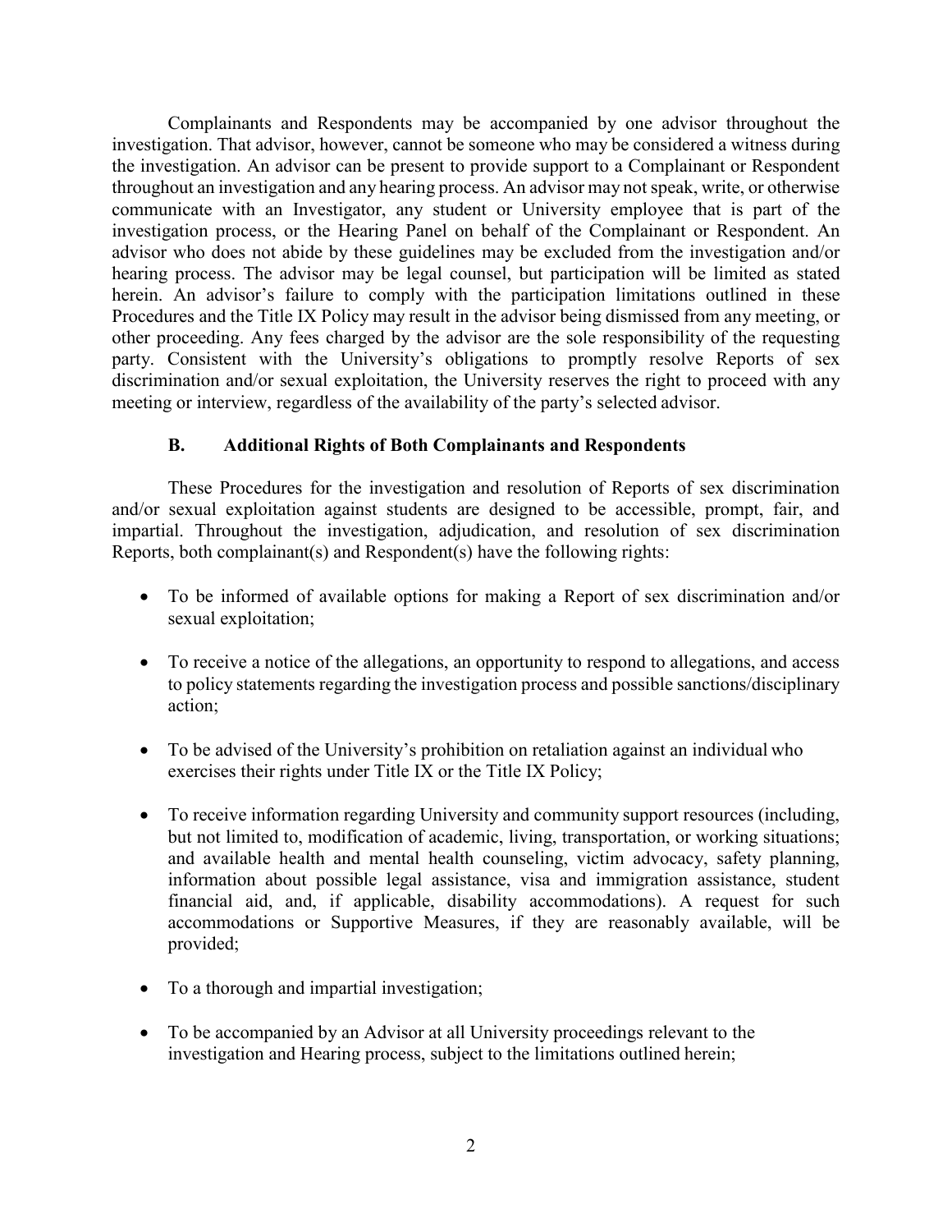Complainants and Respondents may be accompanied by one advisor throughout the investigation. That advisor, however, cannot be someone who may be considered a witness during the investigation. An advisor can be present to provide support to a Complainant or Respondent throughout an investigation and any hearing process. An advisor may not speak, write, or otherwise communicate with an Investigator, any student or University employee that is part of the investigation process, or the Hearing Panel on behalf of the Complainant or Respondent. An advisor who does not abide by these guidelines may be excluded from the investigation and/or hearing process. The advisor may be legal counsel, but participation will be limited as stated herein. An advisor's failure to comply with the participation limitations outlined in these Procedures and the Title IX Policy may result in the advisor being dismissed from any meeting, or other proceeding. Any fees charged by the advisor are the sole responsibility of the requesting party. Consistent with the University's obligations to promptly resolve Reports of sex discrimination and/or sexual exploitation, the University reserves the right to proceed with any meeting or interview, regardless of the availability of the party's selected advisor.

### B. Additional Rights of Both Complainants and Respondents

These Procedures for the investigation and resolution of Reports of sex discrimination and/or sexual exploitation against students are designed to be accessible, prompt, fair, and impartial. Throughout the investigation, adjudication, and resolution of sex discrimination Reports, both complainant(s) and Respondent(s) have the following rights:

- To be informed of available options for making a Report of sex discrimination and/or sexual exploitation;
- To receive a notice of the allegations, an opportunity to respond to allegations, and access to policy statements regarding the investigation process and possible sanctions/disciplinary action;
- To be advised of the University's prohibition on retaliation against an individual who exercises their rights under Title IX or the Title IX Policy;
- To receive information regarding University and community support resources (including, but not limited to, modification of academic, living, transportation, or working situations; and available health and mental health counseling, victim advocacy, safety planning, information about possible legal assistance, visa and immigration assistance, student financial aid, and, if applicable, disability accommodations). A request for such accommodations or Supportive Measures, if they are reasonably available, will be provided;
- To a thorough and impartial investigation;
- To be accompanied by an Advisor at all University proceedings relevant to the investigation and Hearing process, subject to the limitations outlined herein;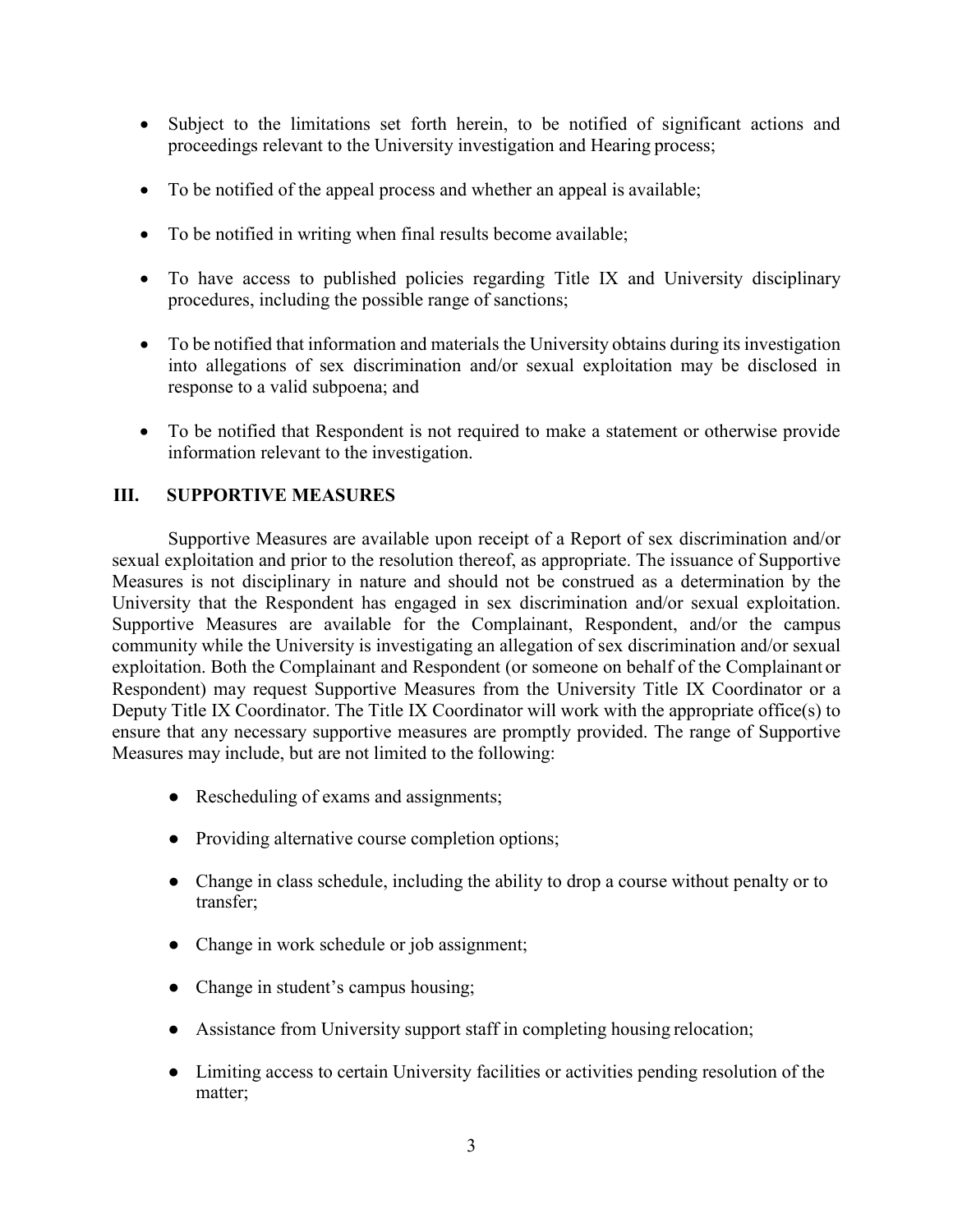- Subject to the limitations set forth herein, to be notified of significant actions and proceedings relevant to the University investigation and Hearing process;
- To be notified of the appeal process and whether an appeal is available;
- To be notified in writing when final results become available;
- To have access to published policies regarding Title IX and University disciplinary procedures, including the possible range of sanctions;
- To be notified that information and materials the University obtains during its investigation into allegations of sex discrimination and/or sexual exploitation may be disclosed in response to a valid subpoena; and
- To be notified that Respondent is not required to make a statement or otherwise provide information relevant to the investigation.

## III. SUPPORTIVE MEASURES

Supportive Measures are available upon receipt of a Report of sex discrimination and/or sexual exploitation and prior to the resolution thereof, as appropriate. The issuance of Supportive Measures is not disciplinary in nature and should not be construed as a determination by the University that the Respondent has engaged in sex discrimination and/or sexual exploitation. Supportive Measures are available for the Complainant, Respondent, and/or the campus community while the University is investigating an allegation of sex discrimination and/or sexual exploitation. Both the Complainant and Respondent (or someone on behalf of the Complainant or Respondent) may request Supportive Measures from the University Title IX Coordinator or a Deputy Title IX Coordinator. The Title IX Coordinator will work with the appropriate office(s) to ensure that any necessary supportive measures are promptly provided. The range of Supportive Measures may include, but are not limited to the following:

- Rescheduling of exams and assignments;
- Providing alternative course completion options;
- Change in class schedule, including the ability to drop a course without penalty or to transfer;
- Change in work schedule or job assignment;
- Change in student's campus housing;
- Assistance from University support staff in completing housing relocation;
- Limiting access to certain University facilities or activities pending resolution of the matter;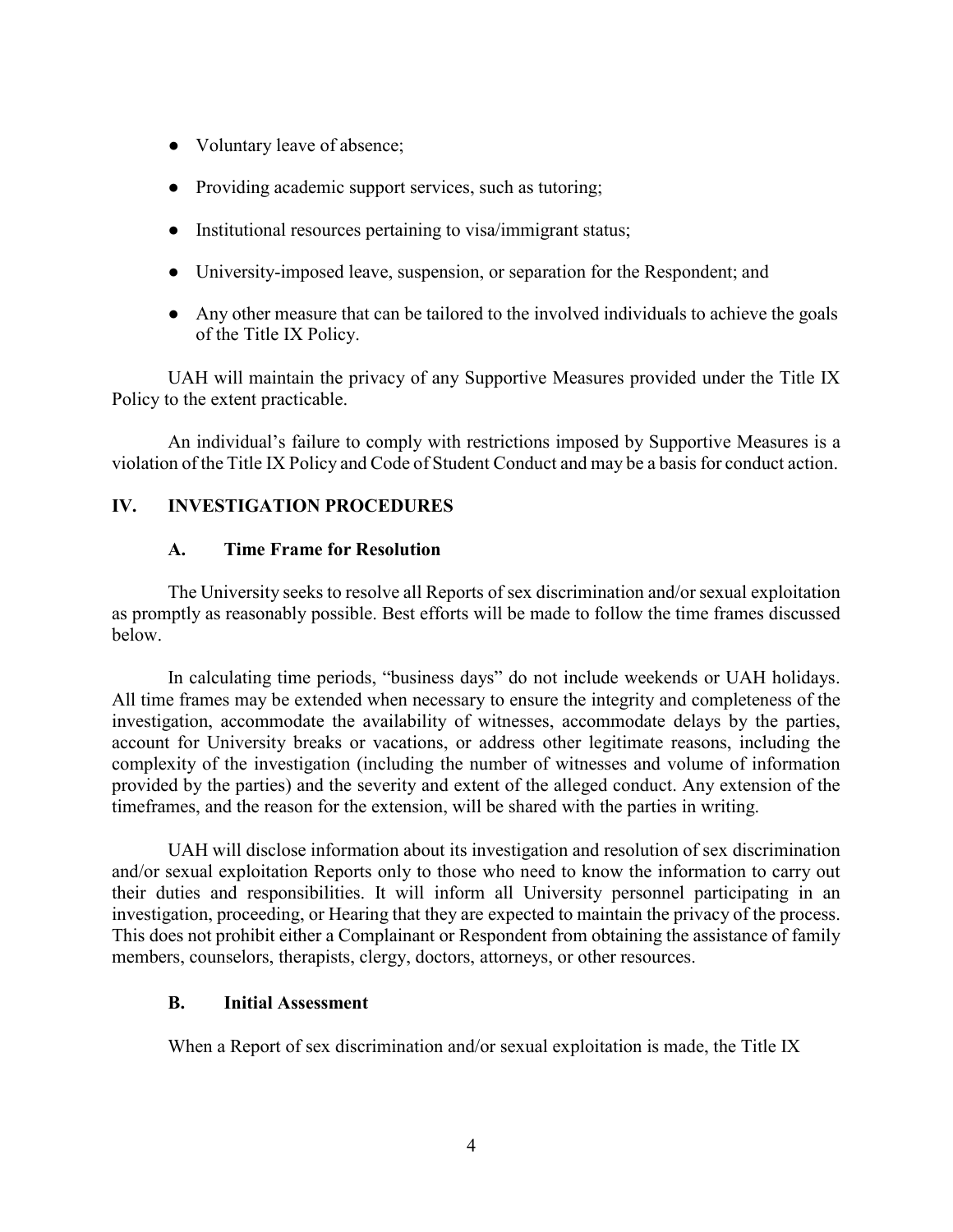- Voluntary leave of absence;
- Providing academic support services, such as tutoring;
- Institutional resources pertaining to visa/immigrant status;
- University-imposed leave, suspension, or separation for the Respondent; and
- Any other measure that can be tailored to the involved individuals to achieve the goals of the Title IX Policy.

UAH will maintain the privacy of any Supportive Measures provided under the Title IX Policy to the extent practicable.

An individual's failure to comply with restrictions imposed by Supportive Measures is a violation of the Title IX Policy and Code of Student Conduct and may be a basis for conduct action.

## IV. INVESTIGATION PROCEDURES

### A. Time Frame for Resolution

The University seeks to resolve all Reports of sex discrimination and/or sexual exploitation as promptly as reasonably possible. Best efforts will be made to follow the time frames discussed below.

In calculating time periods, "business days" do not include weekends or UAH holidays. All time frames may be extended when necessary to ensure the integrity and completeness of the investigation, accommodate the availability of witnesses, accommodate delays by the parties, account for University breaks or vacations, or address other legitimate reasons, including the complexity of the investigation (including the number of witnesses and volume of information provided by the parties) and the severity and extent of the alleged conduct. Any extension of the timeframes, and the reason for the extension, will be shared with the parties in writing.

UAH will disclose information about its investigation and resolution of sex discrimination and/or sexual exploitation Reports only to those who need to know the information to carry out their duties and responsibilities. It will inform all University personnel participating in an investigation, proceeding, or Hearing that they are expected to maintain the privacy of the process. This does not prohibit either a Complainant or Respondent from obtaining the assistance of family members, counselors, therapists, clergy, doctors, attorneys, or other resources.

### B. Initial Assessment

When a Report of sex discrimination and/or sexual exploitation is made, the Title IX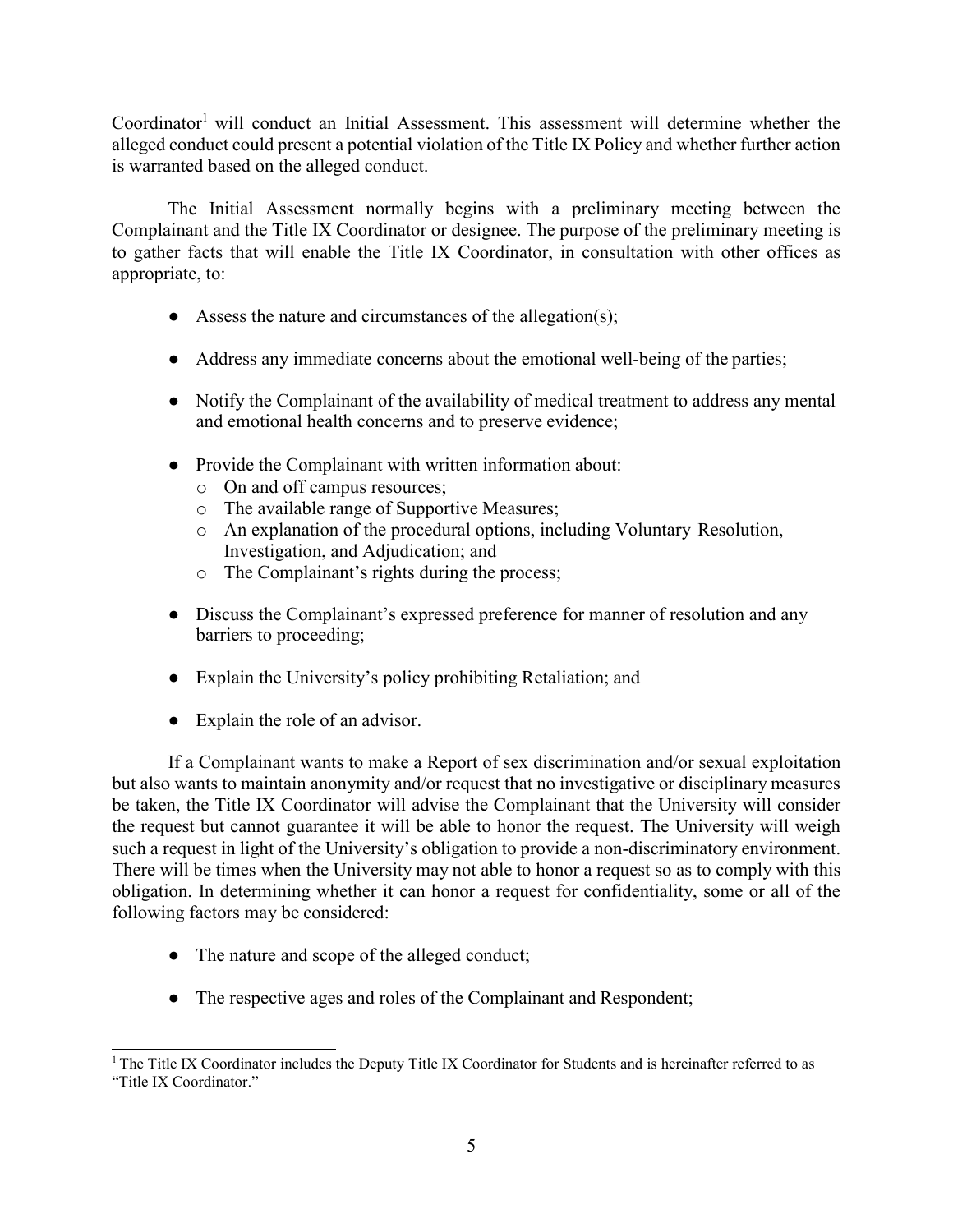Coordinator[1] will conduct an Initial Assessment. This assessment will determine whether the alleged conduct could present a potential violation of the Title IX Policy and whether further action is warranted based on the alleged conduct.

The Initial Assessment normally begins with a preliminary meeting between the Complainant and the Title IX Coordinator or designee. The purpose of the preliminary meeting is to gather facts that will enable the Title IX Coordinator, in consultation with other offices as appropriate, to:

- Assess the nature and circumstances of the allegation(s);
- Address any immediate concerns about the emotional well-being of the parties;
- Notify the Complainant of the availability of medical treatment to address any mental and emotional health concerns and to preserve evidence;
- Provide the Complainant with written information about:
  - On and off campus resources;
  - The available range of Supportive Measures;
  - An explanation of the procedural options, including Voluntary Resolution, Investigation, and Adjudication; and
  - The Complainant's rights during the process;
- Discuss the Complainant's expressed preference for manner of resolution and any barriers to proceeding;
- Explain the University's policy prohibiting Retaliation; and
- Explain the role of an advisor.

If a Complainant wants to make a Report of sex discrimination and/or sexual exploitation but also wants to maintain anonymity and/or request that no investigative or disciplinary measures be taken, the Title IX Coordinator will advise the Complainant that the University will consider the request but cannot guarantee it will be able to honor the request. The University will weigh such a request in light of the University's obligation to provide a non-discriminatory environment. There will be times when the University may not able to honor a request so as to comply with this obligation. In determining whether it can honor a request for confidentiality, some or all of the following factors may be considered:

- The nature and scope of the alleged conduct;
- The respective ages and roles of the Complainant and Respondent;

[1] The Title IX Coordinator includes the Deputy Title IX Coordinator for Students and is hereinafter referred to as "Title IX Coordinator."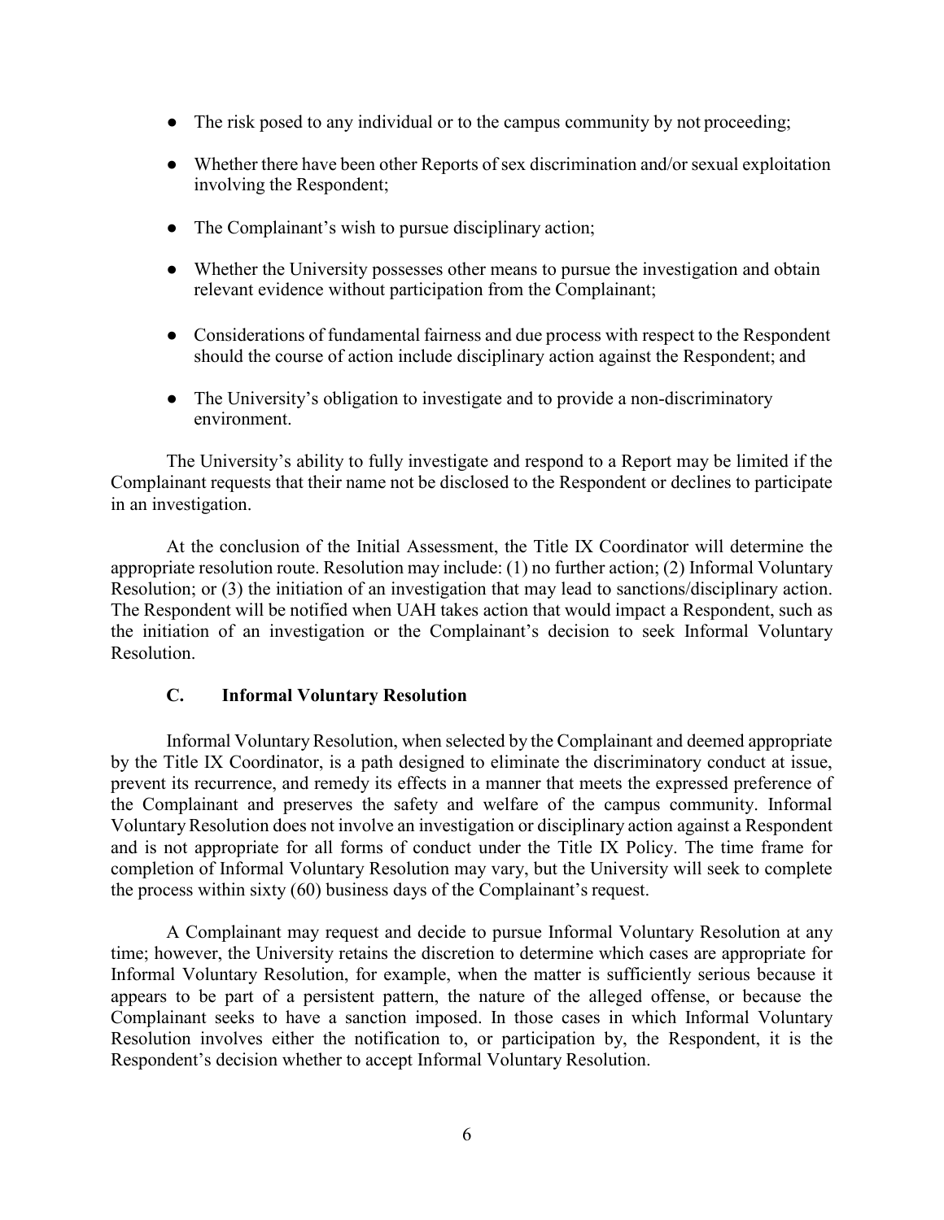- The risk posed to any individual or to the campus community by not proceeding;
- Whether there have been other Reports of sex discrimination and/or sexual exploitation involving the Respondent;
- The Complainant's wish to pursue disciplinary action;
- Whether the University possesses other means to pursue the investigation and obtain relevant evidence without participation from the Complainant;
- Considerations of fundamental fairness and due process with respect to the Respondent should the course of action include disciplinary action against the Respondent; and
- The University's obligation to investigate and to provide a non-discriminatory environment.

The University's ability to fully investigate and respond to a Report may be limited if the Complainant requests that their name not be disclosed to the Respondent or declines to participate in an investigation.

At the conclusion of the Initial Assessment, the Title IX Coordinator will determine the appropriate resolution route. Resolution may include: (1) no further action; (2) Informal Voluntary Resolution; or (3) the initiation of an investigation that may lead to sanctions/disciplinary action. The Respondent will be notified when UAH takes action that would impact a Respondent, such as the initiation of an investigation or the Complainant's decision to seek Informal Voluntary Resolution.

### C. Informal Voluntary Resolution

Informal Voluntary Resolution, when selected by the Complainant and deemed appropriate by the Title IX Coordinator, is a path designed to eliminate the discriminatory conduct at issue, prevent its recurrence, and remedy its effects in a manner that meets the expressed preference of the Complainant and preserves the safety and welfare of the campus community. Informal Voluntary Resolution does not involve an investigation or disciplinary action against a Respondent and is not appropriate for all forms of conduct under the Title IX Policy. The time frame for completion of Informal Voluntary Resolution may vary, but the University will seek to complete the process within sixty (60) business days of the Complainant's request.

A Complainant may request and decide to pursue Informal Voluntary Resolution at any time; however, the University retains the discretion to determine which cases are appropriate for Informal Voluntary Resolution, for example, when the matter is sufficiently serious because it appears to be part of a persistent pattern, the nature of the alleged offense, or because the Complainant seeks to have a sanction imposed. In those cases in which Informal Voluntary Resolution involves either the notification to, or participation by, the Respondent, it is the Respondent's decision whether to accept Informal Voluntary Resolution.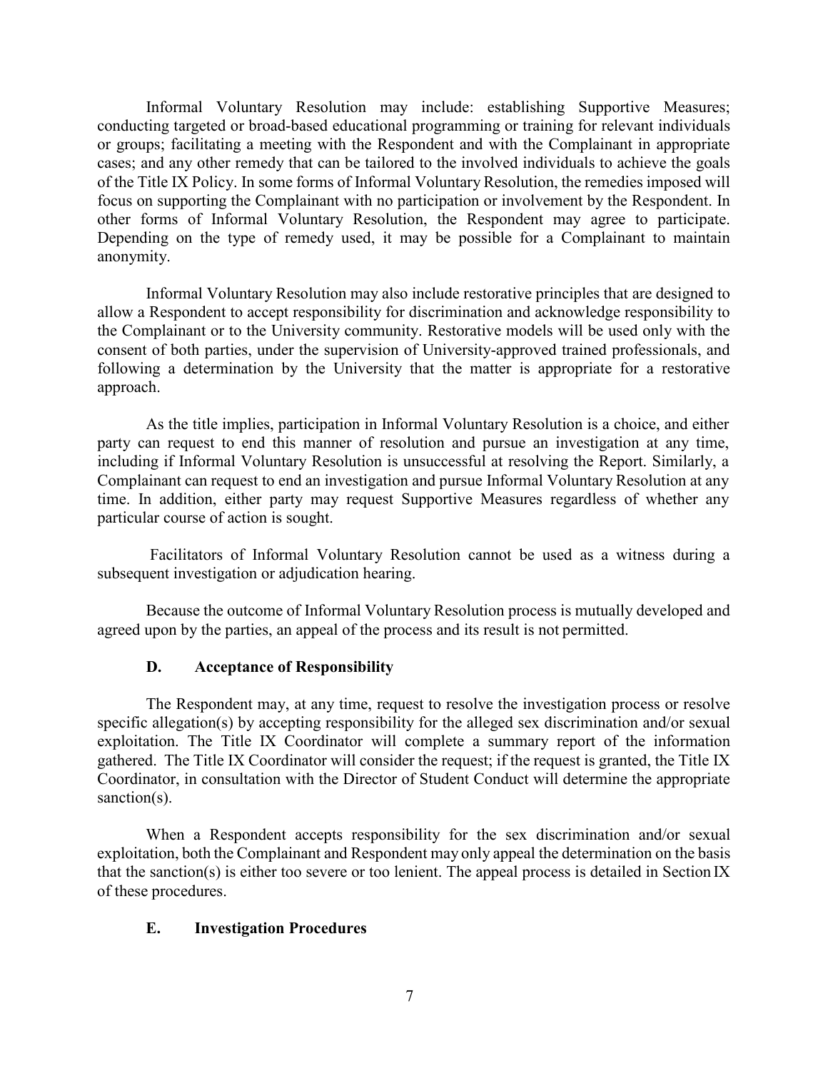Informal Voluntary Resolution may include: establishing Supportive Measures; conducting targeted or broad-based educational programming or training for relevant individuals or groups; facilitating a meeting with the Respondent and with the Complainant in appropriate cases; and any other remedy that can be tailored to the involved individuals to achieve the goals of the Title IX Policy. In some forms of Informal Voluntary Resolution, the remedies imposed will focus on supporting the Complainant with no participation or involvement by the Respondent. In other forms of Informal Voluntary Resolution, the Respondent may agree to participate. Depending on the type of remedy used, it may be possible for a Complainant to maintain anonymity.

Informal Voluntary Resolution may also include restorative principles that are designed to allow a Respondent to accept responsibility for discrimination and acknowledge responsibility to the Complainant or to the University community. Restorative models will be used only with the consent of both parties, under the supervision of University-approved trained professionals, and following a determination by the University that the matter is appropriate for a restorative approach.

As the title implies, participation in Informal Voluntary Resolution is a choice, and either party can request to end this manner of resolution and pursue an investigation at any time, including if Informal Voluntary Resolution is unsuccessful at resolving the Report. Similarly, a Complainant can request to end an investigation and pursue Informal Voluntary Resolution at any time. In addition, either party may request Supportive Measures regardless of whether any particular course of action is sought.

Facilitators of Informal Voluntary Resolution cannot be used as a witness during a subsequent investigation or adjudication hearing.

Because the outcome of Informal Voluntary Resolution process is mutually developed and agreed upon by the parties, an appeal of the process and its result is not permitted.

### D. Acceptance of Responsibility

The Respondent may, at any time, request to resolve the investigation process or resolve specific allegation(s) by accepting responsibility for the alleged sex discrimination and/or sexual exploitation. The Title IX Coordinator will complete a summary report of the information gathered. The Title IX Coordinator will consider the request; if the request is granted, the Title IX Coordinator, in consultation with the Director of Student Conduct will determine the appropriate sanction(s).

When a Respondent accepts responsibility for the sex discrimination and/or sexual exploitation, both the Complainant and Respondent may only appeal the determination on the basis that the sanction(s) is either too severe or too lenient. The appeal process is detailed in Section IX of these procedures.

### E. Investigation Procedures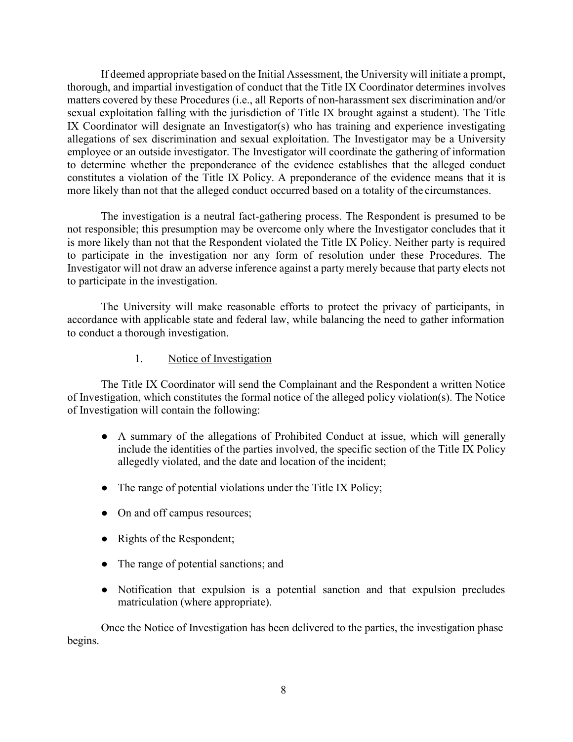If deemed appropriate based on the Initial Assessment, the University will initiate a prompt, thorough, and impartial investigation of conduct that the Title IX Coordinator determines involves matters covered by these Procedures (i.e., all Reports of non-harassment sex discrimination and/or sexual exploitation falling with the jurisdiction of Title IX brought against a student). The Title IX Coordinator will designate an Investigator(s) who has training and experience investigating allegations of sex discrimination and sexual exploitation. The Investigator may be a University employee or an outside investigator. The Investigator will coordinate the gathering of information to determine whether the preponderance of the evidence establishes that the alleged conduct constitutes a violation of the Title IX Policy. A preponderance of the evidence means that it is more likely than not that the alleged conduct occurred based on a totality of the circumstances.

The investigation is a neutral fact-gathering process. The Respondent is presumed to be not responsible; this presumption may be overcome only where the Investigator concludes that it is more likely than not that the Respondent violated the Title IX Policy. Neither party is required to participate in the investigation nor any form of resolution under these Procedures. The Investigator will not draw an adverse inference against a party merely because that party elects not to participate in the investigation.

The University will make reasonable efforts to protect the privacy of participants, in accordance with applicable state and federal law, while balancing the need to gather information to conduct a thorough investigation.

1. Notice of Investigation

The Title IX Coordinator will send the Complainant and the Respondent a written Notice of Investigation, which constitutes the formal notice of the alleged policy violation(s). The Notice of Investigation will contain the following:

- A summary of the allegations of Prohibited Conduct at issue, which will generally include the identities of the parties involved, the specific section of the Title IX Policy allegedly violated, and the date and location of the incident;
- The range of potential violations under the Title IX Policy;
- On and off campus resources;
- Rights of the Respondent;
- The range of potential sanctions; and
- Notification that expulsion is a potential sanction and that expulsion precludes matriculation (where appropriate).

Once the Notice of Investigation has been delivered to the parties, the investigation phase begins.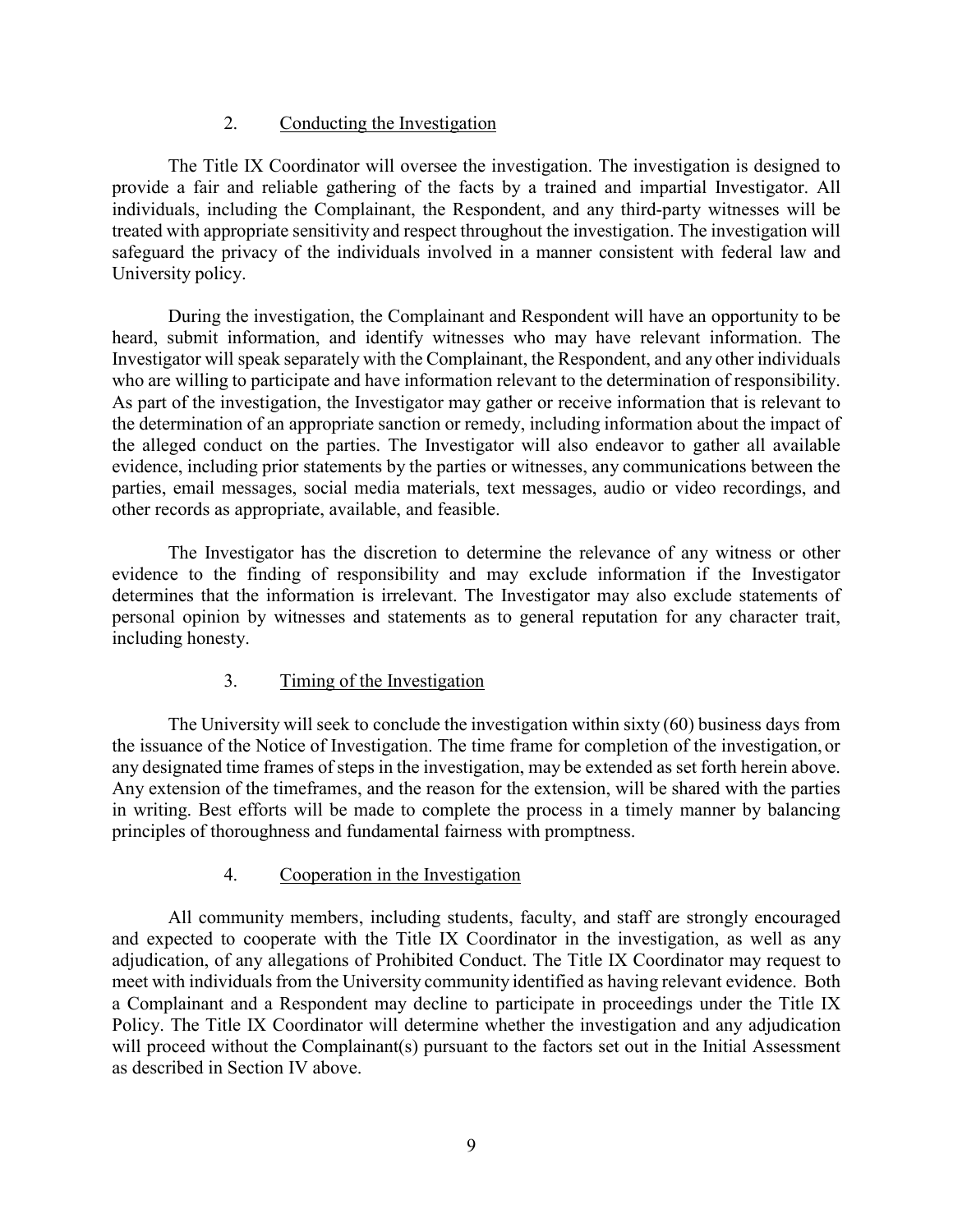### 2. Conducting the Investigation

The Title IX Coordinator will oversee the investigation. The investigation is designed to provide a fair and reliable gathering of the facts by a trained and impartial Investigator. All individuals, including the Complainant, the Respondent, and any third-party witnesses will be treated with appropriate sensitivity and respect throughout the investigation. The investigation will safeguard the privacy of the individuals involved in a manner consistent with federal law and University policy.

During the investigation, the Complainant and Respondent will have an opportunity to be heard, submit information, and identify witnesses who may have relevant information. The Investigator will speak separately with the Complainant, the Respondent, and any other individuals who are willing to participate and have information relevant to the determination of responsibility. As part of the investigation, the Investigator may gather or receive information that is relevant to the determination of an appropriate sanction or remedy, including information about the impact of the alleged conduct on the parties. The Investigator will also endeavor to gather all available evidence, including prior statements by the parties or witnesses, any communications between the parties, email messages, social media materials, text messages, audio or video recordings, and other records as appropriate, available, and feasible.

The Investigator has the discretion to determine the relevance of any witness or other evidence to the finding of responsibility and may exclude information if the Investigator determines that the information is irrelevant. The Investigator may also exclude statements of personal opinion by witnesses and statements as to general reputation for any character trait, including honesty.

### 3. Timing of the Investigation

The University will seek to conclude the investigation within sixty (60) business days from the issuance of the Notice of Investigation. The time frame for completion of the investigation, or any designated time frames of steps in the investigation, may be extended as set forth herein above. Any extension of the timeframes, and the reason for the extension, will be shared with the parties in writing. Best efforts will be made to complete the process in a timely manner by balancing principles of thoroughness and fundamental fairness with promptness.

### 4. Cooperation in the Investigation

All community members, including students, faculty, and staff are strongly encouraged and expected to cooperate with the Title IX Coordinator in the investigation, as well as any adjudication, of any allegations of Prohibited Conduct. The Title IX Coordinator may request to meet with individuals from the University community identified as having relevant evidence. Both a Complainant and a Respondent may decline to participate in proceedings under the Title IX Policy. The Title IX Coordinator will determine whether the investigation and any adjudication will proceed without the Complainant(s) pursuant to the factors set out in the Initial Assessment as described in Section IV above.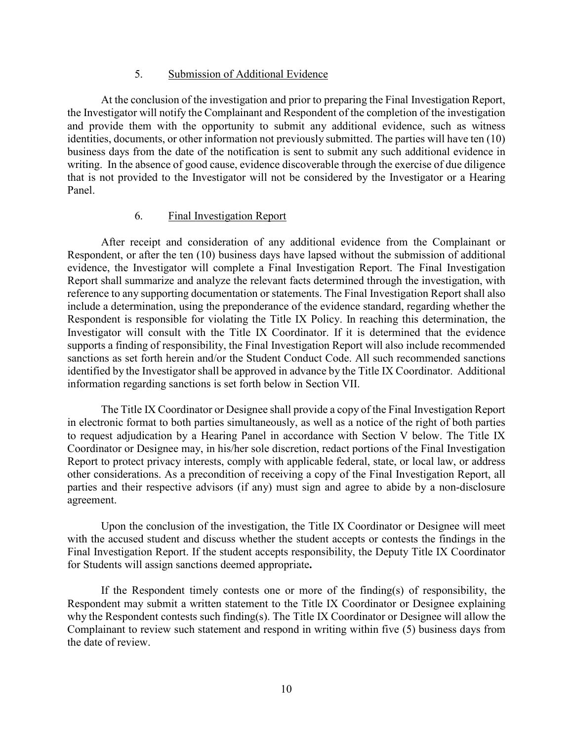### 5. Submission of Additional Evidence

At the conclusion of the investigation and prior to preparing the Final Investigation Report, the Investigator will notify the Complainant and Respondent of the completion of the investigation and provide them with the opportunity to submit any additional evidence, such as witness identities, documents, or other information not previously submitted. The parties will have ten (10) business days from the date of the notification is sent to submit any such additional evidence in writing. In the absence of good cause, evidence discoverable through the exercise of due diligence that is not provided to the Investigator will not be considered by the Investigator or a Hearing Panel.

### 6. Final Investigation Report

After receipt and consideration of any additional evidence from the Complainant or Respondent, or after the ten (10) business days have lapsed without the submission of additional evidence, the Investigator will complete a Final Investigation Report. The Final Investigation Report shall summarize and analyze the relevant facts determined through the investigation, with reference to any supporting documentation or statements. The Final Investigation Report shall also include a determination, using the preponderance of the evidence standard, regarding whether the Respondent is responsible for violating the Title IX Policy. In reaching this determination, the Investigator will consult with the Title IX Coordinator. If it is determined that the evidence supports a finding of responsibility, the Final Investigation Report will also include recommended sanctions as set forth herein and/or the Student Conduct Code. All such recommended sanctions identified by the Investigator shall be approved in advance by the Title IX Coordinator. Additional information regarding sanctions is set forth below in Section VII.

The Title IX Coordinator or Designee shall provide a copy of the Final Investigation Report in electronic format to both parties simultaneously, as well as a notice of the right of both parties to request adjudication by a Hearing Panel in accordance with Section V below. The Title IX Coordinator or Designee may, in his/her sole discretion, redact portions of the Final Investigation Report to protect privacy interests, comply with applicable federal, state, or local law, or address other considerations. As a precondition of receiving a copy of the Final Investigation Report, all parties and their respective advisors (if any) must sign and agree to abide by a non-disclosure agreement.

Upon the conclusion of the investigation, the Title IX Coordinator or Designee will meet with the accused student and discuss whether the student accepts or contests the findings in the Final Investigation Report. If the student accepts responsibility, the Deputy Title IX Coordinator for Students will assign sanctions deemed appropriate**.**

If the Respondent timely contests one or more of the finding(s) of responsibility, the Respondent may submit a written statement to the Title IX Coordinator or Designee explaining why the Respondent contests such finding(s). The Title IX Coordinator or Designee will allow the Complainant to review such statement and respond in writing within five (5) business days from the date of review.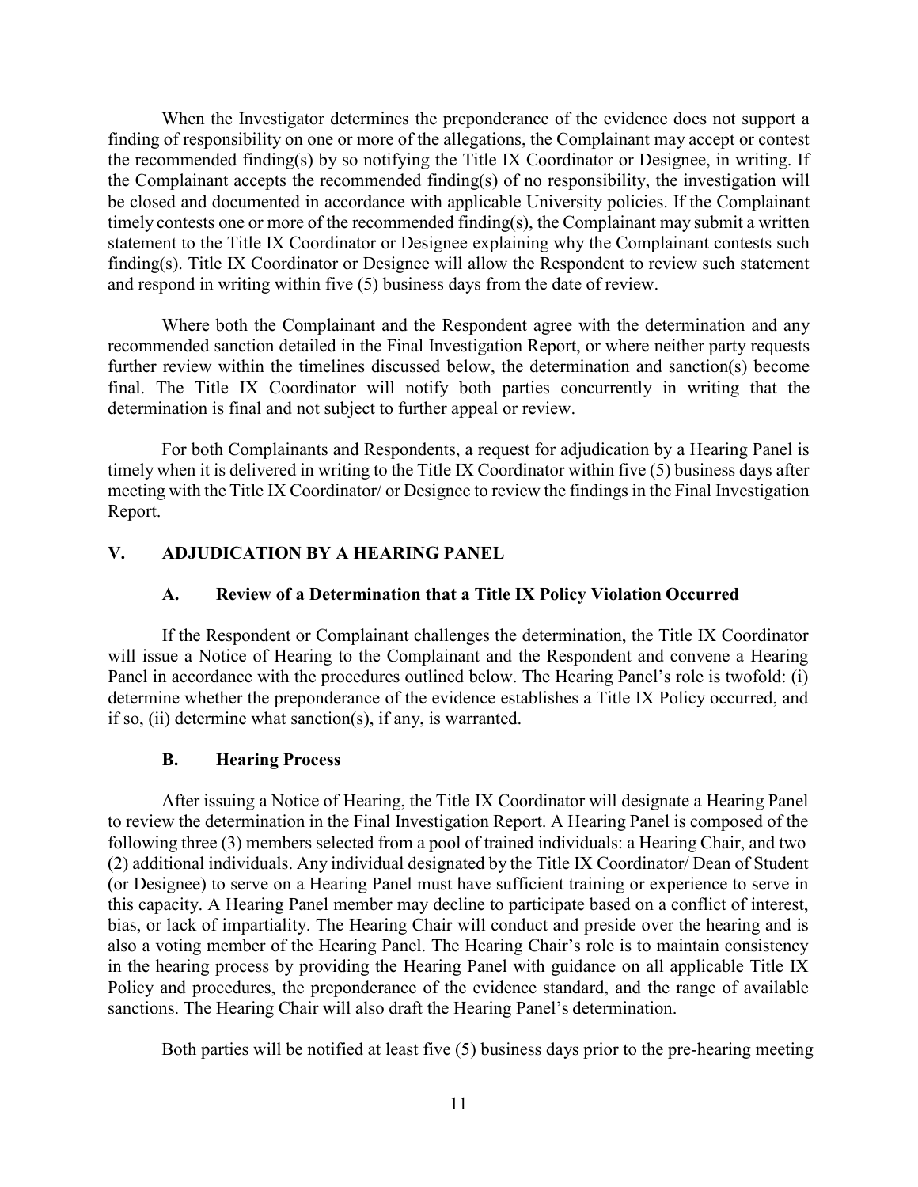When the Investigator determines the preponderance of the evidence does not support a finding of responsibility on one or more of the allegations, the Complainant may accept or contest the recommended finding(s) by so notifying the Title IX Coordinator or Designee, in writing. If the Complainant accepts the recommended finding(s) of no responsibility, the investigation will be closed and documented in accordance with applicable University policies. If the Complainant timely contests one or more of the recommended finding(s), the Complainant may submit a written statement to the Title IX Coordinator or Designee explaining why the Complainant contests such finding(s). Title IX Coordinator or Designee will allow the Respondent to review such statement and respond in writing within five (5) business days from the date of review.

Where both the Complainant and the Respondent agree with the determination and any recommended sanction detailed in the Final Investigation Report, or where neither party requests further review within the timelines discussed below, the determination and sanction(s) become final. The Title IX Coordinator will notify both parties concurrently in writing that the determination is final and not subject to further appeal or review.

For both Complainants and Respondents, a request for adjudication by a Hearing Panel is timely when it is delivered in writing to the Title IX Coordinator within five (5) business days after meeting with the Title IX Coordinator/ or Designee to review the findings in the Final Investigation Report.

## V. ADJUDICATION BY A HEARING PANEL

### A. Review of a Determination that a Title IX Policy Violation Occurred

If the Respondent or Complainant challenges the determination, the Title IX Coordinator will issue a Notice of Hearing to the Complainant and the Respondent and convene a Hearing Panel in accordance with the procedures outlined below. The Hearing Panel's role is twofold: (i) determine whether the preponderance of the evidence establishes a Title IX Policy occurred, and if so, (ii) determine what sanction(s), if any, is warranted.

### B. Hearing Process

After issuing a Notice of Hearing, the Title IX Coordinator will designate a Hearing Panel to review the determination in the Final Investigation Report. A Hearing Panel is composed of the following three (3) members selected from a pool of trained individuals: a Hearing Chair, and two (2) additional individuals. Any individual designated by the Title IX Coordinator/ Dean of Student (or Designee) to serve on a Hearing Panel must have sufficient training or experience to serve in this capacity. A Hearing Panel member may decline to participate based on a conflict of interest, bias, or lack of impartiality. The Hearing Chair will conduct and preside over the hearing and is also a voting member of the Hearing Panel. The Hearing Chair's role is to maintain consistency in the hearing process by providing the Hearing Panel with guidance on all applicable Title IX Policy and procedures, the preponderance of the evidence standard, and the range of available sanctions. The Hearing Chair will also draft the Hearing Panel's determination.

Both parties will be notified at least five (5) business days prior to the pre-hearing meeting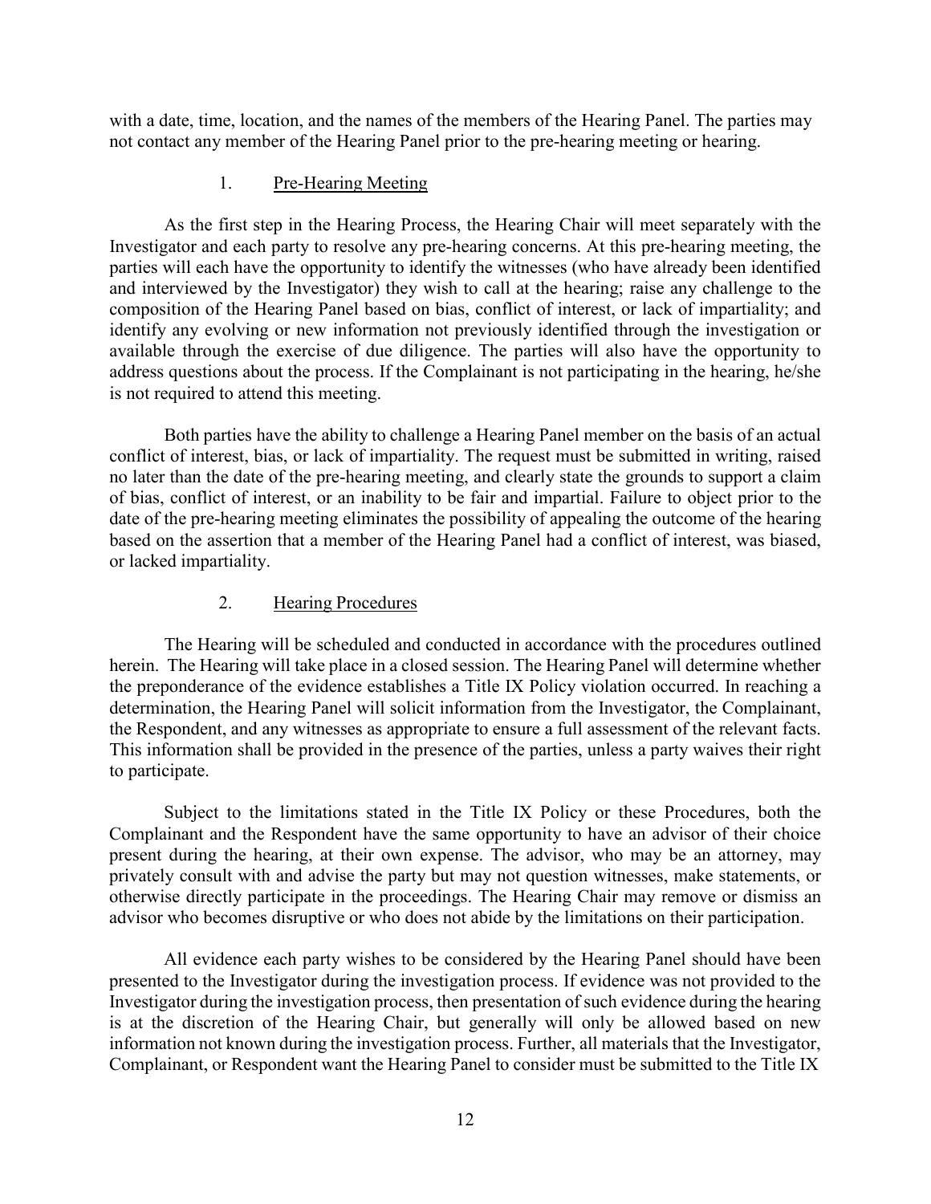with a date, time, location, and the names of the members of the Hearing Panel. The parties may not contact any member of the Hearing Panel prior to the pre-hearing meeting or hearing.

### 1. Pre-Hearing Meeting

As the first step in the Hearing Process, the Hearing Chair will meet separately with the Investigator and each party to resolve any pre-hearing concerns. At this pre-hearing meeting, the parties will each have the opportunity to identify the witnesses (who have already been identified and interviewed by the Investigator) they wish to call at the hearing; raise any challenge to the composition of the Hearing Panel based on bias, conflict of interest, or lack of impartiality; and identify any evolving or new information not previously identified through the investigation or available through the exercise of due diligence. The parties will also have the opportunity to address questions about the process. If the Complainant is not participating in the hearing, he/she is not required to attend this meeting.

Both parties have the ability to challenge a Hearing Panel member on the basis of an actual conflict of interest, bias, or lack of impartiality. The request must be submitted in writing, raised no later than the date of the pre-hearing meeting, and clearly state the grounds to support a claim of bias, conflict of interest, or an inability to be fair and impartial. Failure to object prior to the date of the pre-hearing meeting eliminates the possibility of appealing the outcome of the hearing based on the assertion that a member of the Hearing Panel had a conflict of interest, was biased, or lacked impartiality.

### 2. Hearing Procedures

The Hearing will be scheduled and conducted in accordance with the procedures outlined herein. The Hearing will take place in a closed session. The Hearing Panel will determine whether the preponderance of the evidence establishes a Title IX Policy violation occurred. In reaching a determination, the Hearing Panel will solicit information from the Investigator, the Complainant, the Respondent, and any witnesses as appropriate to ensure a full assessment of the relevant facts. This information shall be provided in the presence of the parties, unless a party waives their right to participate.

Subject to the limitations stated in the Title IX Policy or these Procedures, both the Complainant and the Respondent have the same opportunity to have an advisor of their choice present during the hearing, at their own expense. The advisor, who may be an attorney, may privately consult with and advise the party but may not question witnesses, make statements, or otherwise directly participate in the proceedings. The Hearing Chair may remove or dismiss an advisor who becomes disruptive or who does not abide by the limitations on their participation.

All evidence each party wishes to be considered by the Hearing Panel should have been presented to the Investigator during the investigation process. If evidence was not provided to the Investigator during the investigation process, then presentation of such evidence during the hearing is at the discretion of the Hearing Chair, but generally will only be allowed based on new information not known during the investigation process. Further, all materials that the Investigator, Complainant, or Respondent want the Hearing Panel to consider must be submitted to the Title IX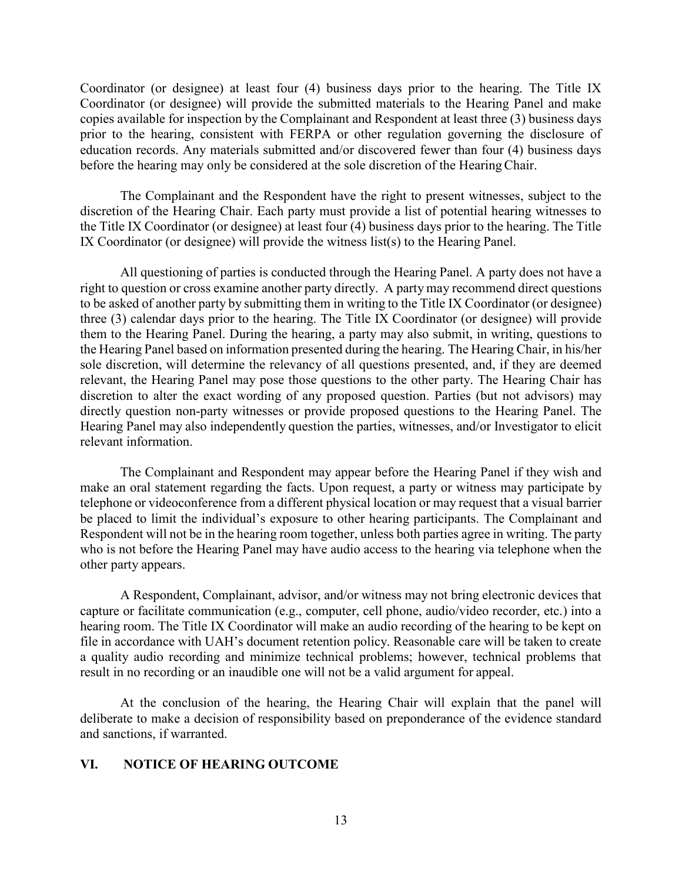Coordinator (or designee) at least four (4) business days prior to the hearing. The Title IX Coordinator (or designee) will provide the submitted materials to the Hearing Panel and make copies available for inspection by the Complainant and Respondent at least three (3) business days prior to the hearing, consistent with FERPA or other regulation governing the disclosure of education records. Any materials submitted and/or discovered fewer than four (4) business days before the hearing may only be considered at the sole discretion of the Hearing Chair.

The Complainant and the Respondent have the right to present witnesses, subject to the discretion of the Hearing Chair. Each party must provide a list of potential hearing witnesses to the Title IX Coordinator (or designee) at least four (4) business days prior to the hearing. The Title IX Coordinator (or designee) will provide the witness list(s) to the Hearing Panel.

All questioning of parties is conducted through the Hearing Panel. A party does not have a right to question or cross examine another party directly. A party may recommend direct questions to be asked of another party by submitting them in writing to the Title IX Coordinator (or designee) three (3) calendar days prior to the hearing. The Title IX Coordinator (or designee) will provide them to the Hearing Panel. During the hearing, a party may also submit, in writing, questions to the Hearing Panel based on information presented during the hearing. The Hearing Chair, in his/her sole discretion, will determine the relevancy of all questions presented, and, if they are deemed relevant, the Hearing Panel may pose those questions to the other party. The Hearing Chair has discretion to alter the exact wording of any proposed question. Parties (but not advisors) may directly question non-party witnesses or provide proposed questions to the Hearing Panel. The Hearing Panel may also independently question the parties, witnesses, and/or Investigator to elicit relevant information.

The Complainant and Respondent may appear before the Hearing Panel if they wish and make an oral statement regarding the facts. Upon request, a party or witness may participate by telephone or videoconference from a different physical location or may request that a visual barrier be placed to limit the individual's exposure to other hearing participants. The Complainant and Respondent will not be in the hearing room together, unless both parties agree in writing. The party who is not before the Hearing Panel may have audio access to the hearing via telephone when the other party appears.

A Respondent, Complainant, advisor, and/or witness may not bring electronic devices that capture or facilitate communication (e.g., computer, cell phone, audio/video recorder, etc.) into a hearing room. The Title IX Coordinator will make an audio recording of the hearing to be kept on file in accordance with UAH's document retention policy. Reasonable care will be taken to create a quality audio recording and minimize technical problems; however, technical problems that result in no recording or an inaudible one will not be a valid argument for appeal.

At the conclusion of the hearing, the Hearing Chair will explain that the panel will deliberate to make a decision of responsibility based on preponderance of the evidence standard and sanctions, if warranted.

## VI. NOTICE OF HEARING OUTCOME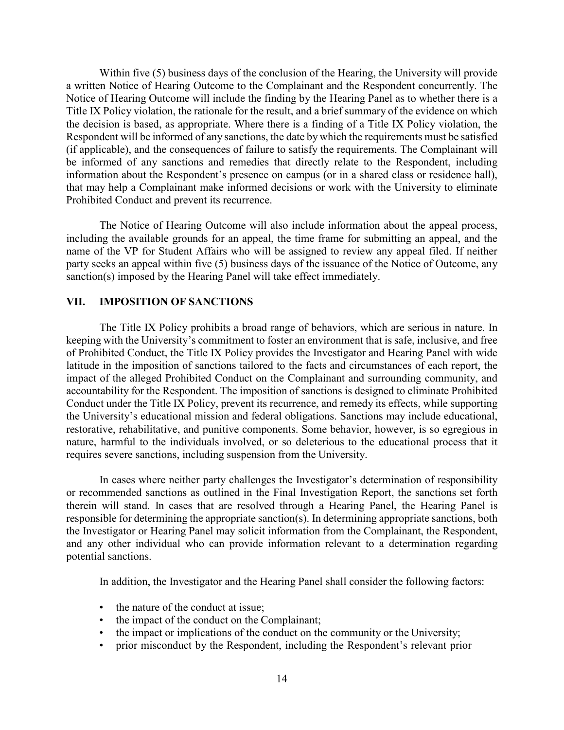Within five (5) business days of the conclusion of the Hearing, the University will provide a written Notice of Hearing Outcome to the Complainant and the Respondent concurrently. The Notice of Hearing Outcome will include the finding by the Hearing Panel as to whether there is a Title IX Policy violation, the rationale for the result, and a brief summary of the evidence on which the decision is based, as appropriate. Where there is a finding of a Title IX Policy violation, the Respondent will be informed of any sanctions, the date by which the requirements must be satisfied (if applicable), and the consequences of failure to satisfy the requirements. The Complainant will be informed of any sanctions and remedies that directly relate to the Respondent, including information about the Respondent's presence on campus (or in a shared class or residence hall), that may help a Complainant make informed decisions or work with the University to eliminate Prohibited Conduct and prevent its recurrence.

The Notice of Hearing Outcome will also include information about the appeal process, including the available grounds for an appeal, the time frame for submitting an appeal, and the name of the VP for Student Affairs who will be assigned to review any appeal filed. If neither party seeks an appeal within five (5) business days of the issuance of the Notice of Outcome, any sanction(s) imposed by the Hearing Panel will take effect immediately.

## VII. IMPOSITION OF SANCTIONS

The Title IX Policy prohibits a broad range of behaviors, which are serious in nature. In keeping with the University's commitment to foster an environment that is safe, inclusive, and free of Prohibited Conduct, the Title IX Policy provides the Investigator and Hearing Panel with wide latitude in the imposition of sanctions tailored to the facts and circumstances of each report, the impact of the alleged Prohibited Conduct on the Complainant and surrounding community, and accountability for the Respondent. The imposition of sanctions is designed to eliminate Prohibited Conduct under the Title IX Policy, prevent its recurrence, and remedy its effects, while supporting the University's educational mission and federal obligations. Sanctions may include educational, restorative, rehabilitative, and punitive components. Some behavior, however, is so egregious in nature, harmful to the individuals involved, or so deleterious to the educational process that it requires severe sanctions, including suspension from the University.

In cases where neither party challenges the Investigator's determination of responsibility or recommended sanctions as outlined in the Final Investigation Report, the sanctions set forth therein will stand. In cases that are resolved through a Hearing Panel, the Hearing Panel is responsible for determining the appropriate sanction(s). In determining appropriate sanctions, both the Investigator or Hearing Panel may solicit information from the Complainant, the Respondent, and any other individual who can provide information relevant to a determination regarding potential sanctions.

In addition, the Investigator and the Hearing Panel shall consider the following factors:

- the nature of the conduct at issue;
- the impact of the conduct on the Complainant;
- the impact or implications of the conduct on the community or the University;
- prior misconduct by the Respondent, including the Respondent's relevant prior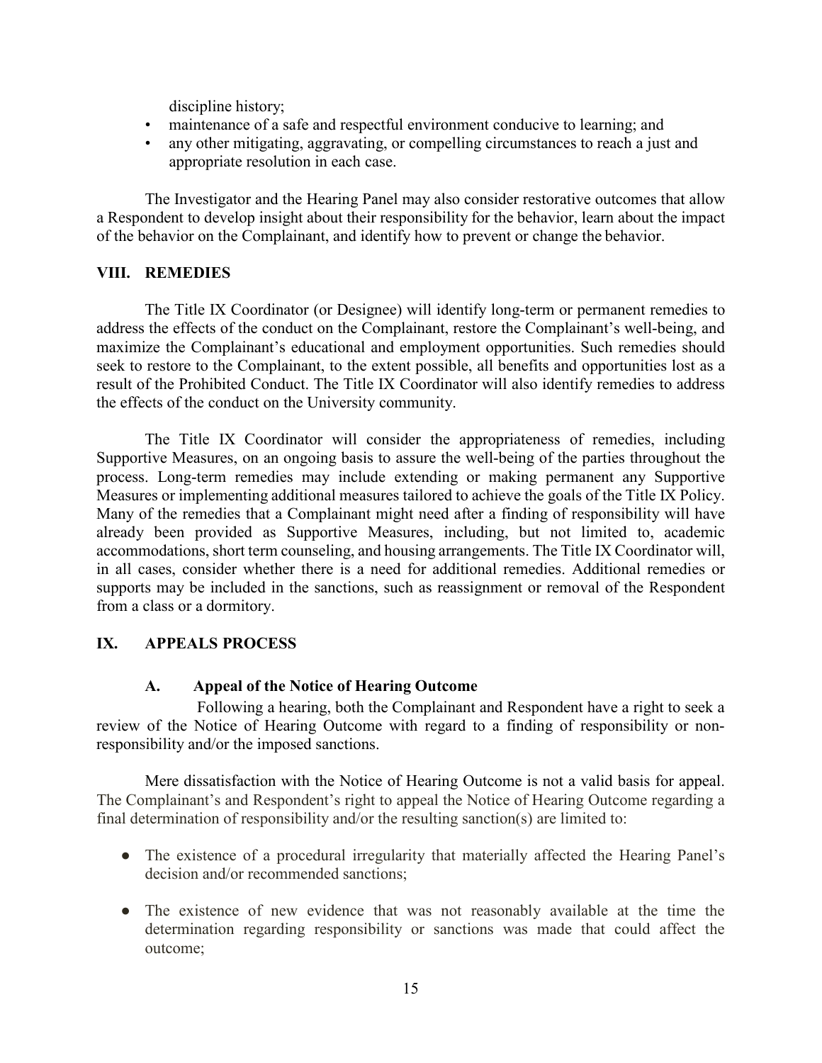discipline history;

- maintenance of a safe and respectful environment conducive to learning; and
- any other mitigating, aggravating, or compelling circumstances to reach a just and appropriate resolution in each case.

The Investigator and the Hearing Panel may also consider restorative outcomes that allow a Respondent to develop insight about their responsibility for the behavior, learn about the impact of the behavior on the Complainant, and identify how to prevent or change the behavior.

## VIII. REMEDIES

The Title IX Coordinator (or Designee) will identify long-term or permanent remedies to address the effects of the conduct on the Complainant, restore the Complainant's well-being, and maximize the Complainant's educational and employment opportunities. Such remedies should seek to restore to the Complainant, to the extent possible, all benefits and opportunities lost as a result of the Prohibited Conduct. The Title IX Coordinator will also identify remedies to address the effects of the conduct on the University community.

The Title IX Coordinator will consider the appropriateness of remedies, including Supportive Measures, on an ongoing basis to assure the well-being of the parties throughout the process. Long-term remedies may include extending or making permanent any Supportive Measures or implementing additional measures tailored to achieve the goals of the Title IX Policy. Many of the remedies that a Complainant might need after a finding of responsibility will have already been provided as Supportive Measures, including, but not limited to, academic accommodations, short term counseling, and housing arrangements. The Title IX Coordinator will, in all cases, consider whether there is a need for additional remedies. Additional remedies or supports may be included in the sanctions, such as reassignment or removal of the Respondent from a class or a dormitory.

## IX. APPEALS PROCESS

### A. Appeal of the Notice of Hearing Outcome

Following a hearing, both the Complainant and Respondent have a right to seek a review of the Notice of Hearing Outcome with regard to a finding of responsibility or non-responsibility and/or the imposed sanctions.

Mere dissatisfaction with the Notice of Hearing Outcome is not a valid basis for appeal. The Complainant's and Respondent's right to appeal the Notice of Hearing Outcome regarding a final determination of responsibility and/or the resulting sanction(s) are limited to:

- The existence of a procedural irregularity that materially affected the Hearing Panel's decision and/or recommended sanctions;
- The existence of new evidence that was not reasonably available at the time the determination regarding responsibility or sanctions was made that could affect the outcome;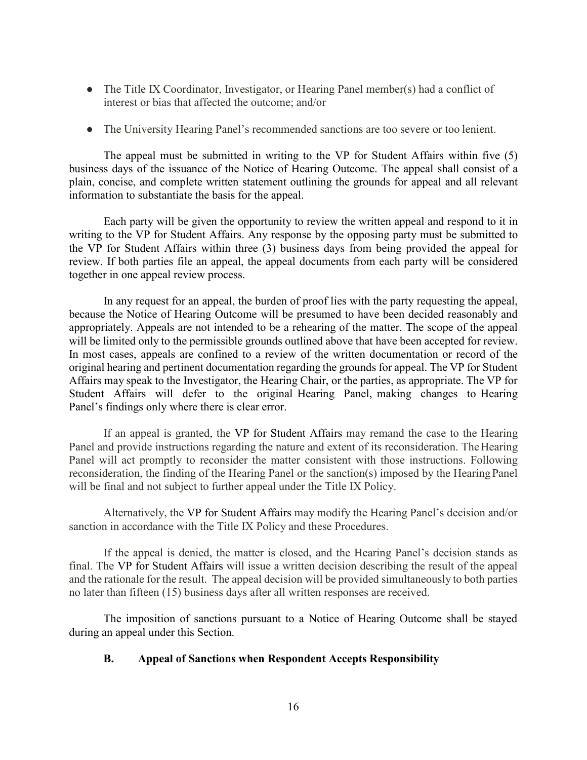- The Title IX Coordinator, Investigator, or Hearing Panel member(s) had a conflict of interest or bias that affected the outcome; and/or

- The University Hearing Panel's recommended sanctions are too severe or too lenient.

The appeal must be submitted in writing to the VP for Student Affairs within five (5) business days of the issuance of the Notice of Hearing Outcome. The appeal shall consist of a plain, concise, and complete written statement outlining the grounds for appeal and all relevant information to substantiate the basis for the appeal.

Each party will be given the opportunity to review the written appeal and respond to it in writing to the VP for Student Affairs. Any response by the opposing party must be submitted to the VP for Student Affairs within three (3) business days from being provided the appeal for review. If both parties file an appeal, the appeal documents from each party will be considered together in one appeal review process.

In any request for an appeal, the burden of proof lies with the party requesting the appeal, because the Notice of Hearing Outcome will be presumed to have been decided reasonably and appropriately. Appeals are not intended to be a rehearing of the matter. The scope of the appeal will be limited only to the permissible grounds outlined above that have been accepted for review. In most cases, appeals are confined to a review of the written documentation or record of the original hearing and pertinent documentation regarding the grounds for appeal. The VP for Student Affairs may speak to the Investigator, the Hearing Chair, or the parties, as appropriate. The VP for Student Affairs will defer to the original Hearing Panel, making changes to Hearing Panel's findings only where there is clear error.

If an appeal is granted, the VP for Student Affairs may remand the case to the Hearing Panel and provide instructions regarding the nature and extent of its reconsideration. The Hearing Panel will act promptly to reconsider the matter consistent with those instructions. Following reconsideration, the finding of the Hearing Panel or the sanction(s) imposed by the Hearing Panel will be final and not subject to further appeal under the Title IX Policy.

Alternatively, the VP for Student Affairs may modify the Hearing Panel's decision and/or sanction in accordance with the Title IX Policy and these Procedures.

If the appeal is denied, the matter is closed, and the Hearing Panel's decision stands as final. The VP for Student Affairs will issue a written decision describing the result of the appeal and the rationale for the result. The appeal decision will be provided simultaneously to both parties no later than fifteen (15) business days after all written responses are received.

The imposition of sanctions pursuant to a Notice of Hearing Outcome shall be stayed during an appeal under this Section.

### B. Appeal of Sanctions when Respondent Accepts Responsibility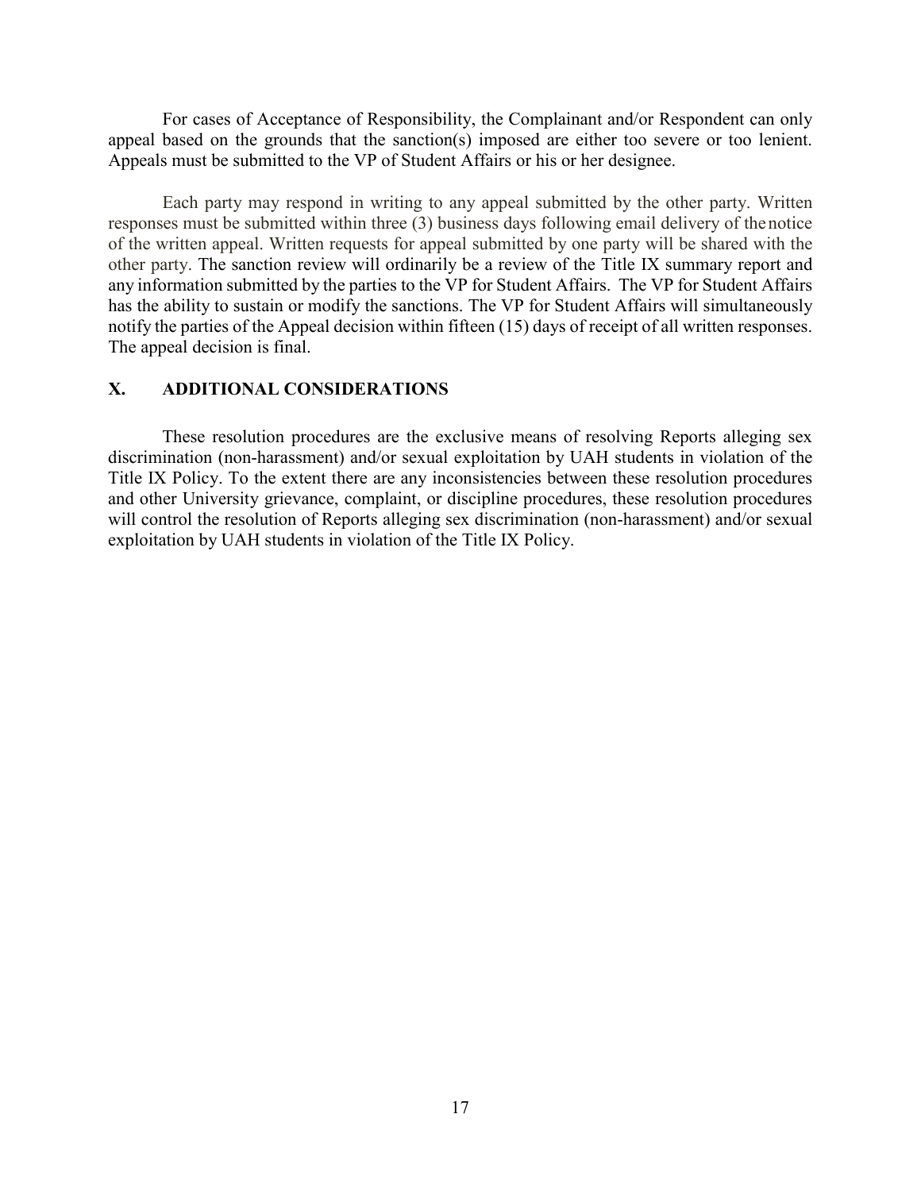For cases of Acceptance of Responsibility, the Complainant and/or Respondent can only appeal based on the grounds that the sanction(s) imposed are either too severe or too lenient. Appeals must be submitted to the VP of Student Affairs or his or her designee.

Each party may respond in writing to any appeal submitted by the other party. Written responses must be submitted within three (3) business days following email delivery of the notice of the written appeal. Written requests for appeal submitted by one party will be shared with the other party. The sanction review will ordinarily be a review of the Title IX summary report and any information submitted by the parties to the VP for Student Affairs. The VP for Student Affairs has the ability to sustain or modify the sanctions. The VP for Student Affairs will simultaneously notify the parties of the Appeal decision within fifteen (15) days of receipt of all written responses. The appeal decision is final.

## X. ADDITIONAL CONSIDERATIONS

These resolution procedures are the exclusive means of resolving Reports alleging sex discrimination (non-harassment) and/or sexual exploitation by UAH students in violation of the Title IX Policy. To the extent there are any inconsistencies between these resolution procedures and other University grievance, complaint, or discipline procedures, these resolution procedures will control the resolution of Reports alleging sex discrimination (non-harassment) and/or sexual exploitation by UAH students in violation of the Title IX Policy.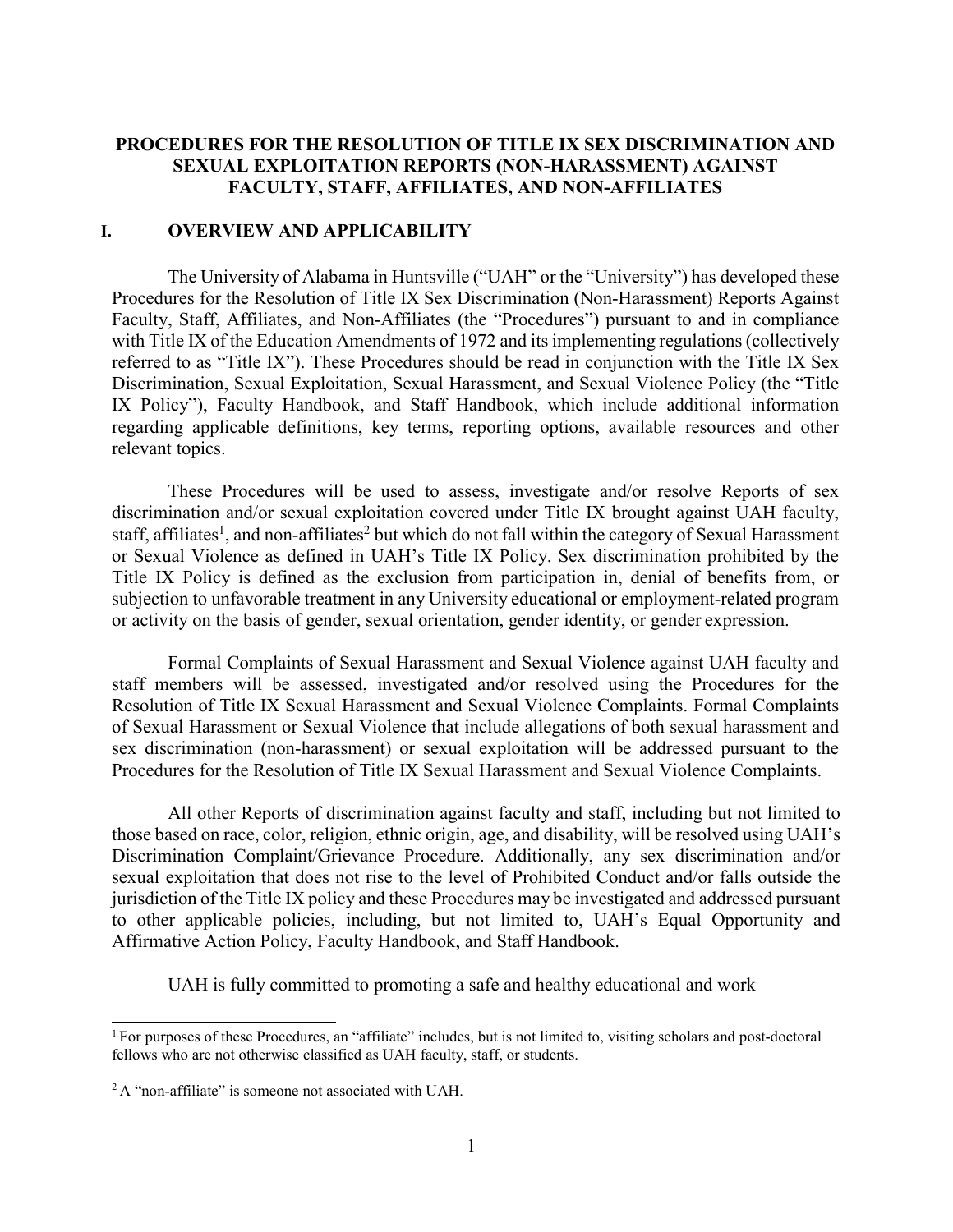# PROCEDURES FOR THE RESOLUTION OF TITLE IX SEX DISCRIMINATION AND SEXUAL EXPLOITATION REPORTS (NON-HARASSMENT) AGAINST FACULTY, STAFF, AFFILIATES, AND NON-AFFILIATES

## I. OVERVIEW AND APPLICABILITY

The University of Alabama in Huntsville ("UAH" or the "University") has developed these Procedures for the Resolution of Title IX Sex Discrimination (Non-Harassment) Reports Against Faculty, Staff, Affiliates, and Non-Affiliates (the "Procedures") pursuant to and in compliance with Title IX of the Education Amendments of 1972 and its implementing regulations (collectively referred to as "Title IX"). These Procedures should be read in conjunction with the Title IX Sex Discrimination, Sexual Exploitation, Sexual Harassment, and Sexual Violence Policy (the "Title IX Policy"), Faculty Handbook, and Staff Handbook, which include additional information regarding applicable definitions, key terms, reporting options, available resources and other relevant topics.

These Procedures will be used to assess, investigate and/or resolve Reports of sex discrimination and/or sexual exploitation covered under Title IX brought against UAH faculty, staff, affiliates[1], and non-affiliates[2] but which do not fall within the category of Sexual Harassment or Sexual Violence as defined in UAH's Title IX Policy. Sex discrimination prohibited by the Title IX Policy is defined as the exclusion from participation in, denial of benefits from, or subjection to unfavorable treatment in any University educational or employment-related program or activity on the basis of gender, sexual orientation, gender identity, or gender expression.

Formal Complaints of Sexual Harassment and Sexual Violence against UAH faculty and staff members will be assessed, investigated and/or resolved using the Procedures for the Resolution of Title IX Sexual Harassment and Sexual Violence Complaints. Formal Complaints of Sexual Harassment or Sexual Violence that include allegations of both sexual harassment and sex discrimination (non-harassment) or sexual exploitation will be addressed pursuant to the Procedures for the Resolution of Title IX Sexual Harassment and Sexual Violence Complaints.

All other Reports of discrimination against faculty and staff, including but not limited to those based on race, color, religion, ethnic origin, age, and disability, will be resolved using UAH's Discrimination Complaint/Grievance Procedure. Additionally, any sex discrimination and/or sexual exploitation that does not rise to the level of Prohibited Conduct and/or falls outside the jurisdiction of the Title IX policy and these Procedures may be investigated and addressed pursuant to other applicable policies, including, but not limited to, UAH's Equal Opportunity and Affirmative Action Policy, Faculty Handbook, and Staff Handbook.

UAH is fully committed to promoting a safe and healthy educational and work

---

[1] For purposes of these Procedures, an "affiliate" includes, but is not limited to, visiting scholars and post-doctoral fellows who are not otherwise classified as UAH faculty, staff, or students.

[2] A "non-affiliate" is someone not associated with UAH.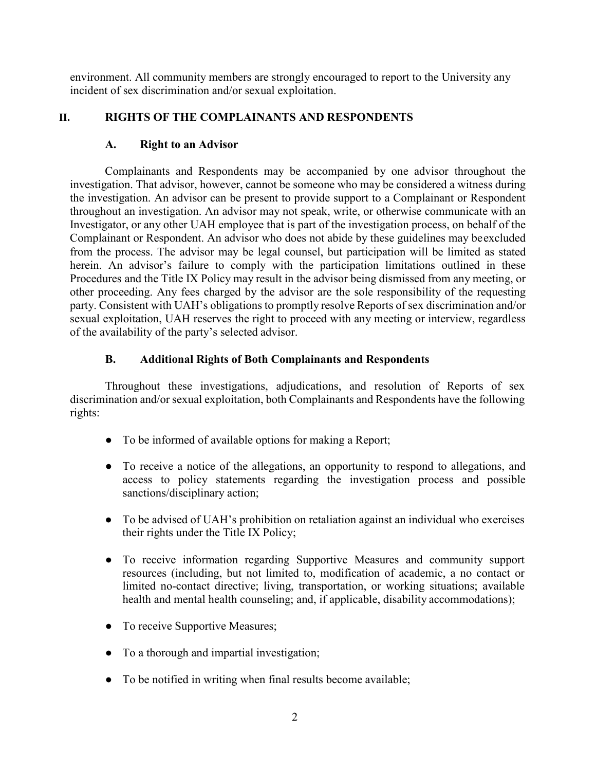environment. All community members are strongly encouraged to report to the University any incident of sex discrimination and/or sexual exploitation.

## II. RIGHTS OF THE COMPLAINANTS AND RESPONDENTS

### A. Right to an Advisor

Complainants and Respondents may be accompanied by one advisor throughout the investigation. That advisor, however, cannot be someone who may be considered a witness during the investigation. An advisor can be present to provide support to a Complainant or Respondent throughout an investigation. An advisor may not speak, write, or otherwise communicate with an Investigator, or any other UAH employee that is part of the investigation process, on behalf of the Complainant or Respondent. An advisor who does not abide by these guidelines may be excluded from the process. The advisor may be legal counsel, but participation will be limited as stated herein. An advisor's failure to comply with the participation limitations outlined in these Procedures and the Title IX Policy may result in the advisor being dismissed from any meeting, or other proceeding. Any fees charged by the advisor are the sole responsibility of the requesting party. Consistent with UAH's obligations to promptly resolve Reports of sex discrimination and/or sexual exploitation, UAH reserves the right to proceed with any meeting or interview, regardless of the availability of the party's selected advisor.

### B. Additional Rights of Both Complainants and Respondents

Throughout these investigations, adjudications, and resolution of Reports of sex discrimination and/or sexual exploitation, both Complainants and Respondents have the following rights:

- To be informed of available options for making a Report;
- To receive a notice of the allegations, an opportunity to respond to allegations, and access to policy statements regarding the investigation process and possible sanctions/disciplinary action;
- To be advised of UAH's prohibition on retaliation against an individual who exercises their rights under the Title IX Policy;
- To receive information regarding Supportive Measures and community support resources (including, but not limited to, modification of academic, a no contact or limited no-contact directive; living, transportation, or working situations; available health and mental health counseling; and, if applicable, disability accommodations);
- To receive Supportive Measures;
- To a thorough and impartial investigation;
- To be notified in writing when final results become available;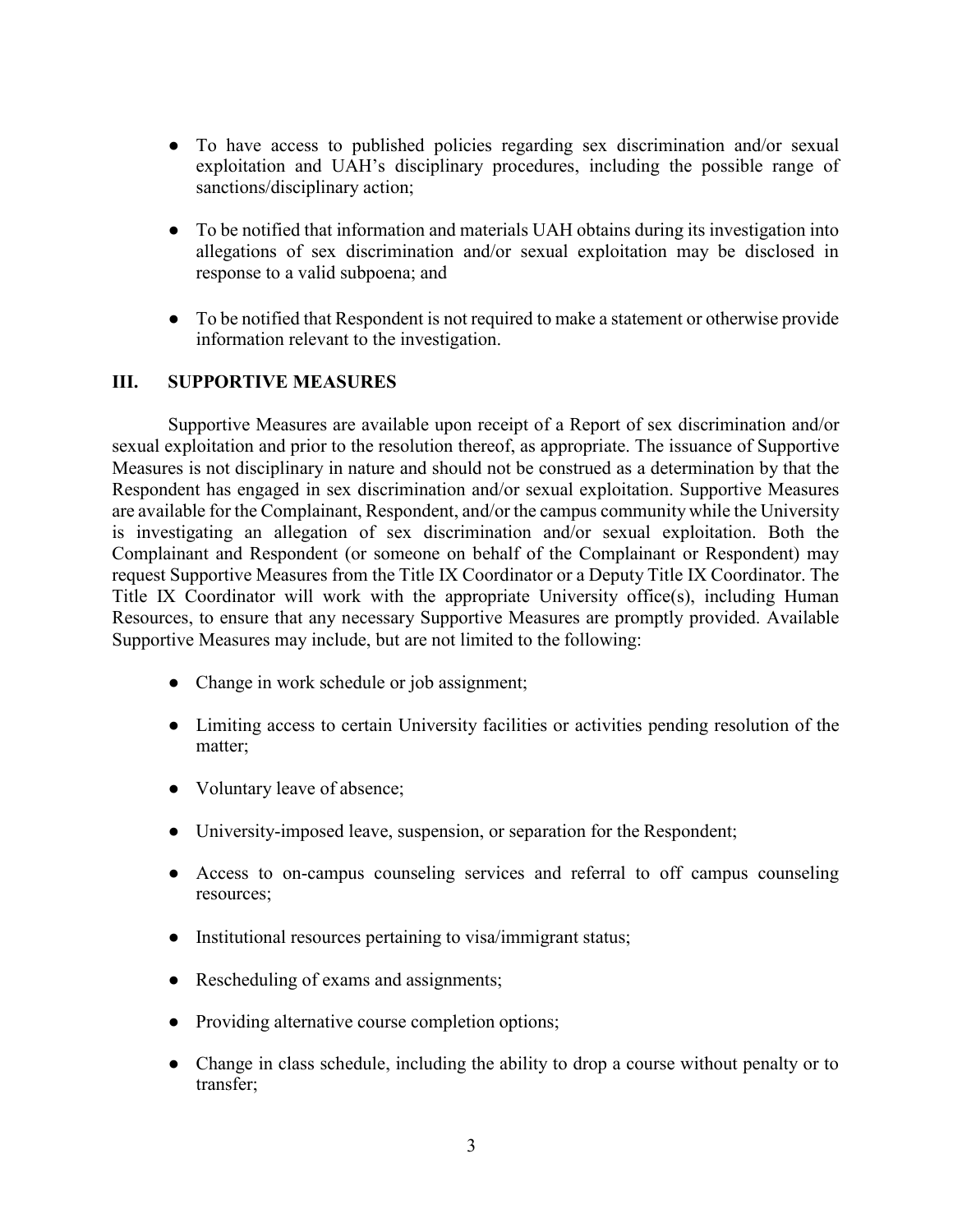- To have access to published policies regarding sex discrimination and/or sexual exploitation and UAH's disciplinary procedures, including the possible range of sanctions/disciplinary action;

- To be notified that information and materials UAH obtains during its investigation into allegations of sex discrimination and/or sexual exploitation may be disclosed in response to a valid subpoena; and

- To be notified that Respondent is not required to make a statement or otherwise provide information relevant to the investigation.

## III. SUPPORTIVE MEASURES

Supportive Measures are available upon receipt of a Report of sex discrimination and/or sexual exploitation and prior to the resolution thereof, as appropriate. The issuance of Supportive Measures is not disciplinary in nature and should not be construed as a determination by that the Respondent has engaged in sex discrimination and/or sexual exploitation. Supportive Measures are available for the Complainant, Respondent, and/or the campus community while the University is investigating an allegation of sex discrimination and/or sexual exploitation. Both the Complainant and Respondent (or someone on behalf of the Complainant or Respondent) may request Supportive Measures from the Title IX Coordinator or a Deputy Title IX Coordinator. The Title IX Coordinator will work with the appropriate University office(s), including Human Resources, to ensure that any necessary Supportive Measures are promptly provided. Available Supportive Measures may include, but are not limited to the following:

- Change in work schedule or job assignment;

- Limiting access to certain University facilities or activities pending resolution of the matter;

- Voluntary leave of absence;

- University-imposed leave, suspension, or separation for the Respondent;

- Access to on-campus counseling services and referral to off campus counseling resources;

- Institutional resources pertaining to visa/immigrant status;

- Rescheduling of exams and assignments;

- Providing alternative course completion options;

- Change in class schedule, including the ability to drop a course without penalty or to transfer;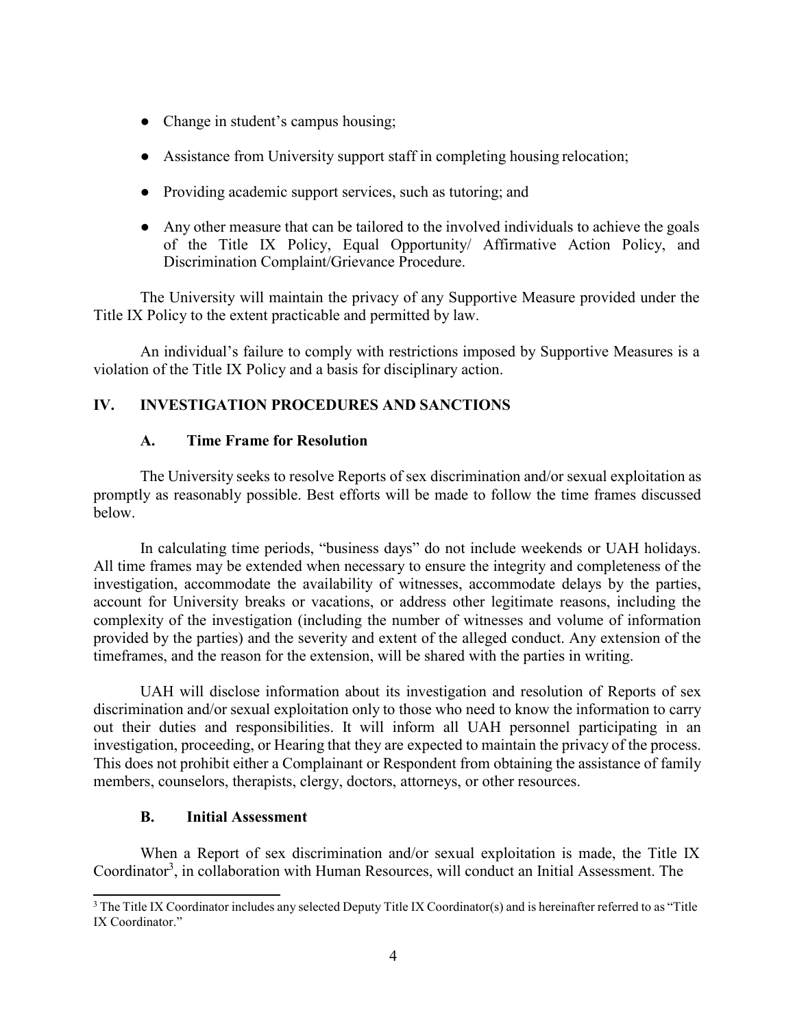- Change in student's campus housing;
- Assistance from University support staff in completing housing relocation;
- Providing academic support services, such as tutoring; and
- Any other measure that can be tailored to the involved individuals to achieve the goals of the Title IX Policy, Equal Opportunity/ Affirmative Action Policy, and Discrimination Complaint/Grievance Procedure.

The University will maintain the privacy of any Supportive Measure provided under the Title IX Policy to the extent practicable and permitted by law.

An individual's failure to comply with restrictions imposed by Supportive Measures is a violation of the Title IX Policy and a basis for disciplinary action.

## IV. INVESTIGATION PROCEDURES AND SANCTIONS

### A. Time Frame for Resolution

The University seeks to resolve Reports of sex discrimination and/or sexual exploitation as promptly as reasonably possible. Best efforts will be made to follow the time frames discussed below.

In calculating time periods, "business days" do not include weekends or UAH holidays. All time frames may be extended when necessary to ensure the integrity and completeness of the investigation, accommodate the availability of witnesses, accommodate delays by the parties, account for University breaks or vacations, or address other legitimate reasons, including the complexity of the investigation (including the number of witnesses and volume of information provided by the parties) and the severity and extent of the alleged conduct. Any extension of the timeframes, and the reason for the extension, will be shared with the parties in writing.

UAH will disclose information about its investigation and resolution of Reports of sex discrimination and/or sexual exploitation only to those who need to know the information to carry out their duties and responsibilities. It will inform all UAH personnel participating in an investigation, proceeding, or Hearing that they are expected to maintain the privacy of the process. This does not prohibit either a Complainant or Respondent from obtaining the assistance of family members, counselors, therapists, clergy, doctors, attorneys, or other resources.

### B. Initial Assessment

When a Report of sex discrimination and/or sexual exploitation is made, the Title IX Coordinator[3], in collaboration with Human Resources, will conduct an Initial Assessment. The

[3] The Title IX Coordinator includes any selected Deputy Title IX Coordinator(s) and is hereinafter referred to as "Title IX Coordinator."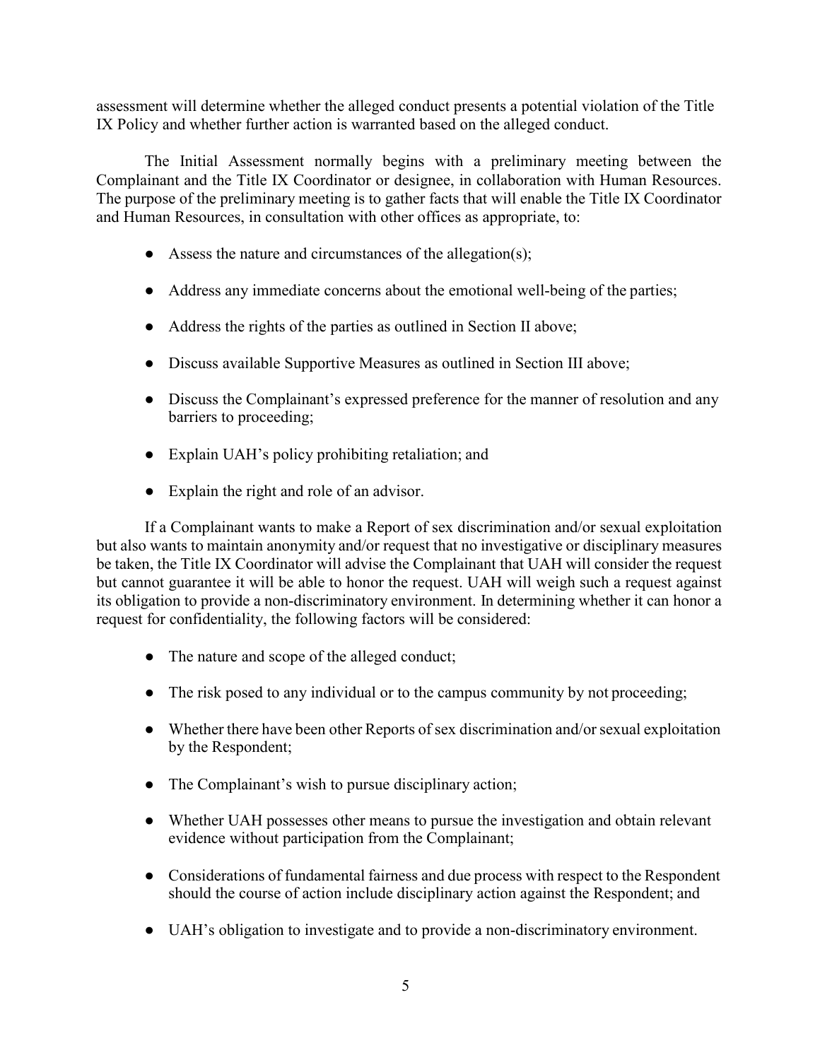assessment will determine whether the alleged conduct presents a potential violation of the Title IX Policy and whether further action is warranted based on the alleged conduct.

The Initial Assessment normally begins with a preliminary meeting between the Complainant and the Title IX Coordinator or designee, in collaboration with Human Resources. The purpose of the preliminary meeting is to gather facts that will enable the Title IX Coordinator and Human Resources, in consultation with other offices as appropriate, to:

- Assess the nature and circumstances of the allegation(s);
- Address any immediate concerns about the emotional well-being of the parties;
- Address the rights of the parties as outlined in Section II above;
- Discuss available Supportive Measures as outlined in Section III above;
- Discuss the Complainant's expressed preference for the manner of resolution and any barriers to proceeding;
- Explain UAH's policy prohibiting retaliation; and
- Explain the right and role of an advisor.

If a Complainant wants to make a Report of sex discrimination and/or sexual exploitation but also wants to maintain anonymity and/or request that no investigative or disciplinary measures be taken, the Title IX Coordinator will advise the Complainant that UAH will consider the request but cannot guarantee it will be able to honor the request. UAH will weigh such a request against its obligation to provide a non-discriminatory environment. In determining whether it can honor a request for confidentiality, the following factors will be considered:

- The nature and scope of the alleged conduct;
- The risk posed to any individual or to the campus community by not proceeding;
- Whether there have been other Reports of sex discrimination and/or sexual exploitation by the Respondent;
- The Complainant's wish to pursue disciplinary action;
- Whether UAH possesses other means to pursue the investigation and obtain relevant evidence without participation from the Complainant;
- Considerations of fundamental fairness and due process with respect to the Respondent should the course of action include disciplinary action against the Respondent; and
- UAH's obligation to investigate and to provide a non-discriminatory environment.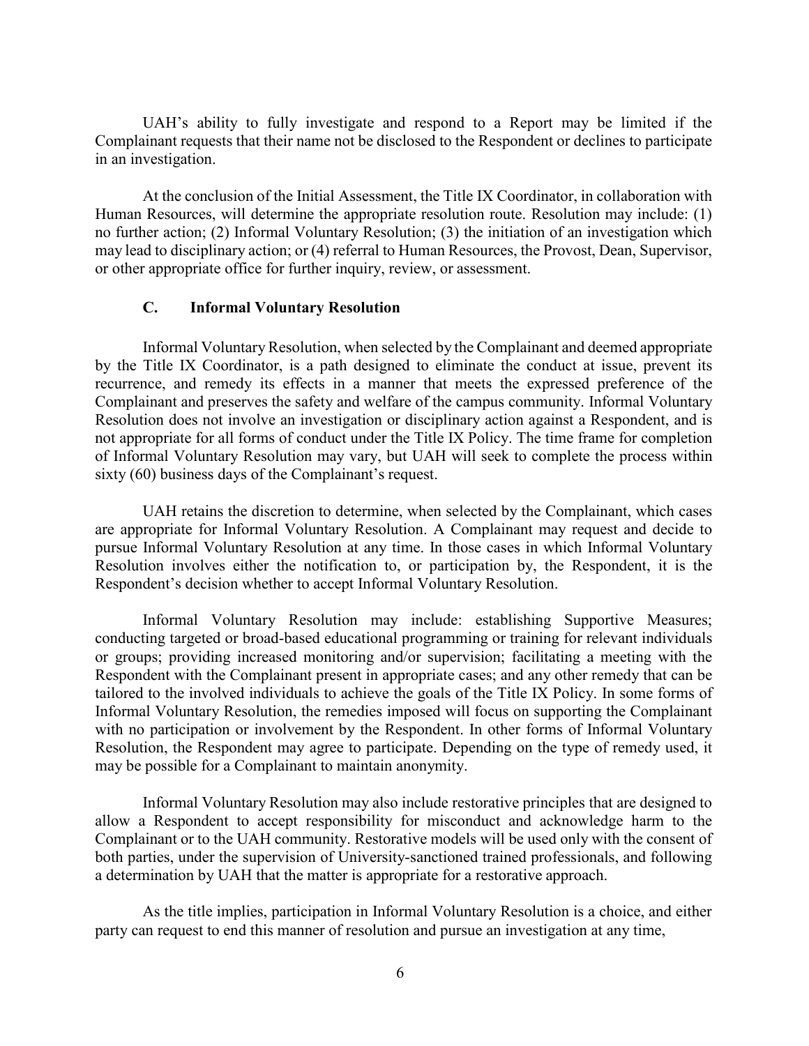UAH's ability to fully investigate and respond to a Report may be limited if the Complainant requests that their name not be disclosed to the Respondent or declines to participate in an investigation.

At the conclusion of the Initial Assessment, the Title IX Coordinator, in collaboration with Human Resources, will determine the appropriate resolution route. Resolution may include: (1) no further action; (2) Informal Voluntary Resolution; (3) the initiation of an investigation which may lead to disciplinary action; or (4) referral to Human Resources, the Provost, Dean, Supervisor, or other appropriate office for further inquiry, review, or assessment.

### C. Informal Voluntary Resolution

Informal Voluntary Resolution, when selected by the Complainant and deemed appropriate by the Title IX Coordinator, is a path designed to eliminate the conduct at issue, prevent its recurrence, and remedy its effects in a manner that meets the expressed preference of the Complainant and preserves the safety and welfare of the campus community. Informal Voluntary Resolution does not involve an investigation or disciplinary action against a Respondent, and is not appropriate for all forms of conduct under the Title IX Policy. The time frame for completion of Informal Voluntary Resolution may vary, but UAH will seek to complete the process within sixty (60) business days of the Complainant's request.

UAH retains the discretion to determine, when selected by the Complainant, which cases are appropriate for Informal Voluntary Resolution. A Complainant may request and decide to pursue Informal Voluntary Resolution at any time. In those cases in which Informal Voluntary Resolution involves either the notification to, or participation by, the Respondent, it is the Respondent's decision whether to accept Informal Voluntary Resolution.

Informal Voluntary Resolution may include: establishing Supportive Measures; conducting targeted or broad-based educational programming or training for relevant individuals or groups; providing increased monitoring and/or supervision; facilitating a meeting with the Respondent with the Complainant present in appropriate cases; and any other remedy that can be tailored to the involved individuals to achieve the goals of the Title IX Policy. In some forms of Informal Voluntary Resolution, the remedies imposed will focus on supporting the Complainant with no participation or involvement by the Respondent. In other forms of Informal Voluntary Resolution, the Respondent may agree to participate. Depending on the type of remedy used, it may be possible for a Complainant to maintain anonymity.

Informal Voluntary Resolution may also include restorative principles that are designed to allow a Respondent to accept responsibility for misconduct and acknowledge harm to the Complainant or to the UAH community. Restorative models will be used only with the consent of both parties, under the supervision of University-sanctioned trained professionals, and following a determination by UAH that the matter is appropriate for a restorative approach.

As the title implies, participation in Informal Voluntary Resolution is a choice, and either party can request to end this manner of resolution and pursue an investigation at any time,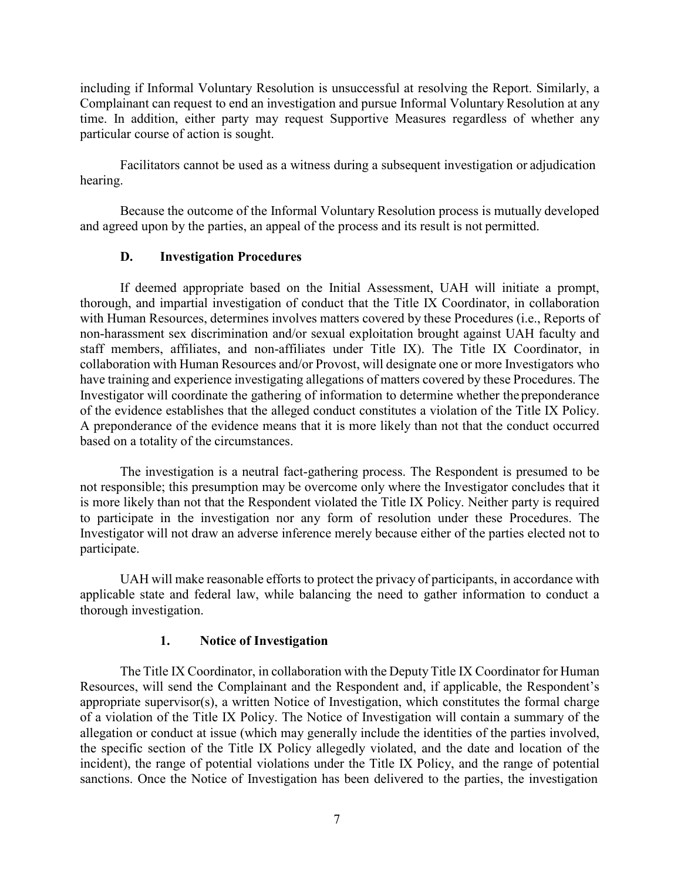including if Informal Voluntary Resolution is unsuccessful at resolving the Report. Similarly, a Complainant can request to end an investigation and pursue Informal Voluntary Resolution at any time. In addition, either party may request Supportive Measures regardless of whether any particular course of action is sought.

Facilitators cannot be used as a witness during a subsequent investigation or adjudication hearing.

Because the outcome of the Informal Voluntary Resolution process is mutually developed and agreed upon by the parties, an appeal of the process and its result is not permitted.

### D. Investigation Procedures

If deemed appropriate based on the Initial Assessment, UAH will initiate a prompt, thorough, and impartial investigation of conduct that the Title IX Coordinator, in collaboration with Human Resources, determines involves matters covered by these Procedures (i.e., Reports of non-harassment sex discrimination and/or sexual exploitation brought against UAH faculty and staff members, affiliates, and non-affiliates under Title IX). The Title IX Coordinator, in collaboration with Human Resources and/or Provost, will designate one or more Investigators who have training and experience investigating allegations of matters covered by these Procedures. The Investigator will coordinate the gathering of information to determine whether the preponderance of the evidence establishes that the alleged conduct constitutes a violation of the Title IX Policy. A preponderance of the evidence means that it is more likely than not that the conduct occurred based on a totality of the circumstances.

The investigation is a neutral fact-gathering process. The Respondent is presumed to be not responsible; this presumption may be overcome only where the Investigator concludes that it is more likely than not that the Respondent violated the Title IX Policy. Neither party is required to participate in the investigation nor any form of resolution under these Procedures. The Investigator will not draw an adverse inference merely because either of the parties elected not to participate.

UAH will make reasonable efforts to protect the privacy of participants, in accordance with applicable state and federal law, while balancing the need to gather information to conduct a thorough investigation.

#### 1. Notice of Investigation

The Title IX Coordinator, in collaboration with the Deputy Title IX Coordinator for Human Resources, will send the Complainant and the Respondent and, if applicable, the Respondent's appropriate supervisor(s), a written Notice of Investigation, which constitutes the formal charge of a violation of the Title IX Policy. The Notice of Investigation will contain a summary of the allegation or conduct at issue (which may generally include the identities of the parties involved, the specific section of the Title IX Policy allegedly violated, and the date and location of the incident), the range of potential violations under the Title IX Policy, and the range of potential sanctions. Once the Notice of Investigation has been delivered to the parties, the investigation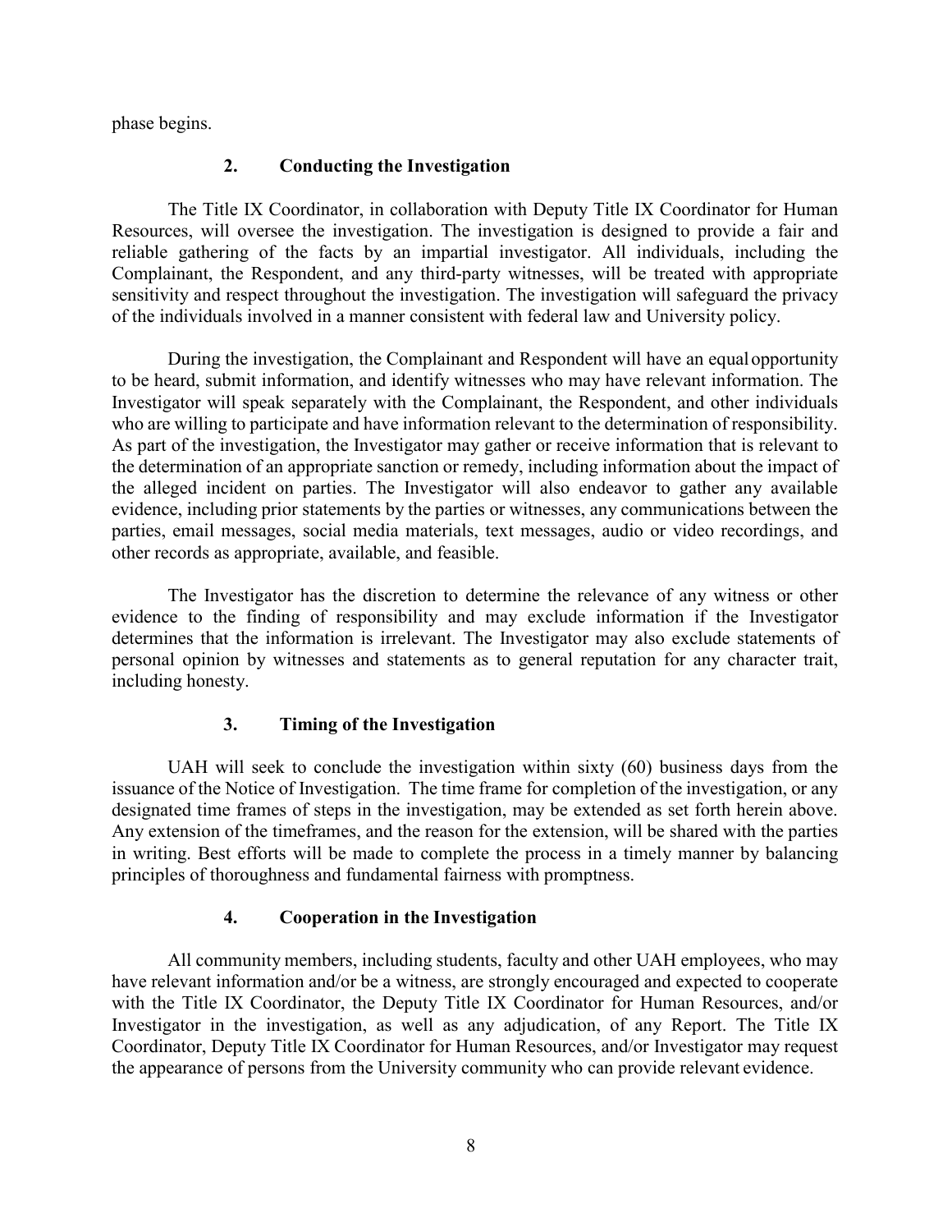phase begins.

### 2. Conducting the Investigation

The Title IX Coordinator, in collaboration with Deputy Title IX Coordinator for Human Resources, will oversee the investigation. The investigation is designed to provide a fair and reliable gathering of the facts by an impartial investigator. All individuals, including the Complainant, the Respondent, and any third-party witnesses, will be treated with appropriate sensitivity and respect throughout the investigation. The investigation will safeguard the privacy of the individuals involved in a manner consistent with federal law and University policy.

During the investigation, the Complainant and Respondent will have an equal opportunity to be heard, submit information, and identify witnesses who may have relevant information. The Investigator will speak separately with the Complainant, the Respondent, and other individuals who are willing to participate and have information relevant to the determination of responsibility. As part of the investigation, the Investigator may gather or receive information that is relevant to the determination of an appropriate sanction or remedy, including information about the impact of the alleged incident on parties. The Investigator will also endeavor to gather any available evidence, including prior statements by the parties or witnesses, any communications between the parties, email messages, social media materials, text messages, audio or video recordings, and other records as appropriate, available, and feasible.

The Investigator has the discretion to determine the relevance of any witness or other evidence to the finding of responsibility and may exclude information if the Investigator determines that the information is irrelevant. The Investigator may also exclude statements of personal opinion by witnesses and statements as to general reputation for any character trait, including honesty.

### 3. Timing of the Investigation

UAH will seek to conclude the investigation within sixty (60) business days from the issuance of the Notice of Investigation. The time frame for completion of the investigation, or any designated time frames of steps in the investigation, may be extended as set forth herein above. Any extension of the timeframes, and the reason for the extension, will be shared with the parties in writing. Best efforts will be made to complete the process in a timely manner by balancing principles of thoroughness and fundamental fairness with promptness.

### 4. Cooperation in the Investigation

All community members, including students, faculty and other UAH employees, who may have relevant information and/or be a witness, are strongly encouraged and expected to cooperate with the Title IX Coordinator, the Deputy Title IX Coordinator for Human Resources, and/or Investigator in the investigation, as well as any adjudication, of any Report. The Title IX Coordinator, Deputy Title IX Coordinator for Human Resources, and/or Investigator may request the appearance of persons from the University community who can provide relevant evidence.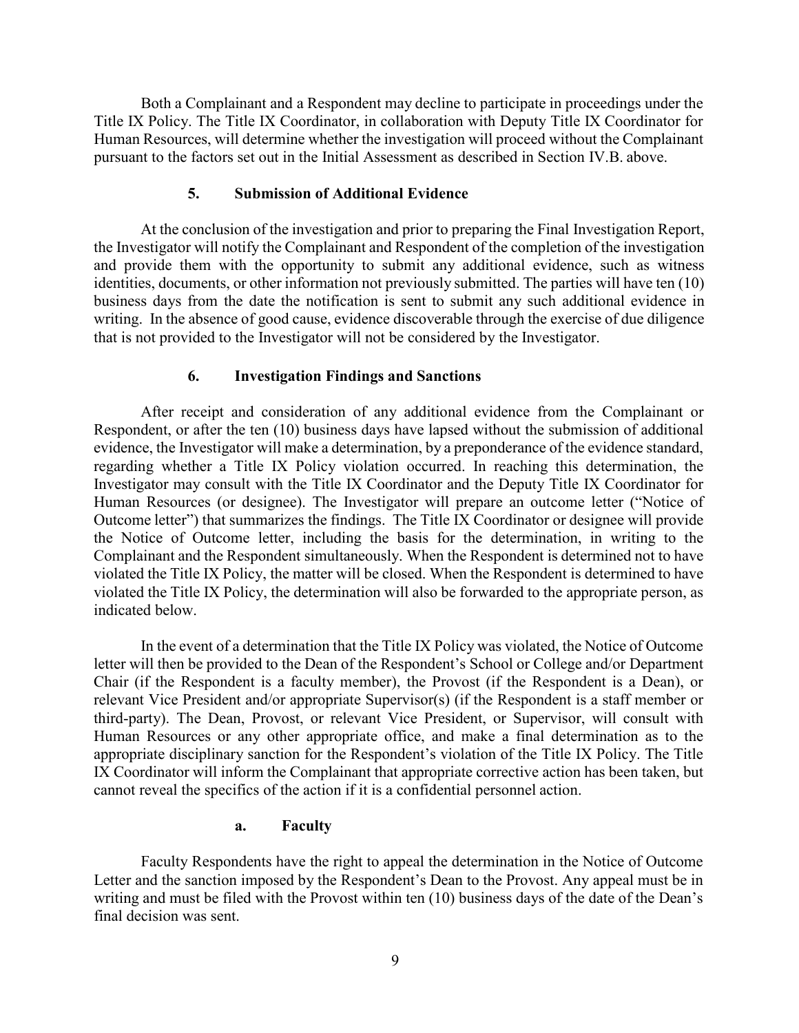Both a Complainant and a Respondent may decline to participate in proceedings under the Title IX Policy. The Title IX Coordinator, in collaboration with Deputy Title IX Coordinator for Human Resources, will determine whether the investigation will proceed without the Complainant pursuant to the factors set out in the Initial Assessment as described in Section IV.B. above.

#### 5. Submission of Additional Evidence

At the conclusion of the investigation and prior to preparing the Final Investigation Report, the Investigator will notify the Complainant and Respondent of the completion of the investigation and provide them with the opportunity to submit any additional evidence, such as witness identities, documents, or other information not previously submitted. The parties will have ten (10) business days from the date the notification is sent to submit any such additional evidence in writing. In the absence of good cause, evidence discoverable through the exercise of due diligence that is not provided to the Investigator will not be considered by the Investigator.

#### 6. Investigation Findings and Sanctions

After receipt and consideration of any additional evidence from the Complainant or Respondent, or after the ten (10) business days have lapsed without the submission of additional evidence, the Investigator will make a determination, by a preponderance of the evidence standard, regarding whether a Title IX Policy violation occurred. In reaching this determination, the Investigator may consult with the Title IX Coordinator and the Deputy Title IX Coordinator for Human Resources (or designee). The Investigator will prepare an outcome letter ("Notice of Outcome letter") that summarizes the findings. The Title IX Coordinator or designee will provide the Notice of Outcome letter, including the basis for the determination, in writing to the Complainant and the Respondent simultaneously. When the Respondent is determined not to have violated the Title IX Policy, the matter will be closed. When the Respondent is determined to have violated the Title IX Policy, the determination will also be forwarded to the appropriate person, as indicated below.

In the event of a determination that the Title IX Policy was violated, the Notice of Outcome letter will then be provided to the Dean of the Respondent's School or College and/or Department Chair (if the Respondent is a faculty member), the Provost (if the Respondent is a Dean), or relevant Vice President and/or appropriate Supervisor(s) (if the Respondent is a staff member or third-party). The Dean, Provost, or relevant Vice President, or Supervisor, will consult with Human Resources or any other appropriate office, and make a final determination as to the appropriate disciplinary sanction for the Respondent's violation of the Title IX Policy. The Title IX Coordinator will inform the Complainant that appropriate corrective action has been taken, but cannot reveal the specifics of the action if it is a confidential personnel action.

##### a. Faculty

Faculty Respondents have the right to appeal the determination in the Notice of Outcome Letter and the sanction imposed by the Respondent's Dean to the Provost. Any appeal must be in writing and must be filed with the Provost within ten (10) business days of the date of the Dean's final decision was sent.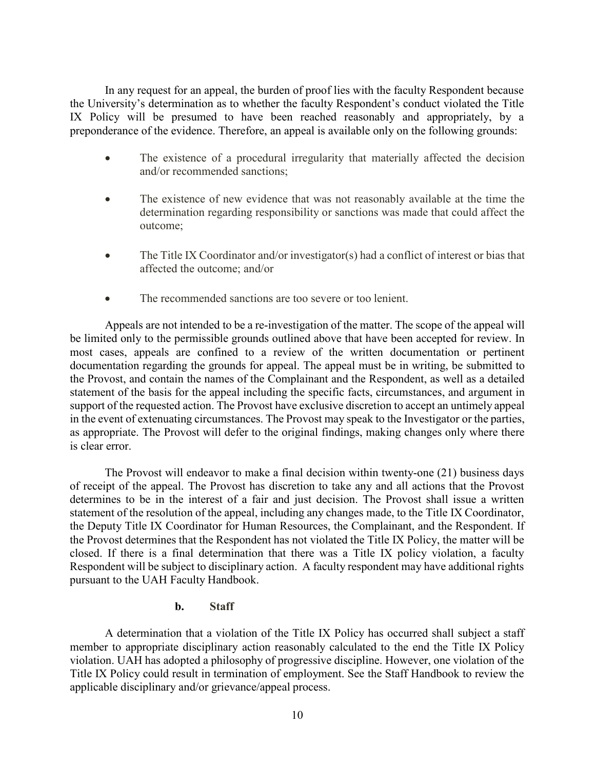In any request for an appeal, the burden of proof lies with the faculty Respondent because the University's determination as to whether the faculty Respondent's conduct violated the Title IX Policy will be presumed to have been reached reasonably and appropriately, by a preponderance of the evidence. Therefore, an appeal is available only on the following grounds:

- The existence of a procedural irregularity that materially affected the decision and/or recommended sanctions;
- The existence of new evidence that was not reasonably available at the time the determination regarding responsibility or sanctions was made that could affect the outcome;
- The Title IX Coordinator and/or investigator(s) had a conflict of interest or bias that affected the outcome; and/or
- The recommended sanctions are too severe or too lenient.

Appeals are not intended to be a re-investigation of the matter. The scope of the appeal will be limited only to the permissible grounds outlined above that have been accepted for review. In most cases, appeals are confined to a review of the written documentation or pertinent documentation regarding the grounds for appeal. The appeal must be in writing, be submitted to the Provost, and contain the names of the Complainant and the Respondent, as well as a detailed statement of the basis for the appeal including the specific facts, circumstances, and argument in support of the requested action. The Provost have exclusive discretion to accept an untimely appeal in the event of extenuating circumstances. The Provost may speak to the Investigator or the parties, as appropriate. The Provost will defer to the original findings, making changes only where there is clear error.

The Provost will endeavor to make a final decision within twenty-one (21) business days of receipt of the appeal. The Provost has discretion to take any and all actions that the Provost determines to be in the interest of a fair and just decision. The Provost shall issue a written statement of the resolution of the appeal, including any changes made, to the Title IX Coordinator, the Deputy Title IX Coordinator for Human Resources, the Complainant, and the Respondent. If the Provost determines that the Respondent has not violated the Title IX Policy, the matter will be closed. If there is a final determination that there was a Title IX policy violation, a faculty Respondent will be subject to disciplinary action. A faculty respondent may have additional rights pursuant to the UAH Faculty Handbook.

**b. Staff**

A determination that a violation of the Title IX Policy has occurred shall subject a staff member to appropriate disciplinary action reasonably calculated to the end the Title IX Policy violation. UAH has adopted a philosophy of progressive discipline. However, one violation of the Title IX Policy could result in termination of employment. See the Staff Handbook to review the applicable disciplinary and/or grievance/appeal process.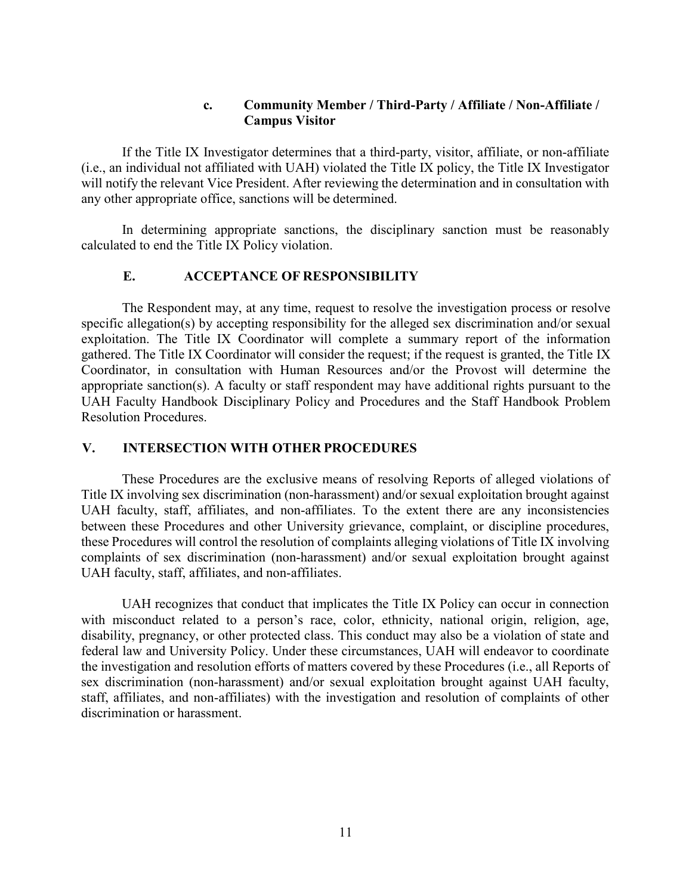#### c. Community Member / Third-Party / Affiliate / Non-Affiliate / Campus Visitor

If the Title IX Investigator determines that a third-party, visitor, affiliate, or non-affiliate (i.e., an individual not affiliated with UAH) violated the Title IX policy, the Title IX Investigator will notify the relevant Vice President. After reviewing the determination and in consultation with any other appropriate office, sanctions will be determined.

In determining appropriate sanctions, the disciplinary sanction must be reasonably calculated to end the Title IX Policy violation.

### E. ACCEPTANCE OF RESPONSIBILITY

The Respondent may, at any time, request to resolve the investigation process or resolve specific allegation(s) by accepting responsibility for the alleged sex discrimination and/or sexual exploitation. The Title IX Coordinator will complete a summary report of the information gathered. The Title IX Coordinator will consider the request; if the request is granted, the Title IX Coordinator, in consultation with Human Resources and/or the Provost will determine the appropriate sanction(s). A faculty or staff respondent may have additional rights pursuant to the UAH Faculty Handbook Disciplinary Policy and Procedures and the Staff Handbook Problem Resolution Procedures.

## V. INTERSECTION WITH OTHER PROCEDURES

These Procedures are the exclusive means of resolving Reports of alleged violations of Title IX involving sex discrimination (non-harassment) and/or sexual exploitation brought against UAH faculty, staff, affiliates, and non-affiliates. To the extent there are any inconsistencies between these Procedures and other University grievance, complaint, or discipline procedures, these Procedures will control the resolution of complaints alleging violations of Title IX involving complaints of sex discrimination (non-harassment) and/or sexual exploitation brought against UAH faculty, staff, affiliates, and non-affiliates.

UAH recognizes that conduct that implicates the Title IX Policy can occur in connection with misconduct related to a person's race, color, ethnicity, national origin, religion, age, disability, pregnancy, or other protected class. This conduct may also be a violation of state and federal law and University Policy. Under these circumstances, UAH will endeavor to coordinate the investigation and resolution efforts of matters covered by these Procedures (i.e., all Reports of sex discrimination (non-harassment) and/or sexual exploitation brought against UAH faculty, staff, affiliates, and non-affiliates) with the investigation and resolution of complaints of other discrimination or harassment.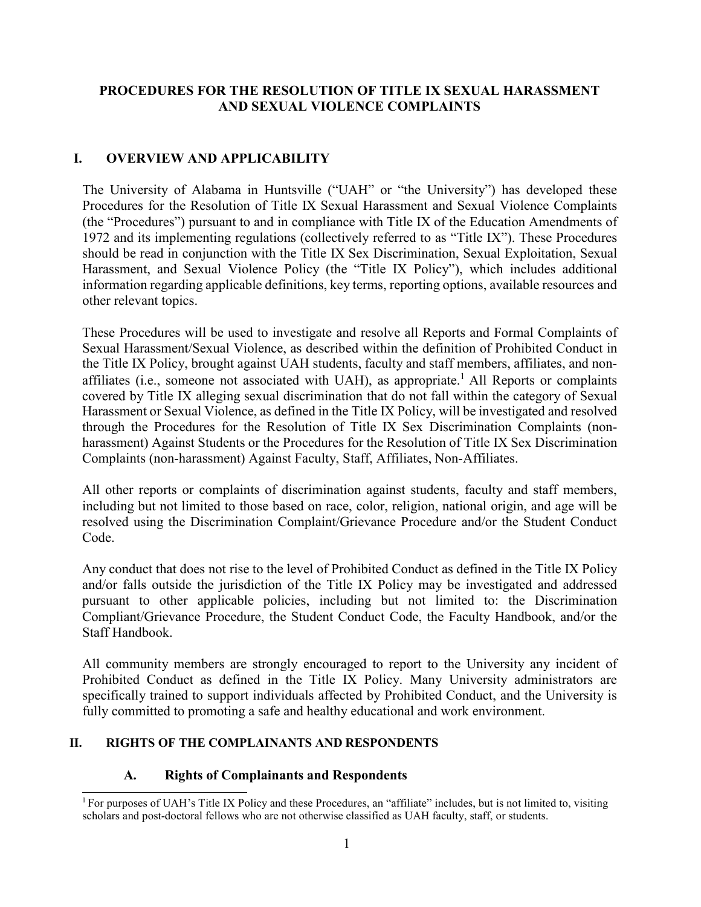# PROCEDURES FOR THE RESOLUTION OF TITLE IX SEXUAL HARASSMENT AND SEXUAL VIOLENCE COMPLAINTS

## I. OVERVIEW AND APPLICABILITY

The University of Alabama in Huntsville ("UAH" or "the University") has developed these Procedures for the Resolution of Title IX Sexual Harassment and Sexual Violence Complaints (the "Procedures") pursuant to and in compliance with Title IX of the Education Amendments of 1972 and its implementing regulations (collectively referred to as "Title IX"). These Procedures should be read in conjunction with the Title IX Sex Discrimination, Sexual Exploitation, Sexual Harassment, and Sexual Violence Policy (the "Title IX Policy"), which includes additional information regarding applicable definitions, key terms, reporting options, available resources and other relevant topics.

These Procedures will be used to investigate and resolve all Reports and Formal Complaints of Sexual Harassment/Sexual Violence, as described within the definition of Prohibited Conduct in the Title IX Policy, brought against UAH students, faculty and staff members, affiliates, and non-affiliates (i.e., someone not associated with UAH), as appropriate.[1] All Reports or complaints covered by Title IX alleging sexual discrimination that do not fall within the category of Sexual Harassment or Sexual Violence, as defined in the Title IX Policy, will be investigated and resolved through the Procedures for the Resolution of Title IX Sex Discrimination Complaints (non-harassment) Against Students or the Procedures for the Resolution of Title IX Sex Discrimination Complaints (non-harassment) Against Faculty, Staff, Affiliates, Non-Affiliates.

All other reports or complaints of discrimination against students, faculty and staff members, including but not limited to those based on race, color, religion, national origin, and age will be resolved using the Discrimination Complaint/Grievance Procedure and/or the Student Conduct Code.

Any conduct that does not rise to the level of Prohibited Conduct as defined in the Title IX Policy and/or falls outside the jurisdiction of the Title IX Policy may be investigated and addressed pursuant to other applicable policies, including but not limited to: the Discrimination Compliant/Grievance Procedure, the Student Conduct Code, the Faculty Handbook, and/or the Staff Handbook.

All community members are strongly encouraged to report to the University any incident of Prohibited Conduct as defined in the Title IX Policy. Many University administrators are specifically trained to support individuals affected by Prohibited Conduct, and the University is fully committed to promoting a safe and healthy educational and work environment.

## II. RIGHTS OF THE COMPLAINANTS AND RESPONDENTS

### A. Rights of Complainants and Respondents

[1] For purposes of UAH's Title IX Policy and these Procedures, an "affiliate" includes, but is not limited to, visiting scholars and post-doctoral fellows who are not otherwise classified as UAH faculty, staff, or students.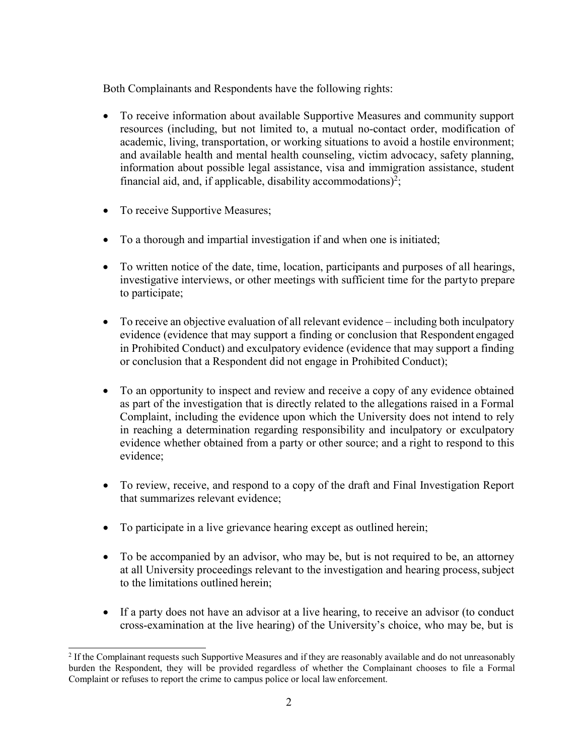Both Complainants and Respondents have the following rights:

- To receive information about available Supportive Measures and community support resources (including, but not limited to, a mutual no-contact order, modification of academic, living, transportation, or working situations to avoid a hostile environment; and available health and mental health counseling, victim advocacy, safety planning, information about possible legal assistance, visa and immigration assistance, student financial aid, and, if applicable, disability accommodations)[2];

- To receive Supportive Measures;

- To a thorough and impartial investigation if and when one is initiated;

- To written notice of the date, time, location, participants and purposes of all hearings, investigative interviews, or other meetings with sufficient time for the party to prepare to participate;

- To receive an objective evaluation of all relevant evidence – including both inculpatory evidence (evidence that may support a finding or conclusion that Respondent engaged in Prohibited Conduct) and exculpatory evidence (evidence that may support a finding or conclusion that a Respondent did not engage in Prohibited Conduct);

- To an opportunity to inspect and review and receive a copy of any evidence obtained as part of the investigation that is directly related to the allegations raised in a Formal Complaint, including the evidence upon which the University does not intend to rely in reaching a determination regarding responsibility and inculpatory or exculpatory evidence whether obtained from a party or other source; and a right to respond to this evidence;

- To review, receive, and respond to a copy of the draft and Final Investigation Report that summarizes relevant evidence;

- To participate in a live grievance hearing except as outlined herein;

- To be accompanied by an advisor, who may be, but is not required to be, an attorney at all University proceedings relevant to the investigation and hearing process, subject to the limitations outlined herein;

- If a party does not have an advisor at a live hearing, to receive an advisor (to conduct cross-examination at the live hearing) of the University's choice, who may be, but is

[2] If the Complainant requests such Supportive Measures and if they are reasonably available and do not unreasonably burden the Respondent, they will be provided regardless of whether the Complainant chooses to file a Formal Complaint or refuses to report the crime to campus police or local law enforcement.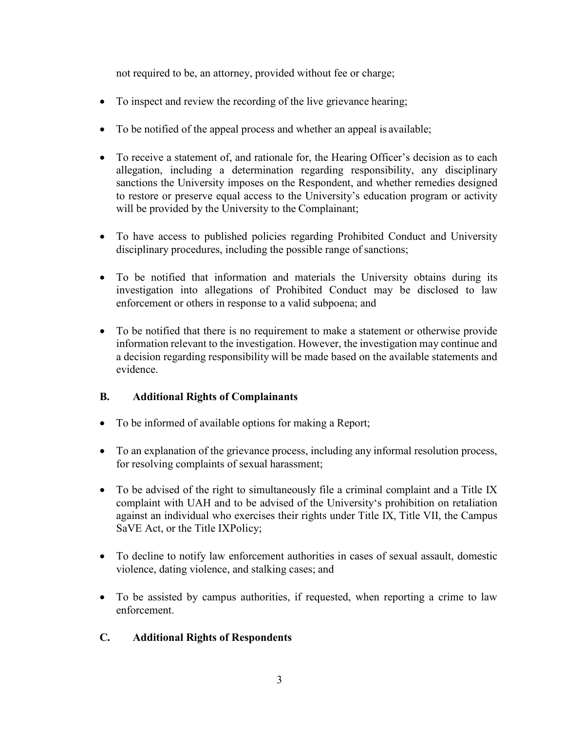not required to be, an attorney, provided without fee or charge;

- To inspect and review the recording of the live grievance hearing;
- To be notified of the appeal process and whether an appeal is available;
- To receive a statement of, and rationale for, the Hearing Officer's decision as to each allegation, including a determination regarding responsibility, any disciplinary sanctions the University imposes on the Respondent, and whether remedies designed to restore or preserve equal access to the University's education program or activity will be provided by the University to the Complainant;
- To have access to published policies regarding Prohibited Conduct and University disciplinary procedures, including the possible range of sanctions;
- To be notified that information and materials the University obtains during its investigation into allegations of Prohibited Conduct may be disclosed to law enforcement or others in response to a valid subpoena; and
- To be notified that there is no requirement to make a statement or otherwise provide information relevant to the investigation. However, the investigation may continue and a decision regarding responsibility will be made based on the available statements and evidence.

### B. Additional Rights of Complainants

- To be informed of available options for making a Report;
- To an explanation of the grievance process, including any informal resolution process, for resolving complaints of sexual harassment;
- To be advised of the right to simultaneously file a criminal complaint and a Title IX complaint with UAH and to be advised of the University's prohibition on retaliation against an individual who exercises their rights under Title IX, Title VII, the Campus SaVE Act, or the Title IXPolicy;
- To decline to notify law enforcement authorities in cases of sexual assault, domestic violence, dating violence, and stalking cases; and
- To be assisted by campus authorities, if requested, when reporting a crime to law enforcement.

### C. Additional Rights of Respondents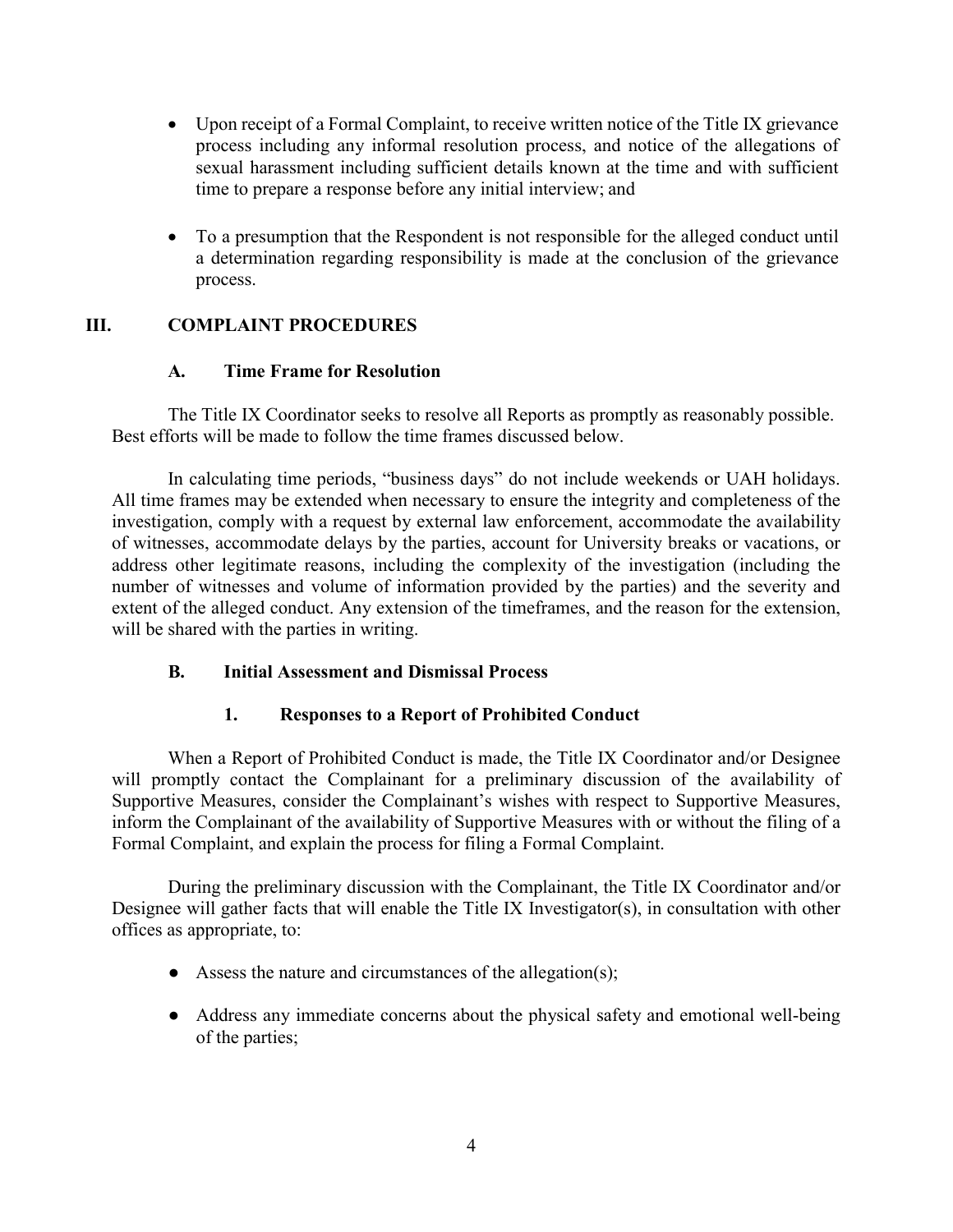- Upon receipt of a Formal Complaint, to receive written notice of the Title IX grievance process including any informal resolution process, and notice of the allegations of sexual harassment including sufficient details known at the time and with sufficient time to prepare a response before any initial interview; and

- To a presumption that the Respondent is not responsible for the alleged conduct until a determination regarding responsibility is made at the conclusion of the grievance process.

## III. COMPLAINT PROCEDURES

### A. Time Frame for Resolution

The Title IX Coordinator seeks to resolve all Reports as promptly as reasonably possible. Best efforts will be made to follow the time frames discussed below.

In calculating time periods, "business days" do not include weekends or UAH holidays. All time frames may be extended when necessary to ensure the integrity and completeness of the investigation, comply with a request by external law enforcement, accommodate the availability of witnesses, accommodate delays by the parties, account for University breaks or vacations, or address other legitimate reasons, including the complexity of the investigation (including the number of witnesses and volume of information provided by the parties) and the severity and extent of the alleged conduct. Any extension of the timeframes, and the reason for the extension, will be shared with the parties in writing.

### B. Initial Assessment and Dismissal Process

#### 1. Responses to a Report of Prohibited Conduct

When a Report of Prohibited Conduct is made, the Title IX Coordinator and/or Designee will promptly contact the Complainant for a preliminary discussion of the availability of Supportive Measures, consider the Complainant's wishes with respect to Supportive Measures, inform the Complainant of the availability of Supportive Measures with or without the filing of a Formal Complaint, and explain the process for filing a Formal Complaint.

During the preliminary discussion with the Complainant, the Title IX Coordinator and/or Designee will gather facts that will enable the Title IX Investigator(s), in consultation with other offices as appropriate, to:

- Assess the nature and circumstances of the allegation(s);

- Address any immediate concerns about the physical safety and emotional well-being of the parties;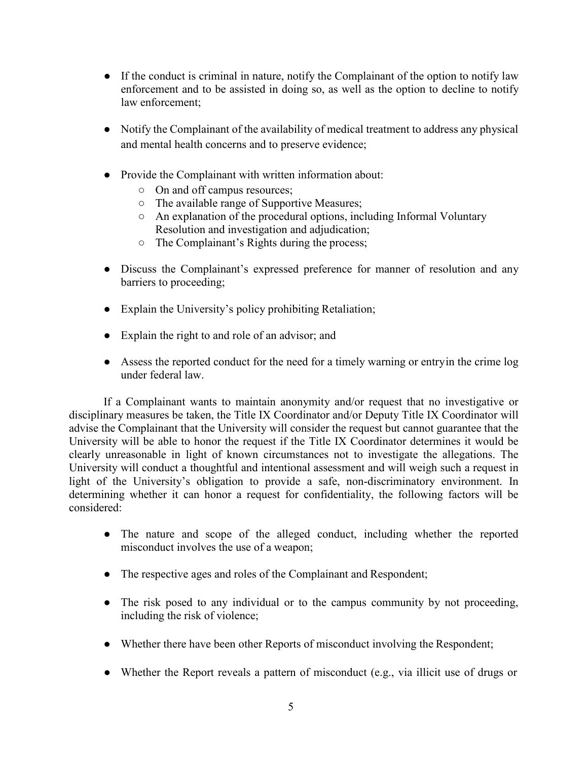- If the conduct is criminal in nature, notify the Complainant of the option to notify law enforcement and to be assisted in doing so, as well as the option to decline to notify law enforcement;

- Notify the Complainant of the availability of medical treatment to address any physical and mental health concerns and to preserve evidence;

- Provide the Complainant with written information about:
  - On and off campus resources;
  - The available range of Supportive Measures;
  - An explanation of the procedural options, including Informal Voluntary Resolution and investigation and adjudication;
  - The Complainant's Rights during the process;

- Discuss the Complainant's expressed preference for manner of resolution and any barriers to proceeding;

- Explain the University's policy prohibiting Retaliation;

- Explain the right to and role of an advisor; and

- Assess the reported conduct for the need for a timely warning or entryin the crime log under federal law.

If a Complainant wants to maintain anonymity and/or request that no investigative or disciplinary measures be taken, the Title IX Coordinator and/or Deputy Title IX Coordinator will advise the Complainant that the University will consider the request but cannot guarantee that the University will be able to honor the request if the Title IX Coordinator determines it would be clearly unreasonable in light of known circumstances not to investigate the allegations. The University will conduct a thoughtful and intentional assessment and will weigh such a request in light of the University's obligation to provide a safe, non-discriminatory environment. In determining whether it can honor a request for confidentiality, the following factors will be considered:

- The nature and scope of the alleged conduct, including whether the reported misconduct involves the use of a weapon;

- The respective ages and roles of the Complainant and Respondent;

- The risk posed to any individual or to the campus community by not proceeding, including the risk of violence;

- Whether there have been other Reports of misconduct involving the Respondent;

- Whether the Report reveals a pattern of misconduct (e.g., via illicit use of drugs or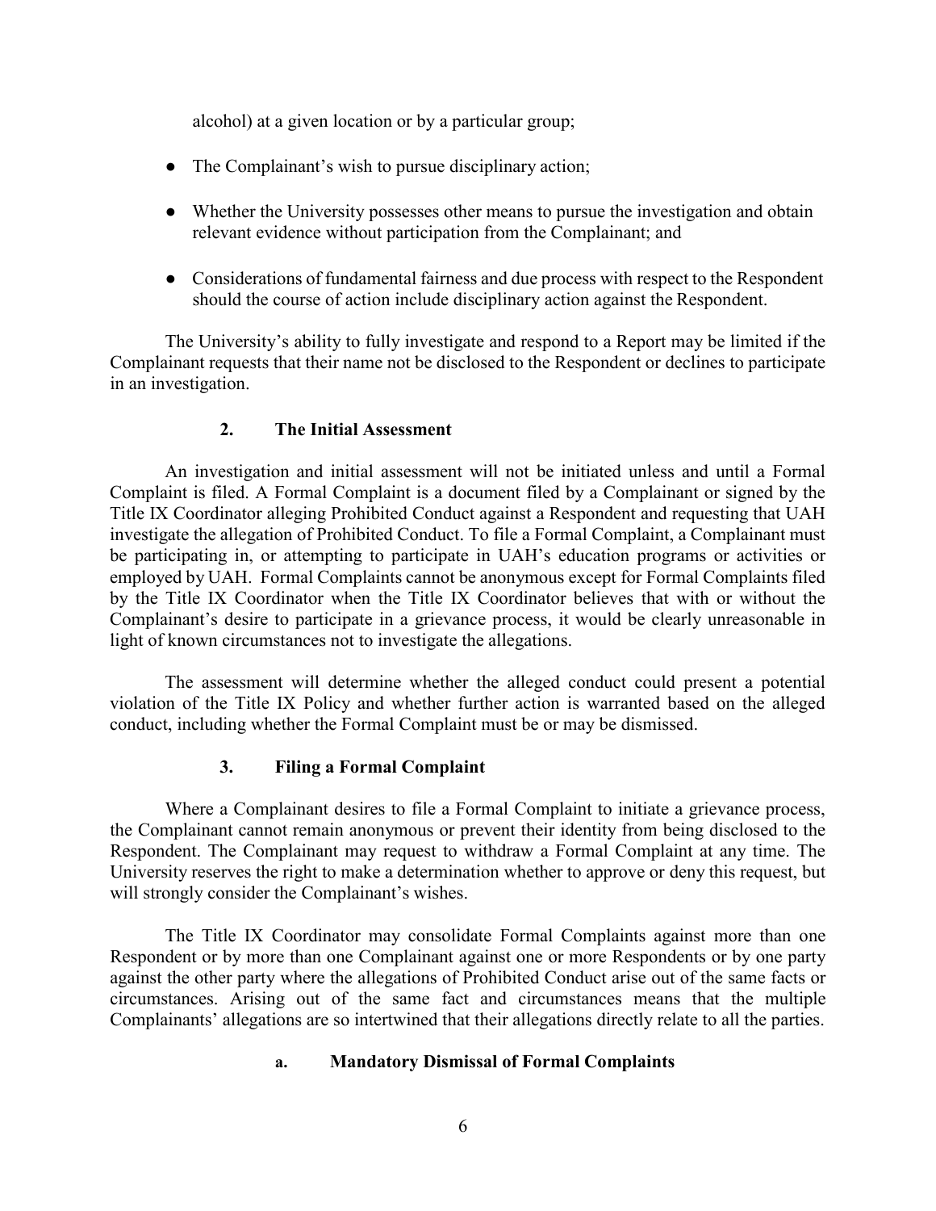alcohol) at a given location or by a particular group;

- The Complainant's wish to pursue disciplinary action;
- Whether the University possesses other means to pursue the investigation and obtain relevant evidence without participation from the Complainant; and
- Considerations of fundamental fairness and due process with respect to the Respondent should the course of action include disciplinary action against the Respondent.

The University's ability to fully investigate and respond to a Report may be limited if the Complainant requests that their name not be disclosed to the Respondent or declines to participate in an investigation.

### 2. The Initial Assessment

An investigation and initial assessment will not be initiated unless and until a Formal Complaint is filed. A Formal Complaint is a document filed by a Complainant or signed by the Title IX Coordinator alleging Prohibited Conduct against a Respondent and requesting that UAH investigate the allegation of Prohibited Conduct. To file a Formal Complaint, a Complainant must be participating in, or attempting to participate in UAH's education programs or activities or employed by UAH. Formal Complaints cannot be anonymous except for Formal Complaints filed by the Title IX Coordinator when the Title IX Coordinator believes that with or without the Complainant's desire to participate in a grievance process, it would be clearly unreasonable in light of known circumstances not to investigate the allegations.

The assessment will determine whether the alleged conduct could present a potential violation of the Title IX Policy and whether further action is warranted based on the alleged conduct, including whether the Formal Complaint must be or may be dismissed.

### 3. Filing a Formal Complaint

Where a Complainant desires to file a Formal Complaint to initiate a grievance process, the Complainant cannot remain anonymous or prevent their identity from being disclosed to the Respondent. The Complainant may request to withdraw a Formal Complaint at any time. The University reserves the right to make a determination whether to approve or deny this request, but will strongly consider the Complainant's wishes.

The Title IX Coordinator may consolidate Formal Complaints against more than one Respondent or by more than one Complainant against one or more Respondents or by one party against the other party where the allegations of Prohibited Conduct arise out of the same facts or circumstances. Arising out of the same fact and circumstances means that the multiple Complainants' allegations are so intertwined that their allegations directly relate to all the parties.

#### a. Mandatory Dismissal of Formal Complaints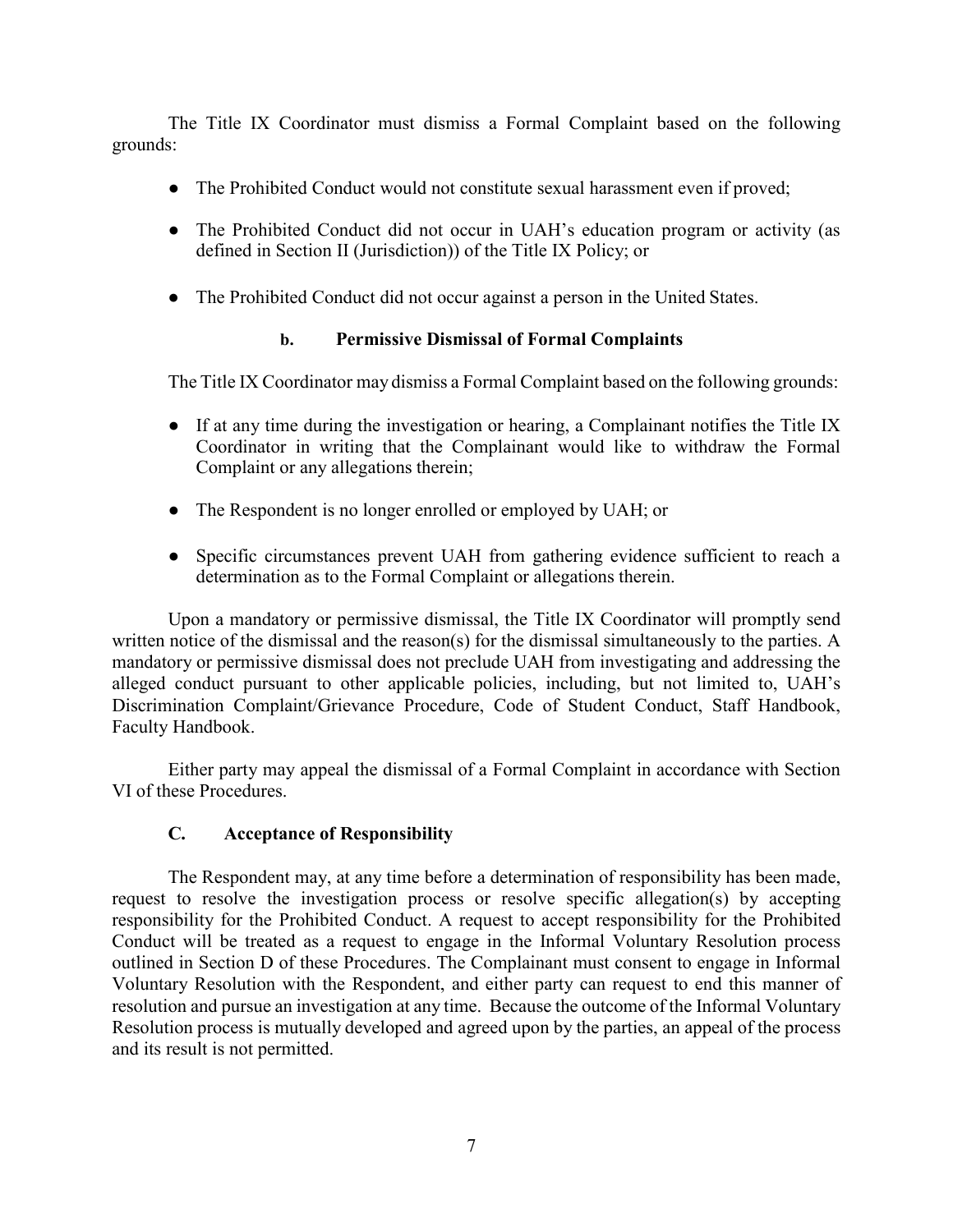The Title IX Coordinator must dismiss a Formal Complaint based on the following grounds:

- The Prohibited Conduct would not constitute sexual harassment even if proved;
- The Prohibited Conduct did not occur in UAH's education program or activity (as defined in Section II (Jurisdiction)) of the Title IX Policy; or
- The Prohibited Conduct did not occur against a person in the United States.

#### b. Permissive Dismissal of Formal Complaints

The Title IX Coordinator may dismiss a Formal Complaint based on the following grounds:

- If at any time during the investigation or hearing, a Complainant notifies the Title IX Coordinator in writing that the Complainant would like to withdraw the Formal Complaint or any allegations therein;
- The Respondent is no longer enrolled or employed by UAH; or
- Specific circumstances prevent UAH from gathering evidence sufficient to reach a determination as to the Formal Complaint or allegations therein.

Upon a mandatory or permissive dismissal, the Title IX Coordinator will promptly send written notice of the dismissal and the reason(s) for the dismissal simultaneously to the parties. A mandatory or permissive dismissal does not preclude UAH from investigating and addressing the alleged conduct pursuant to other applicable policies, including, but not limited to, UAH's Discrimination Complaint/Grievance Procedure, Code of Student Conduct, Staff Handbook, Faculty Handbook.

Either party may appeal the dismissal of a Formal Complaint in accordance with Section VI of these Procedures.

### C. Acceptance of Responsibility

The Respondent may, at any time before a determination of responsibility has been made, request to resolve the investigation process or resolve specific allegation(s) by accepting responsibility for the Prohibited Conduct. A request to accept responsibility for the Prohibited Conduct will be treated as a request to engage in the Informal Voluntary Resolution process outlined in Section D of these Procedures. The Complainant must consent to engage in Informal Voluntary Resolution with the Respondent, and either party can request to end this manner of resolution and pursue an investigation at any time. Because the outcome of the Informal Voluntary Resolution process is mutually developed and agreed upon by the parties, an appeal of the process and its result is not permitted.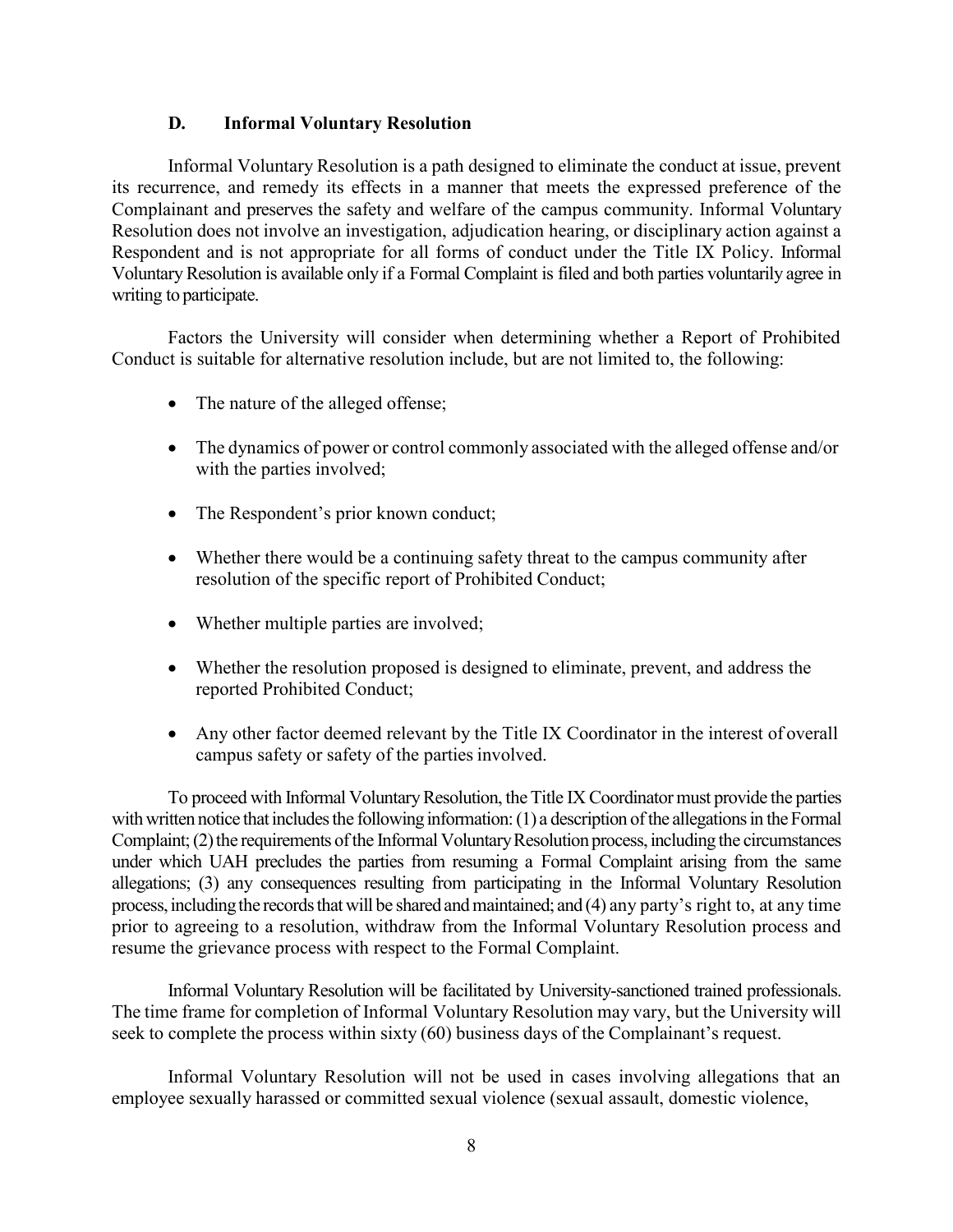### D. Informal Voluntary Resolution

Informal Voluntary Resolution is a path designed to eliminate the conduct at issue, prevent its recurrence, and remedy its effects in a manner that meets the expressed preference of the Complainant and preserves the safety and welfare of the campus community. Informal Voluntary Resolution does not involve an investigation, adjudication hearing, or disciplinary action against a Respondent and is not appropriate for all forms of conduct under the Title IX Policy. Informal Voluntary Resolution is available only if a Formal Complaint is filed and both parties voluntarily agree in writing to participate.

Factors the University will consider when determining whether a Report of Prohibited Conduct is suitable for alternative resolution include, but are not limited to, the following:

- The nature of the alleged offense;
- The dynamics of power or control commonly associated with the alleged offense and/or with the parties involved;
- The Respondent's prior known conduct;
- Whether there would be a continuing safety threat to the campus community after resolution of the specific report of Prohibited Conduct;
- Whether multiple parties are involved;
- Whether the resolution proposed is designed to eliminate, prevent, and address the reported Prohibited Conduct;
- Any other factor deemed relevant by the Title IX Coordinator in the interest of overall campus safety or safety of the parties involved.

To proceed with Informal Voluntary Resolution, the Title IX Coordinator must provide the parties with written notice that includes the following information: (1) a description of the allegations in the Formal Complaint; (2) the requirements of the Informal Voluntary Resolution process, including the circumstances under which UAH precludes the parties from resuming a Formal Complaint arising from the same allegations; (3) any consequences resulting from participating in the Informal Voluntary Resolution process, including the records that will be shared and maintained; and (4) any party's right to, at any time prior to agreeing to a resolution, withdraw from the Informal Voluntary Resolution process and resume the grievance process with respect to the Formal Complaint.

Informal Voluntary Resolution will be facilitated by University-sanctioned trained professionals. The time frame for completion of Informal Voluntary Resolution may vary, but the University will seek to complete the process within sixty (60) business days of the Complainant's request.

Informal Voluntary Resolution will not be used in cases involving allegations that an employee sexually harassed or committed sexual violence (sexual assault, domestic violence,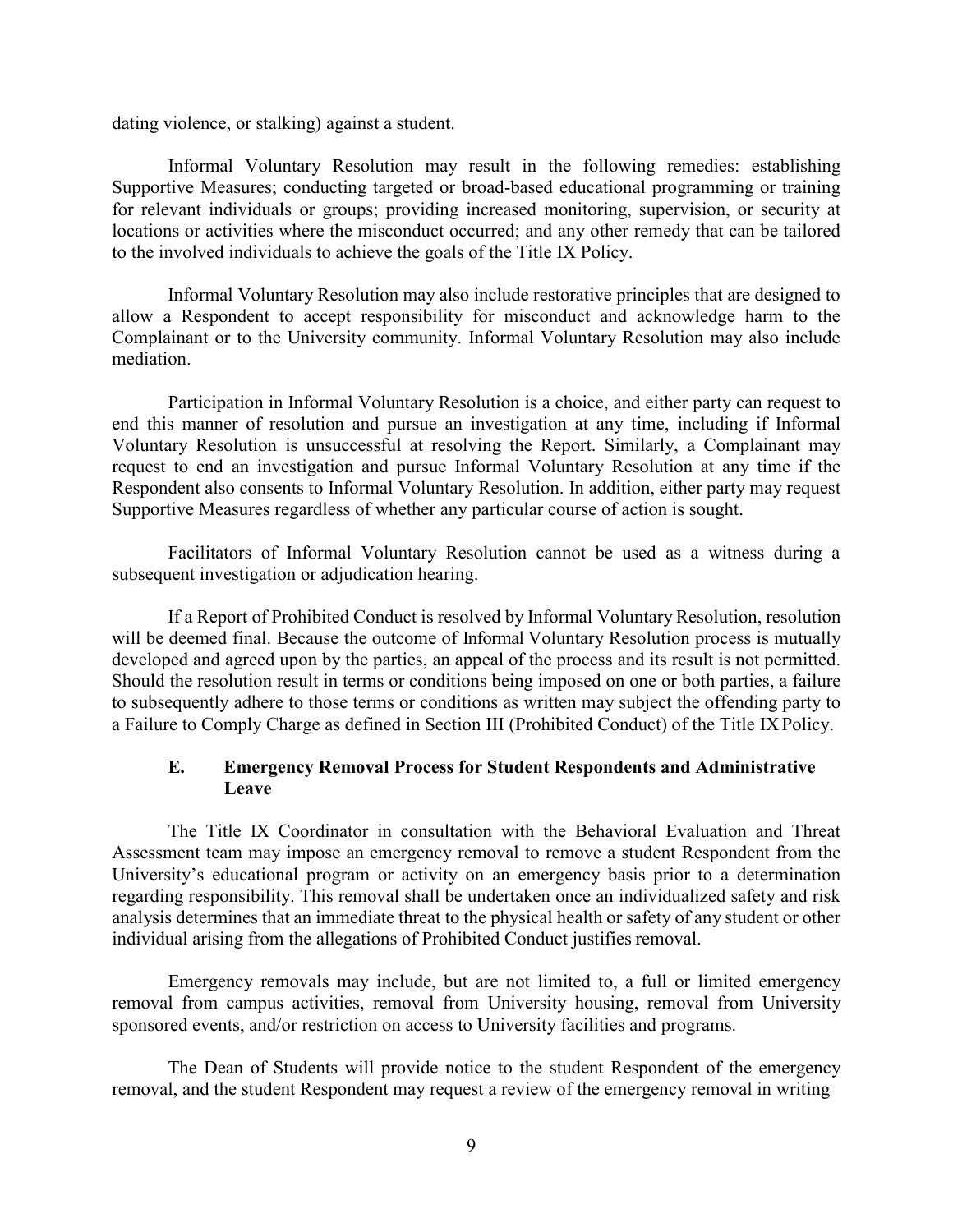dating violence, or stalking) against a student.

Informal Voluntary Resolution may result in the following remedies: establishing Supportive Measures; conducting targeted or broad-based educational programming or training for relevant individuals or groups; providing increased monitoring, supervision, or security at locations or activities where the misconduct occurred; and any other remedy that can be tailored to the involved individuals to achieve the goals of the Title IX Policy.

Informal Voluntary Resolution may also include restorative principles that are designed to allow a Respondent to accept responsibility for misconduct and acknowledge harm to the Complainant or to the University community. Informal Voluntary Resolution may also include mediation.

Participation in Informal Voluntary Resolution is a choice, and either party can request to end this manner of resolution and pursue an investigation at any time, including if Informal Voluntary Resolution is unsuccessful at resolving the Report. Similarly, a Complainant may request to end an investigation and pursue Informal Voluntary Resolution at any time if the Respondent also consents to Informal Voluntary Resolution. In addition, either party may request Supportive Measures regardless of whether any particular course of action is sought.

Facilitators of Informal Voluntary Resolution cannot be used as a witness during a subsequent investigation or adjudication hearing.

If a Report of Prohibited Conduct is resolved by Informal Voluntary Resolution, resolution will be deemed final. Because the outcome of Informal Voluntary Resolution process is mutually developed and agreed upon by the parties, an appeal of the process and its result is not permitted. Should the resolution result in terms or conditions being imposed on one or both parties, a failure to subsequently adhere to those terms or conditions as written may subject the offending party to a Failure to Comply Charge as defined in Section III (Prohibited Conduct) of the Title IX Policy.

### E. Emergency Removal Process for Student Respondents and Administrative Leave

The Title IX Coordinator in consultation with the Behavioral Evaluation and Threat Assessment team may impose an emergency removal to remove a student Respondent from the University's educational program or activity on an emergency basis prior to a determination regarding responsibility. This removal shall be undertaken once an individualized safety and risk analysis determines that an immediate threat to the physical health or safety of any student or other individual arising from the allegations of Prohibited Conduct justifies removal.

Emergency removals may include, but are not limited to, a full or limited emergency removal from campus activities, removal from University housing, removal from University sponsored events, and/or restriction on access to University facilities and programs.

The Dean of Students will provide notice to the student Respondent of the emergency removal, and the student Respondent may request a review of the emergency removal in writing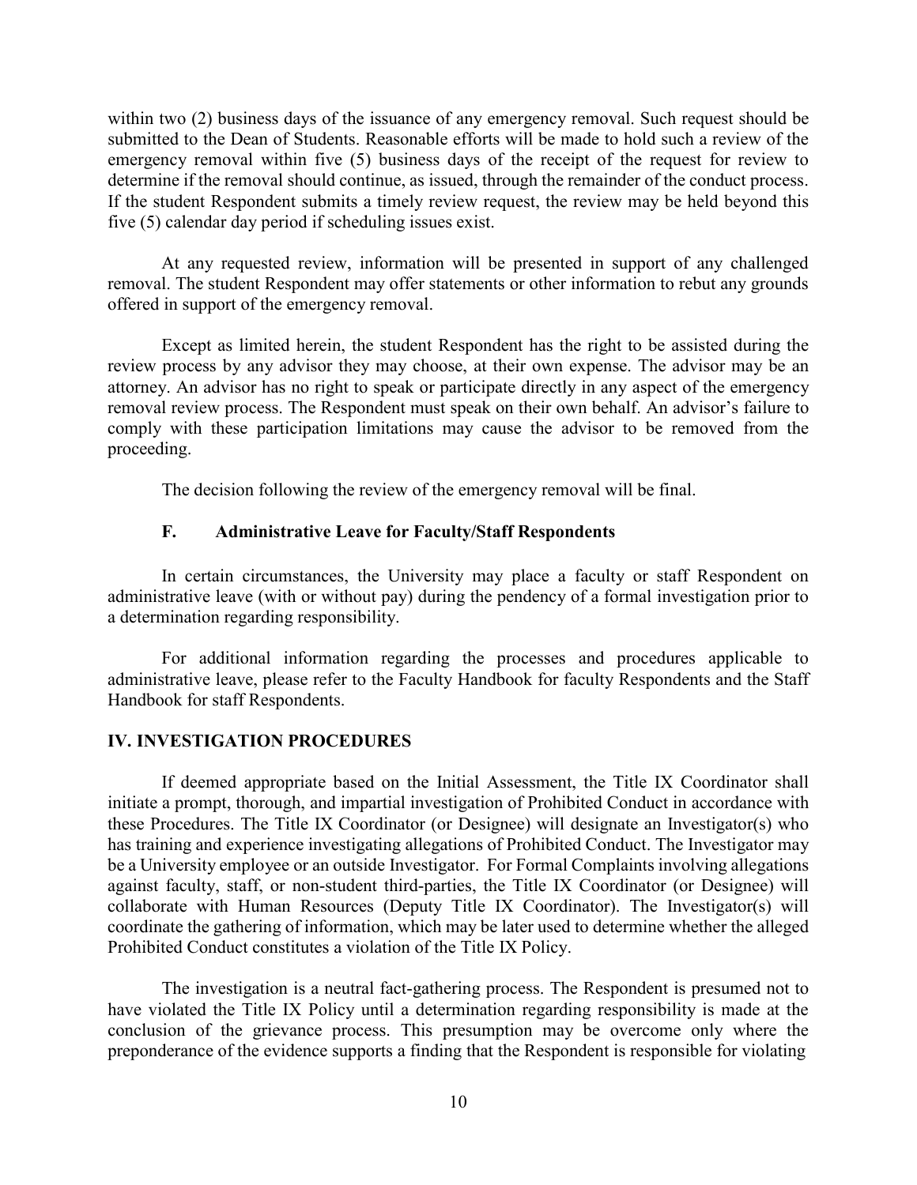within two (2) business days of the issuance of any emergency removal. Such request should be submitted to the Dean of Students. Reasonable efforts will be made to hold such a review of the emergency removal within five (5) business days of the receipt of the request for review to determine if the removal should continue, as issued, through the remainder of the conduct process. If the student Respondent submits a timely review request, the review may be held beyond this five (5) calendar day period if scheduling issues exist.

At any requested review, information will be presented in support of any challenged removal. The student Respondent may offer statements or other information to rebut any grounds offered in support of the emergency removal.

Except as limited herein, the student Respondent has the right to be assisted during the review process by any advisor they may choose, at their own expense. The advisor may be an attorney. An advisor has no right to speak or participate directly in any aspect of the emergency removal review process. The Respondent must speak on their own behalf. An advisor's failure to comply with these participation limitations may cause the advisor to be removed from the proceeding.

The decision following the review of the emergency removal will be final.

### F. Administrative Leave for Faculty/Staff Respondents

In certain circumstances, the University may place a faculty or staff Respondent on administrative leave (with or without pay) during the pendency of a formal investigation prior to a determination regarding responsibility.

For additional information regarding the processes and procedures applicable to administrative leave, please refer to the Faculty Handbook for faculty Respondents and the Staff Handbook for staff Respondents.

## IV. INVESTIGATION PROCEDURES

If deemed appropriate based on the Initial Assessment, the Title IX Coordinator shall initiate a prompt, thorough, and impartial investigation of Prohibited Conduct in accordance with these Procedures. The Title IX Coordinator (or Designee) will designate an Investigator(s) who has training and experience investigating allegations of Prohibited Conduct. The Investigator may be a University employee or an outside Investigator. For Formal Complaints involving allegations against faculty, staff, or non-student third-parties, the Title IX Coordinator (or Designee) will collaborate with Human Resources (Deputy Title IX Coordinator). The Investigator(s) will coordinate the gathering of information, which may be later used to determine whether the alleged Prohibited Conduct constitutes a violation of the Title IX Policy.

The investigation is a neutral fact-gathering process. The Respondent is presumed not to have violated the Title IX Policy until a determination regarding responsibility is made at the conclusion of the grievance process. This presumption may be overcome only where the preponderance of the evidence supports a finding that the Respondent is responsible for violating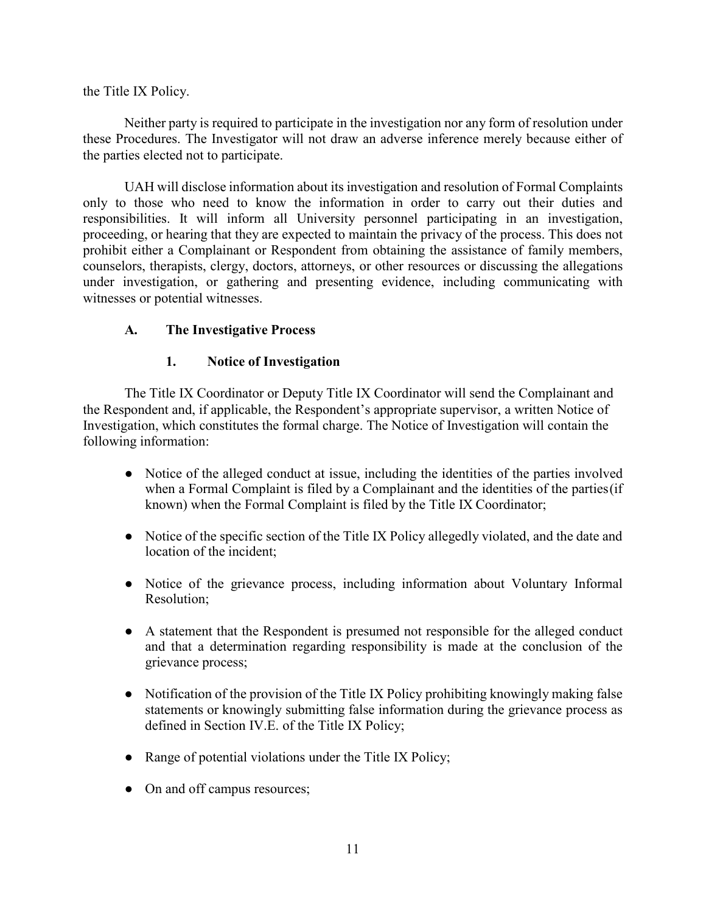the Title IX Policy.

Neither party is required to participate in the investigation nor any form of resolution under these Procedures. The Investigator will not draw an adverse inference merely because either of the parties elected not to participate.

UAH will disclose information about its investigation and resolution of Formal Complaints only to those who need to know the information in order to carry out their duties and responsibilities. It will inform all University personnel participating in an investigation, proceeding, or hearing that they are expected to maintain the privacy of the process. This does not prohibit either a Complainant or Respondent from obtaining the assistance of family members, counselors, therapists, clergy, doctors, attorneys, or other resources or discussing the allegations under investigation, or gathering and presenting evidence, including communicating with witnesses or potential witnesses.

### A. The Investigative Process

#### 1. Notice of Investigation

The Title IX Coordinator or Deputy Title IX Coordinator will send the Complainant and the Respondent and, if applicable, the Respondent's appropriate supervisor, a written Notice of Investigation, which constitutes the formal charge. The Notice of Investigation will contain the following information:

- Notice of the alleged conduct at issue, including the identities of the parties involved when a Formal Complaint is filed by a Complainant and the identities of the parties(if known) when the Formal Complaint is filed by the Title IX Coordinator;
- Notice of the specific section of the Title IX Policy allegedly violated, and the date and location of the incident;
- Notice of the grievance process, including information about Voluntary Informal Resolution;
- A statement that the Respondent is presumed not responsible for the alleged conduct and that a determination regarding responsibility is made at the conclusion of the grievance process;
- Notification of the provision of the Title IX Policy prohibiting knowingly making false statements or knowingly submitting false information during the grievance process as defined in Section IV.E. of the Title IX Policy;
- Range of potential violations under the Title IX Policy;
- On and off campus resources;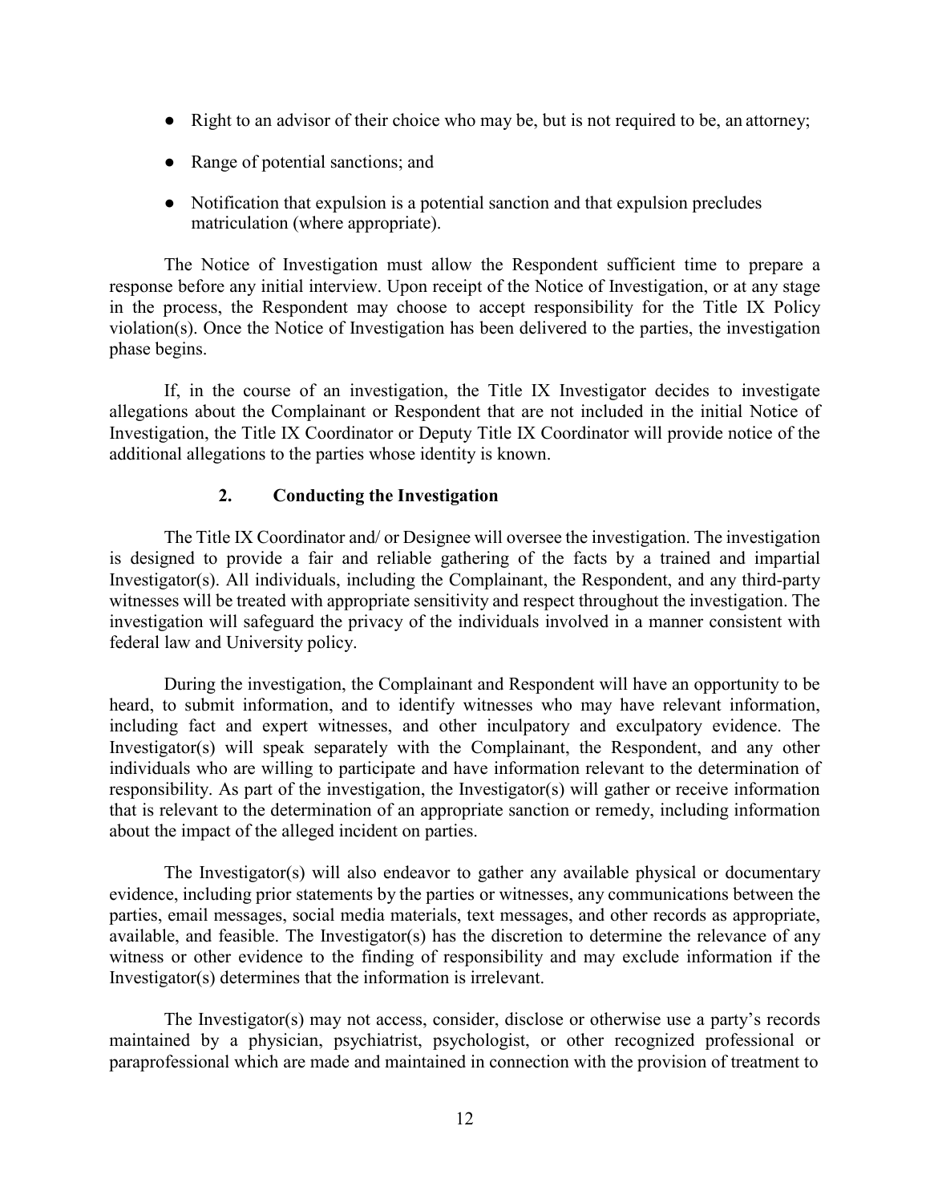- Right to an advisor of their choice who may be, but is not required to be, an attorney;
- Range of potential sanctions; and
- Notification that expulsion is a potential sanction and that expulsion precludes matriculation (where appropriate).

The Notice of Investigation must allow the Respondent sufficient time to prepare a response before any initial interview. Upon receipt of the Notice of Investigation, or at any stage in the process, the Respondent may choose to accept responsibility for the Title IX Policy violation(s). Once the Notice of Investigation has been delivered to the parties, the investigation phase begins.

If, in the course of an investigation, the Title IX Investigator decides to investigate allegations about the Complainant or Respondent that are not included in the initial Notice of Investigation, the Title IX Coordinator or Deputy Title IX Coordinator will provide notice of the additional allegations to the parties whose identity is known.

### 2. Conducting the Investigation

The Title IX Coordinator and/ or Designee will oversee the investigation. The investigation is designed to provide a fair and reliable gathering of the facts by a trained and impartial Investigator(s). All individuals, including the Complainant, the Respondent, and any third-party witnesses will be treated with appropriate sensitivity and respect throughout the investigation. The investigation will safeguard the privacy of the individuals involved in a manner consistent with federal law and University policy.

During the investigation, the Complainant and Respondent will have an opportunity to be heard, to submit information, and to identify witnesses who may have relevant information, including fact and expert witnesses, and other inculpatory and exculpatory evidence. The Investigator(s) will speak separately with the Complainant, the Respondent, and any other individuals who are willing to participate and have information relevant to the determination of responsibility. As part of the investigation, the Investigator(s) will gather or receive information that is relevant to the determination of an appropriate sanction or remedy, including information about the impact of the alleged incident on parties.

The Investigator(s) will also endeavor to gather any available physical or documentary evidence, including prior statements by the parties or witnesses, any communications between the parties, email messages, social media materials, text messages, and other records as appropriate, available, and feasible. The Investigator(s) has the discretion to determine the relevance of any witness or other evidence to the finding of responsibility and may exclude information if the Investigator(s) determines that the information is irrelevant.

The Investigator(s) may not access, consider, disclose or otherwise use a party's records maintained by a physician, psychiatrist, psychologist, or other recognized professional or paraprofessional which are made and maintained in connection with the provision of treatment to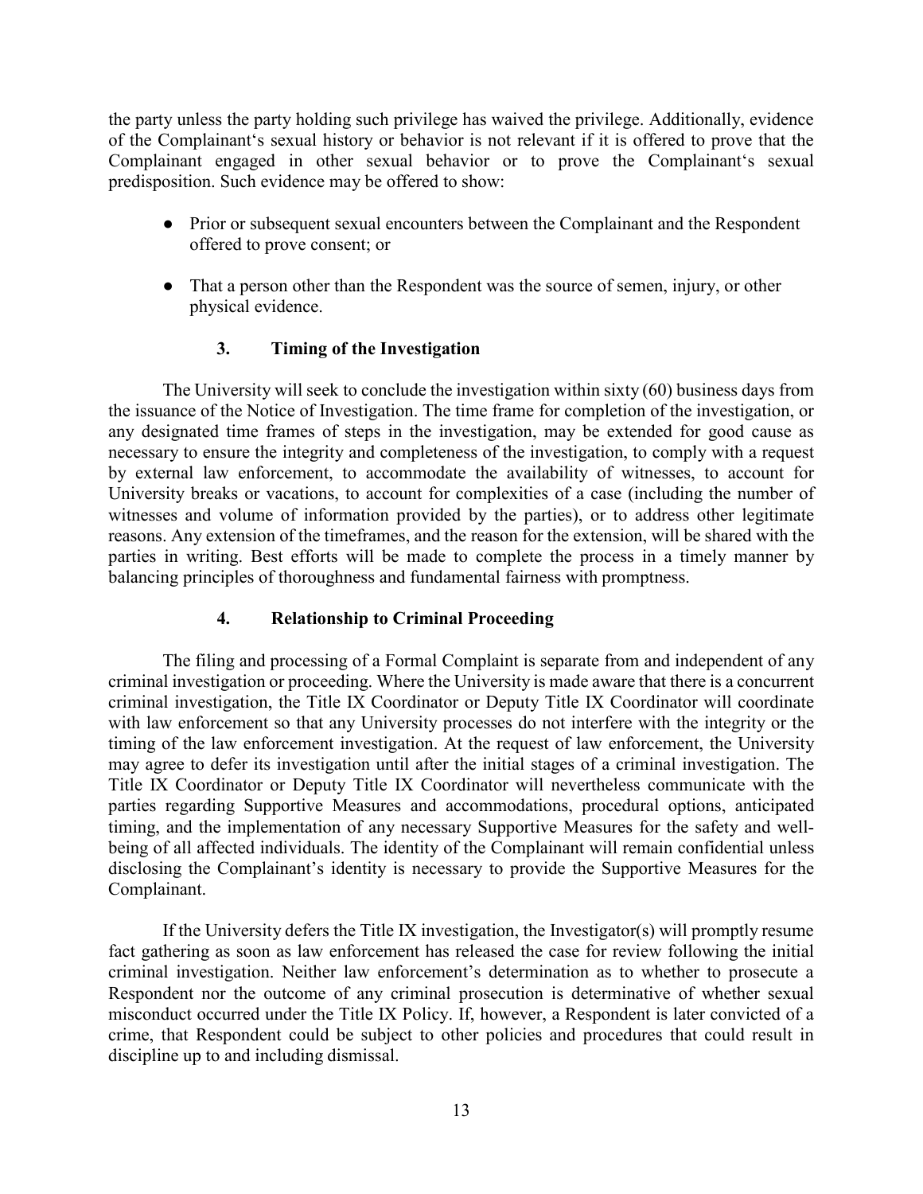the party unless the party holding such privilege has waived the privilege. Additionally, evidence of the Complainant's sexual history or behavior is not relevant if it is offered to prove that the Complainant engaged in other sexual behavior or to prove the Complainant's sexual predisposition. Such evidence may be offered to show:

- Prior or subsequent sexual encounters between the Complainant and the Respondent offered to prove consent; or
- That a person other than the Respondent was the source of semen, injury, or other physical evidence.

### 3. Timing of the Investigation

The University will seek to conclude the investigation within sixty (60) business days from the issuance of the Notice of Investigation. The time frame for completion of the investigation, or any designated time frames of steps in the investigation, may be extended for good cause as necessary to ensure the integrity and completeness of the investigation, to comply with a request by external law enforcement, to accommodate the availability of witnesses, to account for University breaks or vacations, to account for complexities of a case (including the number of witnesses and volume of information provided by the parties), or to address other legitimate reasons. Any extension of the timeframes, and the reason for the extension, will be shared with the parties in writing. Best efforts will be made to complete the process in a timely manner by balancing principles of thoroughness and fundamental fairness with promptness.

### 4. Relationship to Criminal Proceeding

The filing and processing of a Formal Complaint is separate from and independent of any criminal investigation or proceeding. Where the University is made aware that there is a concurrent criminal investigation, the Title IX Coordinator or Deputy Title IX Coordinator will coordinate with law enforcement so that any University processes do not interfere with the integrity or the timing of the law enforcement investigation. At the request of law enforcement, the University may agree to defer its investigation until after the initial stages of a criminal investigation. The Title IX Coordinator or Deputy Title IX Coordinator will nevertheless communicate with the parties regarding Supportive Measures and accommodations, procedural options, anticipated timing, and the implementation of any necessary Supportive Measures for the safety and well-being of all affected individuals. The identity of the Complainant will remain confidential unless disclosing the Complainant's identity is necessary to provide the Supportive Measures for the Complainant.

If the University defers the Title IX investigation, the Investigator(s) will promptly resume fact gathering as soon as law enforcement has released the case for review following the initial criminal investigation. Neither law enforcement's determination as to whether to prosecute a Respondent nor the outcome of any criminal prosecution is determinative of whether sexual misconduct occurred under the Title IX Policy. If, however, a Respondent is later convicted of a crime, that Respondent could be subject to other policies and procedures that could result in discipline up to and including dismissal.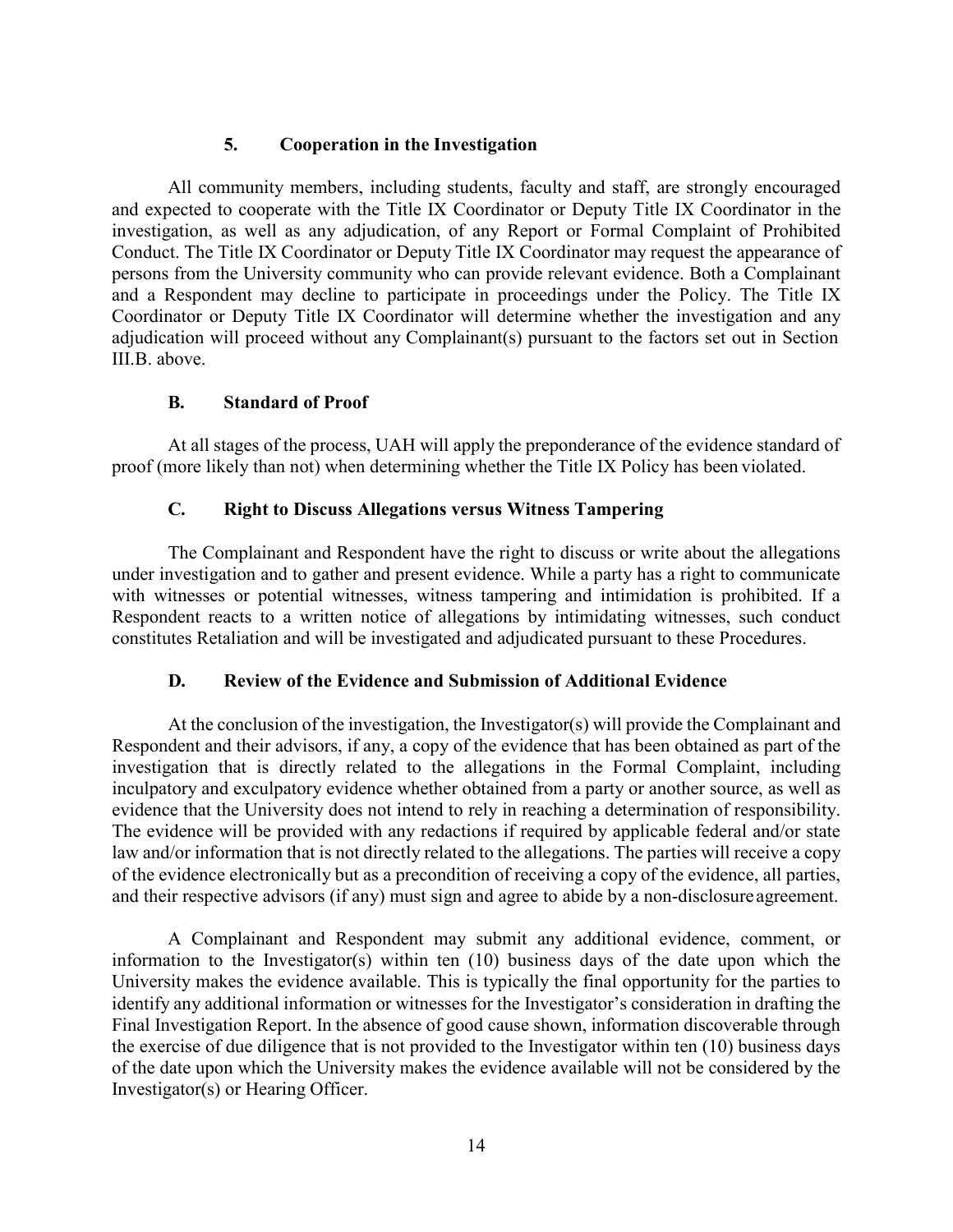#### 5. Cooperation in the Investigation

All community members, including students, faculty and staff, are strongly encouraged and expected to cooperate with the Title IX Coordinator or Deputy Title IX Coordinator in the investigation, as well as any adjudication, of any Report or Formal Complaint of Prohibited Conduct. The Title IX Coordinator or Deputy Title IX Coordinator may request the appearance of persons from the University community who can provide relevant evidence. Both a Complainant and a Respondent may decline to participate in proceedings under the Policy. The Title IX Coordinator or Deputy Title IX Coordinator will determine whether the investigation and any adjudication will proceed without any Complainant(s) pursuant to the factors set out in Section III.B. above.

### B. Standard of Proof

At all stages of the process, UAH will apply the preponderance of the evidence standard of proof (more likely than not) when determining whether the Title IX Policy has been violated.

### C. Right to Discuss Allegations versus Witness Tampering

The Complainant and Respondent have the right to discuss or write about the allegations under investigation and to gather and present evidence. While a party has a right to communicate with witnesses or potential witnesses, witness tampering and intimidation is prohibited. If a Respondent reacts to a written notice of allegations by intimidating witnesses, such conduct constitutes Retaliation and will be investigated and adjudicated pursuant to these Procedures.

### D. Review of the Evidence and Submission of Additional Evidence

At the conclusion of the investigation, the Investigator(s) will provide the Complainant and Respondent and their advisors, if any, a copy of the evidence that has been obtained as part of the investigation that is directly related to the allegations in the Formal Complaint, including inculpatory and exculpatory evidence whether obtained from a party or another source, as well as evidence that the University does not intend to rely in reaching a determination of responsibility. The evidence will be provided with any redactions if required by applicable federal and/or state law and/or information that is not directly related to the allegations. The parties will receive a copy of the evidence electronically but as a precondition of receiving a copy of the evidence, all parties, and their respective advisors (if any) must sign and agree to abide by a non-disclosure agreement.

A Complainant and Respondent may submit any additional evidence, comment, or information to the Investigator(s) within ten (10) business days of the date upon which the University makes the evidence available. This is typically the final opportunity for the parties to identify any additional information or witnesses for the Investigator's consideration in drafting the Final Investigation Report. In the absence of good cause shown, information discoverable through the exercise of due diligence that is not provided to the Investigator within ten (10) business days of the date upon which the University makes the evidence available will not be considered by the Investigator(s) or Hearing Officer.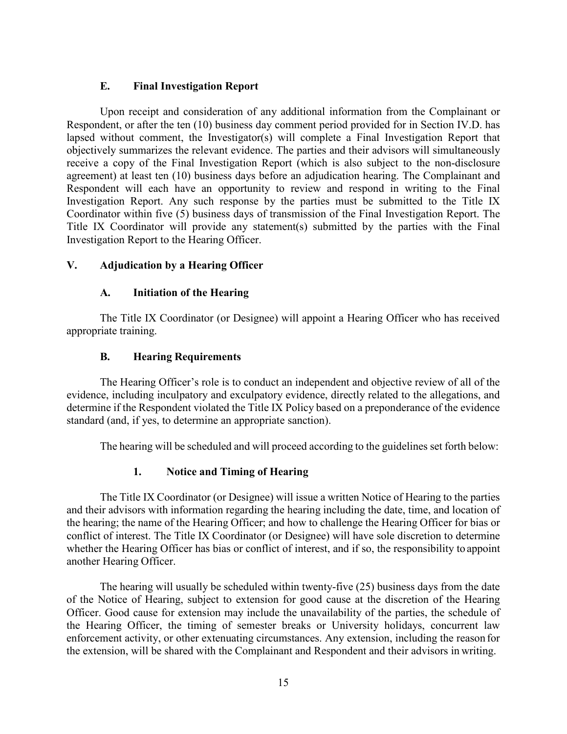### E. Final Investigation Report

Upon receipt and consideration of any additional information from the Complainant or Respondent, or after the ten (10) business day comment period provided for in Section IV.D. has lapsed without comment, the Investigator(s) will complete a Final Investigation Report that objectively summarizes the relevant evidence. The parties and their advisors will simultaneously receive a copy of the Final Investigation Report (which is also subject to the non-disclosure agreement) at least ten (10) business days before an adjudication hearing. The Complainant and Respondent will each have an opportunity to review and respond in writing to the Final Investigation Report. Any such response by the parties must be submitted to the Title IX Coordinator within five (5) business days of transmission of the Final Investigation Report. The Title IX Coordinator will provide any statement(s) submitted by the parties with the Final Investigation Report to the Hearing Officer.

## V. Adjudication by a Hearing Officer

### A. Initiation of the Hearing

The Title IX Coordinator (or Designee) will appoint a Hearing Officer who has received appropriate training.

### B. Hearing Requirements

The Hearing Officer's role is to conduct an independent and objective review of all of the evidence, including inculpatory and exculpatory evidence, directly related to the allegations, and determine if the Respondent violated the Title IX Policy based on a preponderance of the evidence standard (and, if yes, to determine an appropriate sanction).

The hearing will be scheduled and will proceed according to the guidelines set forth below:

#### 1. Notice and Timing of Hearing

The Title IX Coordinator (or Designee) will issue a written Notice of Hearing to the parties and their advisors with information regarding the hearing including the date, time, and location of the hearing; the name of the Hearing Officer; and how to challenge the Hearing Officer for bias or conflict of interest. The Title IX Coordinator (or Designee) will have sole discretion to determine whether the Hearing Officer has bias or conflict of interest, and if so, the responsibility to appoint another Hearing Officer.

The hearing will usually be scheduled within twenty-five (25) business days from the date of the Notice of Hearing, subject to extension for good cause at the discretion of the Hearing Officer. Good cause for extension may include the unavailability of the parties, the schedule of the Hearing Officer, the timing of semester breaks or University holidays, concurrent law enforcement activity, or other extenuating circumstances. Any extension, including the reason for the extension, will be shared with the Complainant and Respondent and their advisors in writing.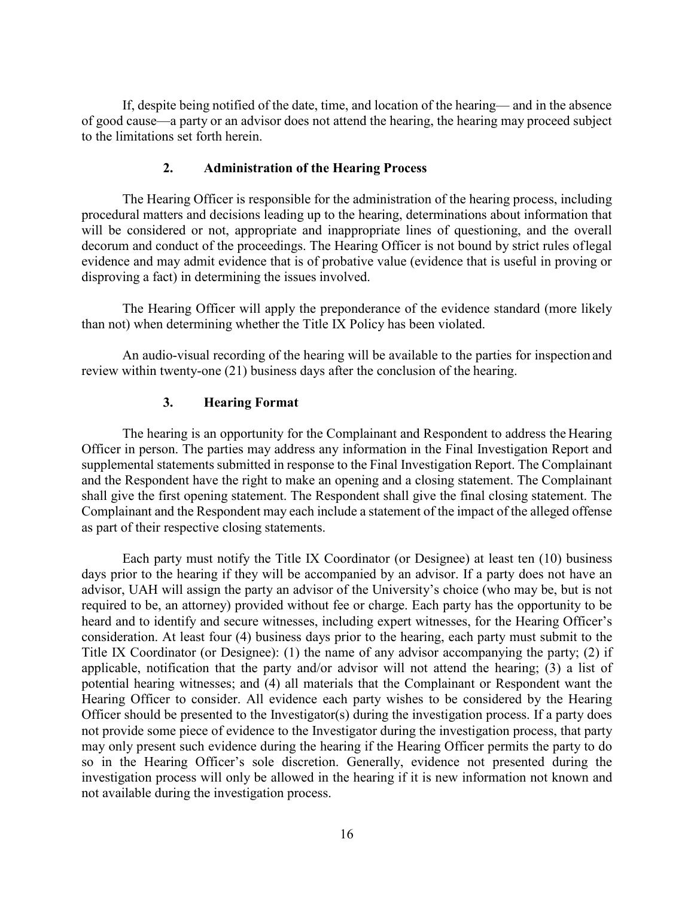If, despite being notified of the date, time, and location of the hearing— and in the absence of good cause—a party or an advisor does not attend the hearing, the hearing may proceed subject to the limitations set forth herein.

### 2. Administration of the Hearing Process

The Hearing Officer is responsible for the administration of the hearing process, including procedural matters and decisions leading up to the hearing, determinations about information that will be considered or not, appropriate and inappropriate lines of questioning, and the overall decorum and conduct of the proceedings. The Hearing Officer is not bound by strict rules oflegal evidence and may admit evidence that is of probative value (evidence that is useful in proving or disproving a fact) in determining the issues involved.

The Hearing Officer will apply the preponderance of the evidence standard (more likely than not) when determining whether the Title IX Policy has been violated.

An audio-visual recording of the hearing will be available to the parties for inspection and review within twenty-one (21) business days after the conclusion of the hearing.

### 3. Hearing Format

The hearing is an opportunity for the Complainant and Respondent to address the Hearing Officer in person. The parties may address any information in the Final Investigation Report and supplemental statements submitted in response to the Final Investigation Report. The Complainant and the Respondent have the right to make an opening and a closing statement. The Complainant shall give the first opening statement. The Respondent shall give the final closing statement. The Complainant and the Respondent may each include a statement of the impact of the alleged offense as part of their respective closing statements.

Each party must notify the Title IX Coordinator (or Designee) at least ten (10) business days prior to the hearing if they will be accompanied by an advisor. If a party does not have an advisor, UAH will assign the party an advisor of the University's choice (who may be, but is not required to be, an attorney) provided without fee or charge. Each party has the opportunity to be heard and to identify and secure witnesses, including expert witnesses, for the Hearing Officer's consideration. At least four (4) business days prior to the hearing, each party must submit to the Title IX Coordinator (or Designee): (1) the name of any advisor accompanying the party; (2) if applicable, notification that the party and/or advisor will not attend the hearing; (3) a list of potential hearing witnesses; and (4) all materials that the Complainant or Respondent want the Hearing Officer to consider. All evidence each party wishes to be considered by the Hearing Officer should be presented to the Investigator(s) during the investigation process. If a party does not provide some piece of evidence to the Investigator during the investigation process, that party may only present such evidence during the hearing if the Hearing Officer permits the party to do so in the Hearing Officer's sole discretion. Generally, evidence not presented during the investigation process will only be allowed in the hearing if it is new information not known and not available during the investigation process.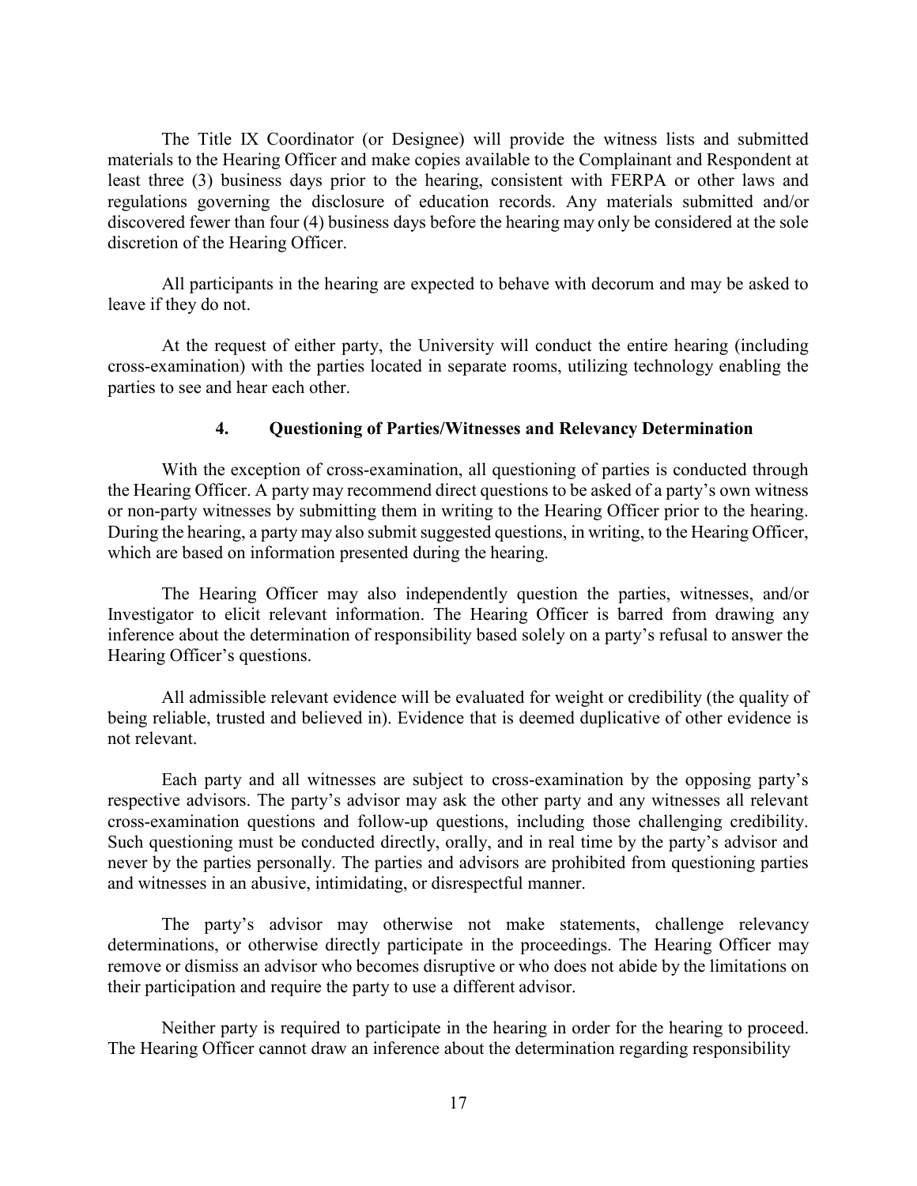The Title IX Coordinator (or Designee) will provide the witness lists and submitted materials to the Hearing Officer and make copies available to the Complainant and Respondent at least three (3) business days prior to the hearing, consistent with FERPA or other laws and regulations governing the disclosure of education records. Any materials submitted and/or discovered fewer than four (4) business days before the hearing may only be considered at the sole discretion of the Hearing Officer.

All participants in the hearing are expected to behave with decorum and may be asked to leave if they do not.

At the request of either party, the University will conduct the entire hearing (including cross-examination) with the parties located in separate rooms, utilizing technology enabling the parties to see and hear each other.

### 4. Questioning of Parties/Witnesses and Relevancy Determination

With the exception of cross-examination, all questioning of parties is conducted through the Hearing Officer. A party may recommend direct questions to be asked of a party's own witness or non-party witnesses by submitting them in writing to the Hearing Officer prior to the hearing. During the hearing, a party may also submit suggested questions, in writing, to the Hearing Officer, which are based on information presented during the hearing.

The Hearing Officer may also independently question the parties, witnesses, and/or Investigator to elicit relevant information. The Hearing Officer is barred from drawing any inference about the determination of responsibility based solely on a party's refusal to answer the Hearing Officer's questions.

All admissible relevant evidence will be evaluated for weight or credibility (the quality of being reliable, trusted and believed in). Evidence that is deemed duplicative of other evidence is not relevant.

Each party and all witnesses are subject to cross-examination by the opposing party's respective advisors. The party's advisor may ask the other party and any witnesses all relevant cross-examination questions and follow-up questions, including those challenging credibility. Such questioning must be conducted directly, orally, and in real time by the party's advisor and never by the parties personally. The parties and advisors are prohibited from questioning parties and witnesses in an abusive, intimidating, or disrespectful manner.

The party's advisor may otherwise not make statements, challenge relevancy determinations, or otherwise directly participate in the proceedings. The Hearing Officer may remove or dismiss an advisor who becomes disruptive or who does not abide by the limitations on their participation and require the party to use a different advisor.

Neither party is required to participate in the hearing in order for the hearing to proceed. The Hearing Officer cannot draw an inference about the determination regarding responsibility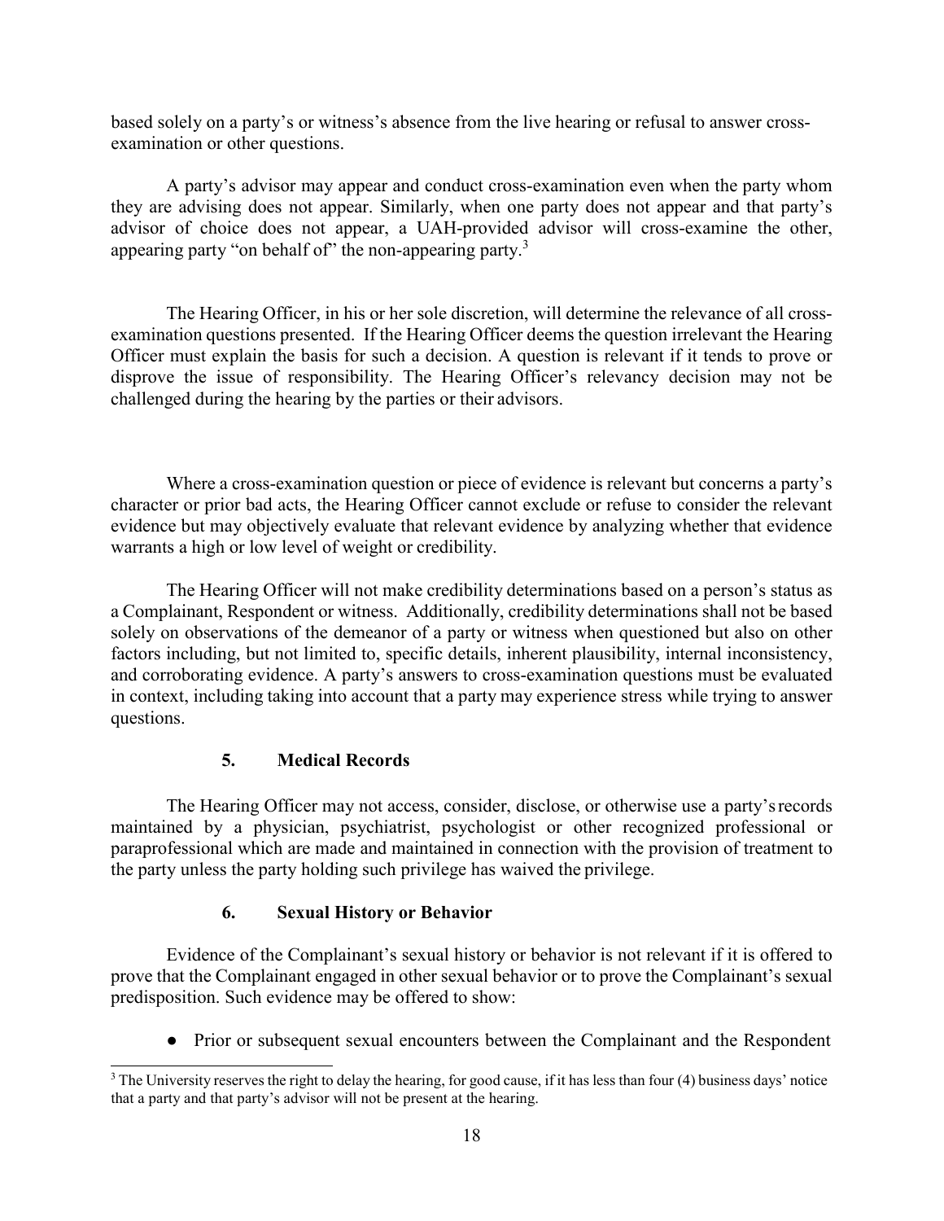based solely on a party's or witness's absence from the live hearing or refusal to answer cross-examination or other questions.

A party's advisor may appear and conduct cross-examination even when the party whom they are advising does not appear. Similarly, when one party does not appear and that party's advisor of choice does not appear, a UAH-provided advisor will cross-examine the other, appearing party "on behalf of" the non-appearing party.[3]

The Hearing Officer, in his or her sole discretion, will determine the relevance of all cross-examination questions presented. If the Hearing Officer deems the question irrelevant the Hearing Officer must explain the basis for such a decision. A question is relevant if it tends to prove or disprove the issue of responsibility. The Hearing Officer's relevancy decision may not be challenged during the hearing by the parties or their advisors.

Where a cross-examination question or piece of evidence is relevant but concerns a party's character or prior bad acts, the Hearing Officer cannot exclude or refuse to consider the relevant evidence but may objectively evaluate that relevant evidence by analyzing whether that evidence warrants a high or low level of weight or credibility.

The Hearing Officer will not make credibility determinations based on a person's status as a Complainant, Respondent or witness. Additionally, credibility determinations shall not be based solely on observations of the demeanor of a party or witness when questioned but also on other factors including, but not limited to, specific details, inherent plausibility, internal inconsistency, and corroborating evidence. A party's answers to cross-examination questions must be evaluated in context, including taking into account that a party may experience stress while trying to answer questions.

### 5. Medical Records

The Hearing Officer may not access, consider, disclose, or otherwise use a party's records maintained by a physician, psychiatrist, psychologist or other recognized professional or paraprofessional which are made and maintained in connection with the provision of treatment to the party unless the party holding such privilege has waived the privilege.

### 6. Sexual History or Behavior

Evidence of the Complainant's sexual history or behavior is not relevant if it is offered to prove that the Complainant engaged in other sexual behavior or to prove the Complainant's sexual predisposition. Such evidence may be offered to show:

- Prior or subsequent sexual encounters between the Complainant and the Respondent

---

[3] The University reserves the right to delay the hearing, for good cause, if it has less than four (4) business days' notice that a party and that party's advisor will not be present at the hearing.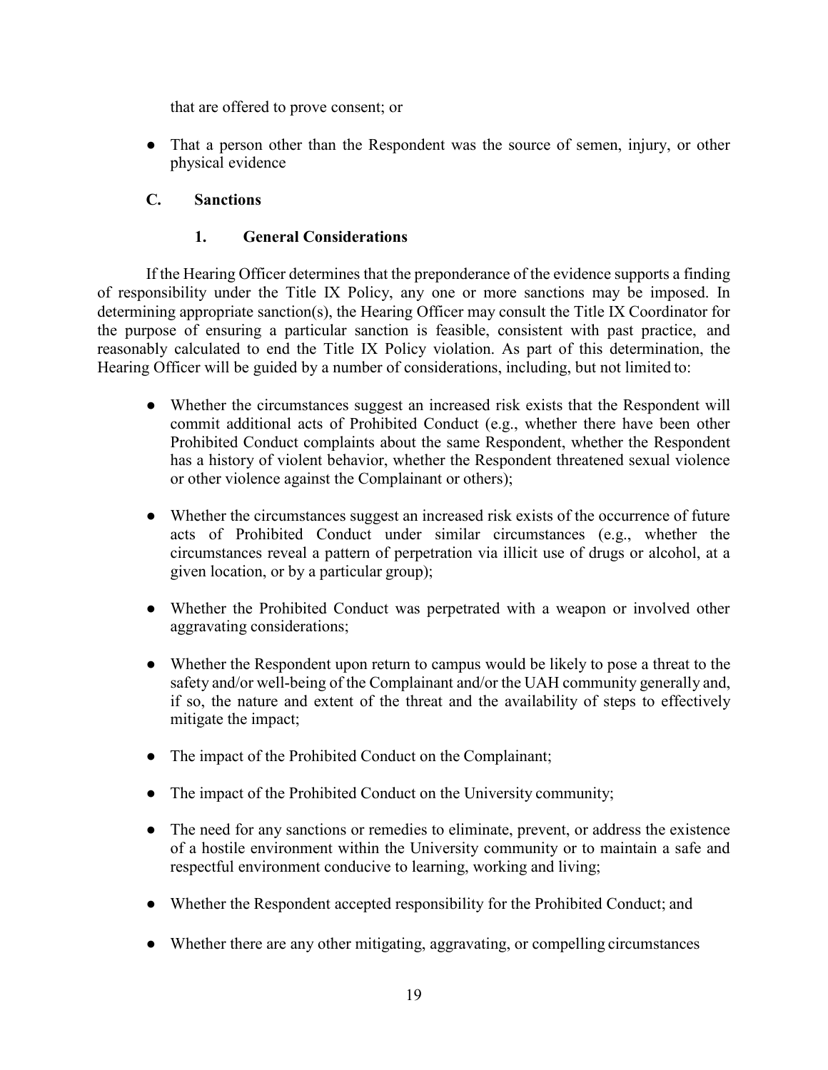that are offered to prove consent; or

- That a person other than the Respondent was the source of semen, injury, or other physical evidence

### C. Sanctions

#### 1. General Considerations

If the Hearing Officer determines that the preponderance of the evidence supports a finding of responsibility under the Title IX Policy, any one or more sanctions may be imposed. In determining appropriate sanction(s), the Hearing Officer may consult the Title IX Coordinator for the purpose of ensuring a particular sanction is feasible, consistent with past practice, and reasonably calculated to end the Title IX Policy violation. As part of this determination, the Hearing Officer will be guided by a number of considerations, including, but not limited to:

- Whether the circumstances suggest an increased risk exists that the Respondent will commit additional acts of Prohibited Conduct (e.g., whether there have been other Prohibited Conduct complaints about the same Respondent, whether the Respondent has a history of violent behavior, whether the Respondent threatened sexual violence or other violence against the Complainant or others);
- Whether the circumstances suggest an increased risk exists of the occurrence of future acts of Prohibited Conduct under similar circumstances (e.g., whether the circumstances reveal a pattern of perpetration via illicit use of drugs or alcohol, at a given location, or by a particular group);
- Whether the Prohibited Conduct was perpetrated with a weapon or involved other aggravating considerations;
- Whether the Respondent upon return to campus would be likely to pose a threat to the safety and/or well-being of the Complainant and/or the UAH community generally and, if so, the nature and extent of the threat and the availability of steps to effectively mitigate the impact;
- The impact of the Prohibited Conduct on the Complainant;
- The impact of the Prohibited Conduct on the University community;
- The need for any sanctions or remedies to eliminate, prevent, or address the existence of a hostile environment within the University community or to maintain a safe and respectful environment conducive to learning, working and living;
- Whether the Respondent accepted responsibility for the Prohibited Conduct; and
- Whether there are any other mitigating, aggravating, or compelling circumstances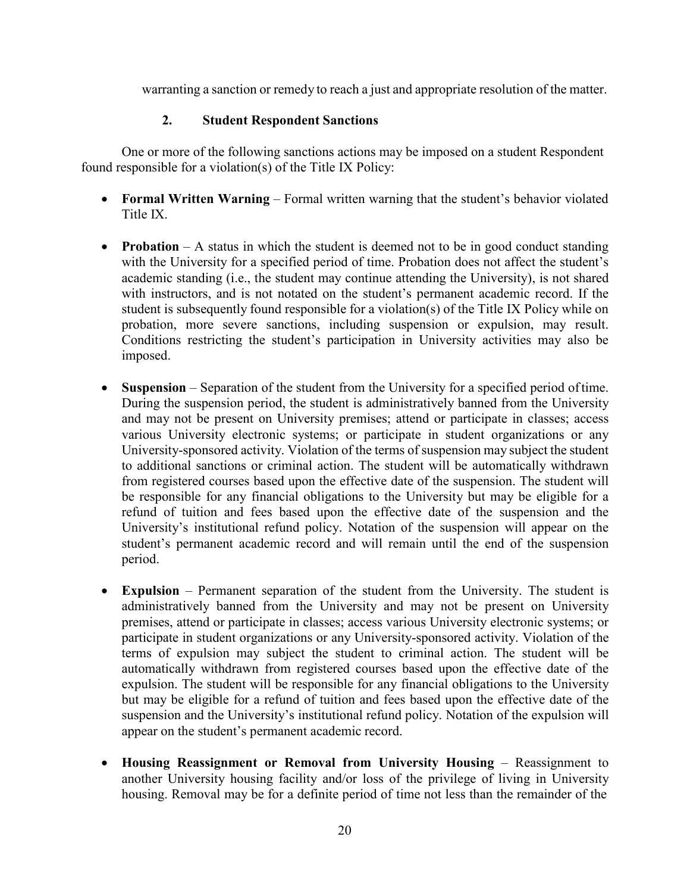warranting a sanction or remedy to reach a just and appropriate resolution of the matter.

### 2. Student Respondent Sanctions

One or more of the following sanctions actions may be imposed on a student Respondent found responsible for a violation(s) of the Title IX Policy:

- **Formal Written Warning** – Formal written warning that the student's behavior violated Title IX.
- **Probation** – A status in which the student is deemed not to be in good conduct standing with the University for a specified period of time. Probation does not affect the student's academic standing (i.e., the student may continue attending the University), is not shared with instructors, and is not notated on the student's permanent academic record. If the student is subsequently found responsible for a violation(s) of the Title IX Policy while on probation, more severe sanctions, including suspension or expulsion, may result. Conditions restricting the student's participation in University activities may also be imposed.
- **Suspension** – Separation of the student from the University for a specified period of time. During the suspension period, the student is administratively banned from the University and may not be present on University premises; attend or participate in classes; access various University electronic systems; or participate in student organizations or any University-sponsored activity. Violation of the terms of suspension may subject the student to additional sanctions or criminal action. The student will be automatically withdrawn from registered courses based upon the effective date of the suspension. The student will be responsible for any financial obligations to the University but may be eligible for a refund of tuition and fees based upon the effective date of the suspension and the University's institutional refund policy. Notation of the suspension will appear on the student's permanent academic record and will remain until the end of the suspension period.
- **Expulsion** – Permanent separation of the student from the University. The student is administratively banned from the University and may not be present on University premises, attend or participate in classes; access various University electronic systems; or participate in student organizations or any University-sponsored activity. Violation of the terms of expulsion may subject the student to criminal action. The student will be automatically withdrawn from registered courses based upon the effective date of the expulsion. The student will be responsible for any financial obligations to the University but may be eligible for a refund of tuition and fees based upon the effective date of the suspension and the University's institutional refund policy. Notation of the expulsion will appear on the student's permanent academic record.
- **Housing Reassignment or Removal from University Housing** – Reassignment to another University housing facility and/or loss of the privilege of living in University housing. Removal may be for a definite period of time not less than the remainder of the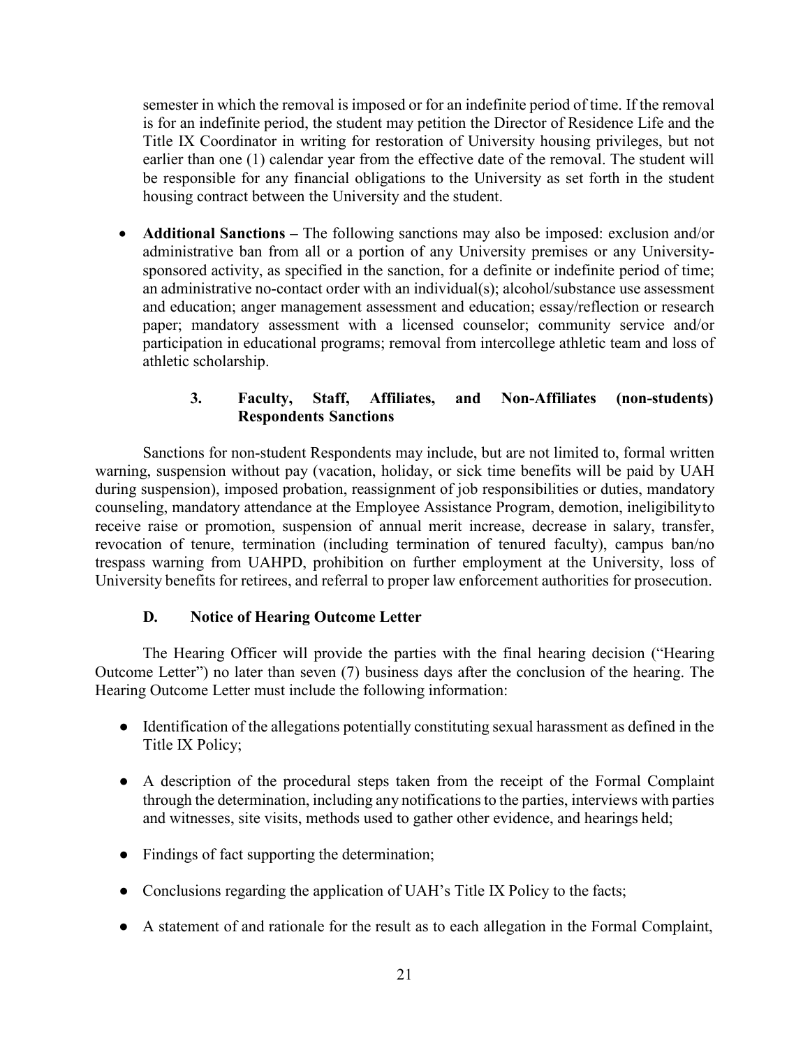semester in which the removal is imposed or for an indefinite period of time. If the removal is for an indefinite period, the student may petition the Director of Residence Life and the Title IX Coordinator in writing for restoration of University housing privileges, but not earlier than one (1) calendar year from the effective date of the removal. The student will be responsible for any financial obligations to the University as set forth in the student housing contract between the University and the student.

- **Additional Sanctions –** The following sanctions may also be imposed: exclusion and/or administrative ban from all or a portion of any University premises or any University-sponsored activity, as specified in the sanction, for a definite or indefinite period of time; an administrative no-contact order with an individual(s); alcohol/substance use assessment and education; anger management assessment and education; essay/reflection or research paper; mandatory assessment with a licensed counselor; community service and/or participation in educational programs; removal from intercollege athletic team and loss of athletic scholarship.

### 3. Faculty, Staff, Affiliates, and Non-Affiliates (non-students) Respondents Sanctions

Sanctions for non-student Respondents may include, but are not limited to, formal written warning, suspension without pay (vacation, holiday, or sick time benefits will be paid by UAH during suspension), imposed probation, reassignment of job responsibilities or duties, mandatory counseling, mandatory attendance at the Employee Assistance Program, demotion, ineligibility to receive raise or promotion, suspension of annual merit increase, decrease in salary, transfer, revocation of tenure, termination (including termination of tenured faculty), campus ban/no trespass warning from UAHPD, prohibition on further employment at the University, loss of University benefits for retirees, and referral to proper law enforcement authorities for prosecution.

## D. Notice of Hearing Outcome Letter

The Hearing Officer will provide the parties with the final hearing decision ("Hearing Outcome Letter") no later than seven (7) business days after the conclusion of the hearing. The Hearing Outcome Letter must include the following information:

- Identification of the allegations potentially constituting sexual harassment as defined in the Title IX Policy;
- A description of the procedural steps taken from the receipt of the Formal Complaint through the determination, including any notifications to the parties, interviews with parties and witnesses, site visits, methods used to gather other evidence, and hearings held;
- Findings of fact supporting the determination;
- Conclusions regarding the application of UAH's Title IX Policy to the facts;
- A statement of and rationale for the result as to each allegation in the Formal Complaint,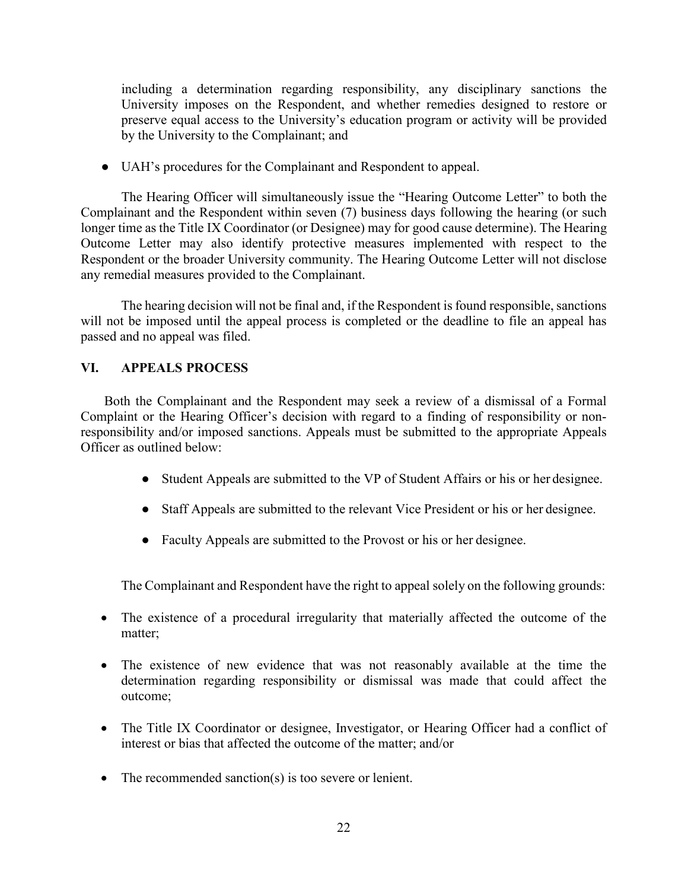including a determination regarding responsibility, any disciplinary sanctions the University imposes on the Respondent, and whether remedies designed to restore or preserve equal access to the University's education program or activity will be provided by the University to the Complainant; and

- UAH's procedures for the Complainant and Respondent to appeal.

The Hearing Officer will simultaneously issue the "Hearing Outcome Letter" to both the Complainant and the Respondent within seven (7) business days following the hearing (or such longer time as the Title IX Coordinator (or Designee) may for good cause determine). The Hearing Outcome Letter may also identify protective measures implemented with respect to the Respondent or the broader University community. The Hearing Outcome Letter will not disclose any remedial measures provided to the Complainant.

The hearing decision will not be final and, if the Respondent is found responsible, sanctions will not be imposed until the appeal process is completed or the deadline to file an appeal has passed and no appeal was filed.

## VI. APPEALS PROCESS

Both the Complainant and the Respondent may seek a review of a dismissal of a Formal Complaint or the Hearing Officer's decision with regard to a finding of responsibility or non-responsibility and/or imposed sanctions. Appeals must be submitted to the appropriate Appeals Officer as outlined below:

- Student Appeals are submitted to the VP of Student Affairs or his or her designee.
- Staff Appeals are submitted to the relevant Vice President or his or her designee.
- Faculty Appeals are submitted to the Provost or his or her designee.

The Complainant and Respondent have the right to appeal solely on the following grounds:

- The existence of a procedural irregularity that materially affected the outcome of the matter;
- The existence of new evidence that was not reasonably available at the time the determination regarding responsibility or dismissal was made that could affect the outcome;
- The Title IX Coordinator or designee, Investigator, or Hearing Officer had a conflict of interest or bias that affected the outcome of the matter; and/or
- The recommended sanction(s) is too severe or lenient.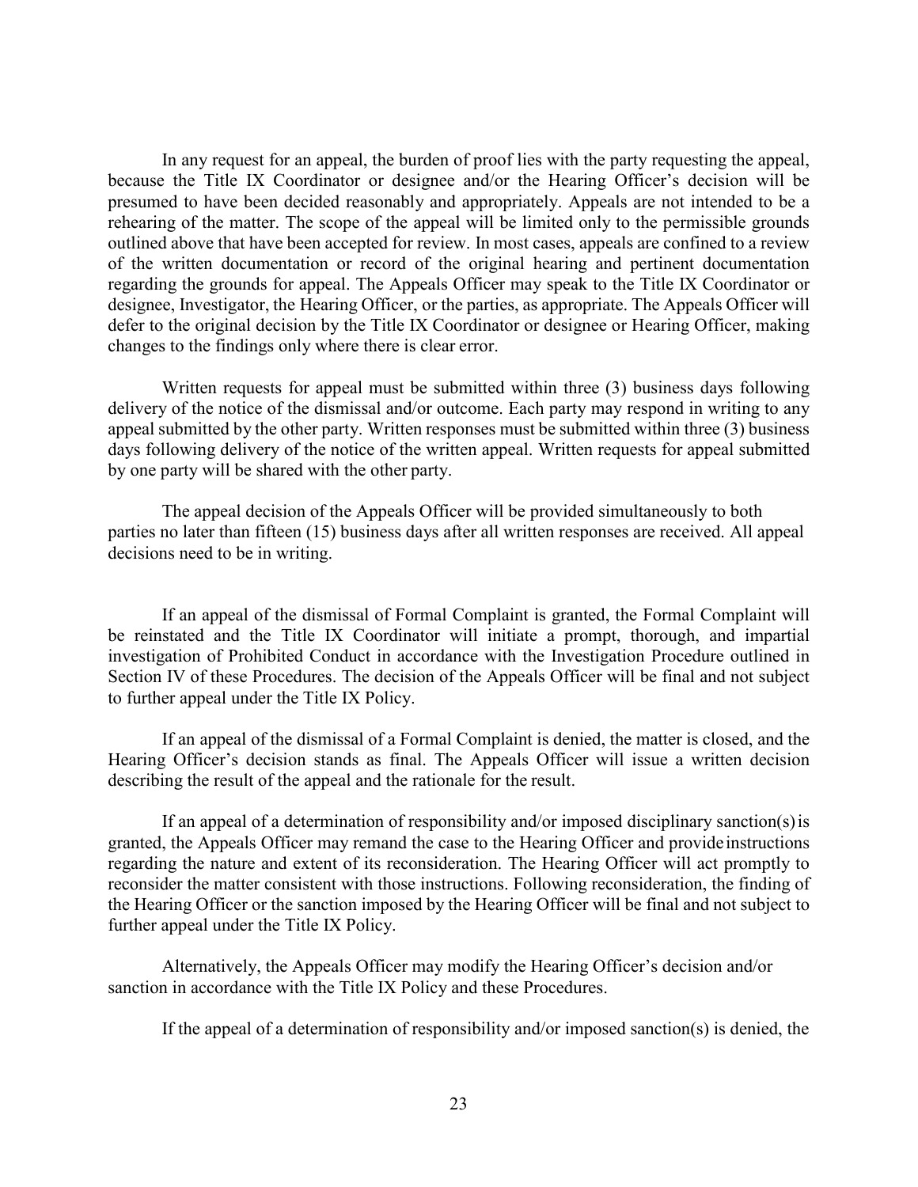In any request for an appeal, the burden of proof lies with the party requesting the appeal, because the Title IX Coordinator or designee and/or the Hearing Officer's decision will be presumed to have been decided reasonably and appropriately. Appeals are not intended to be a rehearing of the matter. The scope of the appeal will be limited only to the permissible grounds outlined above that have been accepted for review. In most cases, appeals are confined to a review of the written documentation or record of the original hearing and pertinent documentation regarding the grounds for appeal. The Appeals Officer may speak to the Title IX Coordinator or designee, Investigator, the Hearing Officer, or the parties, as appropriate. The Appeals Officer will defer to the original decision by the Title IX Coordinator or designee or Hearing Officer, making changes to the findings only where there is clear error.

Written requests for appeal must be submitted within three (3) business days following delivery of the notice of the dismissal and/or outcome. Each party may respond in writing to any appeal submitted by the other party. Written responses must be submitted within three (3) business days following delivery of the notice of the written appeal. Written requests for appeal submitted by one party will be shared with the other party.

The appeal decision of the Appeals Officer will be provided simultaneously to both parties no later than fifteen (15) business days after all written responses are received. All appeal decisions need to be in writing.

If an appeal of the dismissal of Formal Complaint is granted, the Formal Complaint will be reinstated and the Title IX Coordinator will initiate a prompt, thorough, and impartial investigation of Prohibited Conduct in accordance with the Investigation Procedure outlined in Section IV of these Procedures. The decision of the Appeals Officer will be final and not subject to further appeal under the Title IX Policy.

If an appeal of the dismissal of a Formal Complaint is denied, the matter is closed, and the Hearing Officer's decision stands as final. The Appeals Officer will issue a written decision describing the result of the appeal and the rationale for the result.

If an appeal of a determination of responsibility and/or imposed disciplinary sanction(s) is granted, the Appeals Officer may remand the case to the Hearing Officer and provide instructions regarding the nature and extent of its reconsideration. The Hearing Officer will act promptly to reconsider the matter consistent with those instructions. Following reconsideration, the finding of the Hearing Officer or the sanction imposed by the Hearing Officer will be final and not subject to further appeal under the Title IX Policy.

Alternatively, the Appeals Officer may modify the Hearing Officer's decision and/or sanction in accordance with the Title IX Policy and these Procedures.

If the appeal of a determination of responsibility and/or imposed sanction(s) is denied, the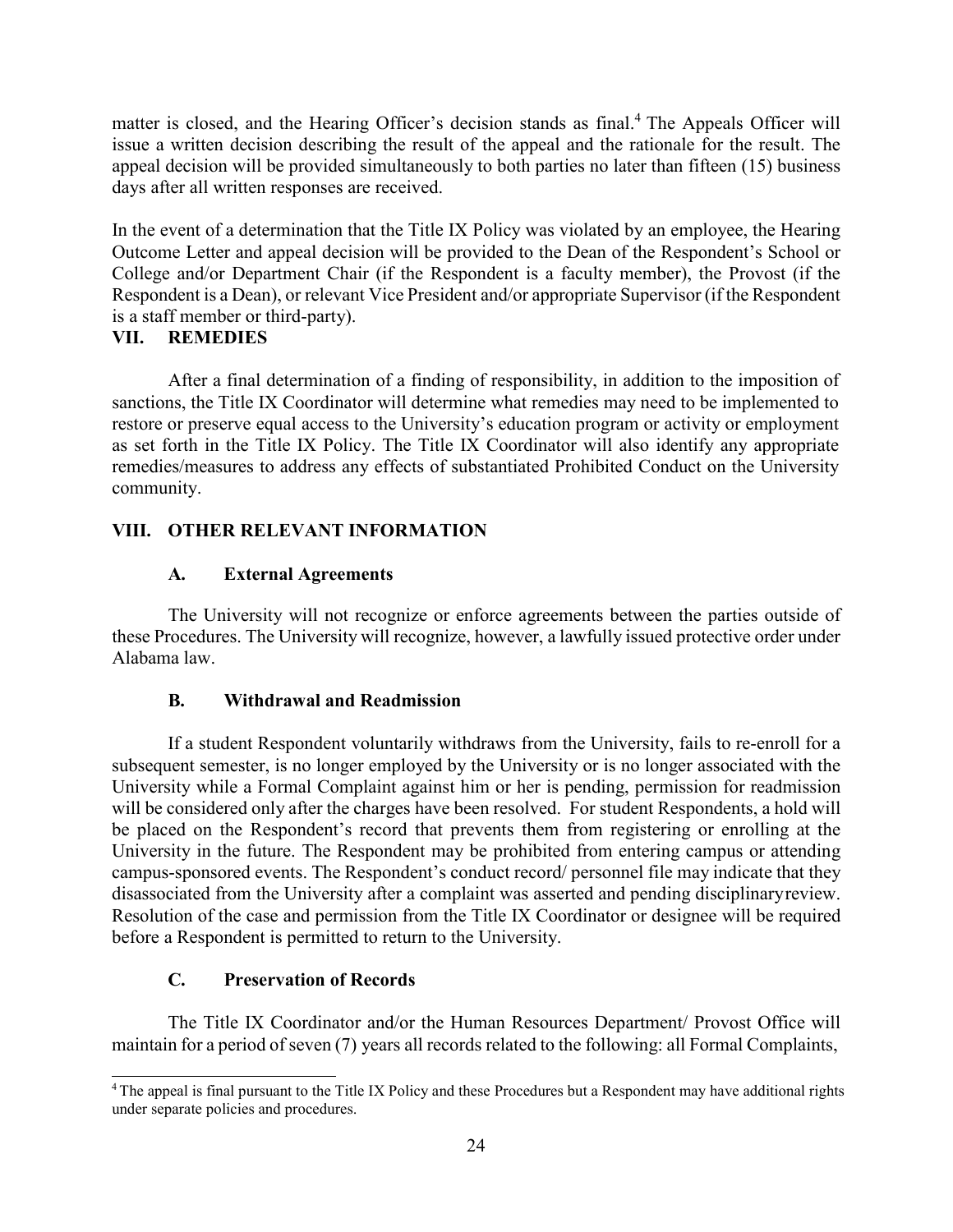matter is closed, and the Hearing Officer's decision stands as final.[4] The Appeals Officer will issue a written decision describing the result of the appeal and the rationale for the result. The appeal decision will be provided simultaneously to both parties no later than fifteen (15) business days after all written responses are received.

In the event of a determination that the Title IX Policy was violated by an employee, the Hearing Outcome Letter and appeal decision will be provided to the Dean of the Respondent's School or College and/or Department Chair (if the Respondent is a faculty member), the Provost (if the Respondent is a Dean), or relevant Vice President and/or appropriate Supervisor (if the Respondent is a staff member or third-party).

## VII. REMEDIES

After a final determination of a finding of responsibility, in addition to the imposition of sanctions, the Title IX Coordinator will determine what remedies may need to be implemented to restore or preserve equal access to the University's education program or activity or employment as set forth in the Title IX Policy. The Title IX Coordinator will also identify any appropriate remedies/measures to address any effects of substantiated Prohibited Conduct on the University community.

## VIII. OTHER RELEVANT INFORMATION

### A. External Agreements

The University will not recognize or enforce agreements between the parties outside of these Procedures. The University will recognize, however, a lawfully issued protective order under Alabama law.

### B. Withdrawal and Readmission

If a student Respondent voluntarily withdraws from the University, fails to re-enroll for a subsequent semester, is no longer employed by the University or is no longer associated with the University while a Formal Complaint against him or her is pending, permission for readmission will be considered only after the charges have been resolved. For student Respondents, a hold will be placed on the Respondent's record that prevents them from registering or enrolling at the University in the future. The Respondent may be prohibited from entering campus or attending campus-sponsored events. The Respondent's conduct record/ personnel file may indicate that they disassociated from the University after a complaint was asserted and pending disciplinaryreview. Resolution of the case and permission from the Title IX Coordinator or designee will be required before a Respondent is permitted to return to the University.

### C. Preservation of Records

The Title IX Coordinator and/or the Human Resources Department/ Provost Office will maintain for a period of seven (7) years all records related to the following: all Formal Complaints,

---

[4] The appeal is final pursuant to the Title IX Policy and these Procedures but a Respondent may have additional rights under separate policies and procedures.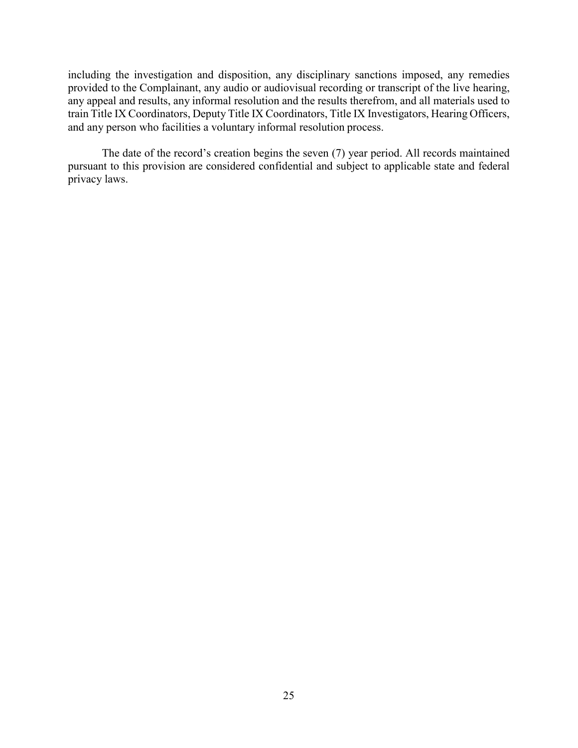including the investigation and disposition, any disciplinary sanctions imposed, any remedies provided to the Complainant, any audio or audiovisual recording or transcript of the live hearing, any appeal and results, any informal resolution and the results therefrom, and all materials used to train Title IX Coordinators, Deputy Title IX Coordinators, Title IX Investigators, Hearing Officers, and any person who facilities a voluntary informal resolution process.

The date of the record's creation begins the seven (7) year period. All records maintained pursuant to this provision are considered confidential and subject to applicable state and federal privacy laws.